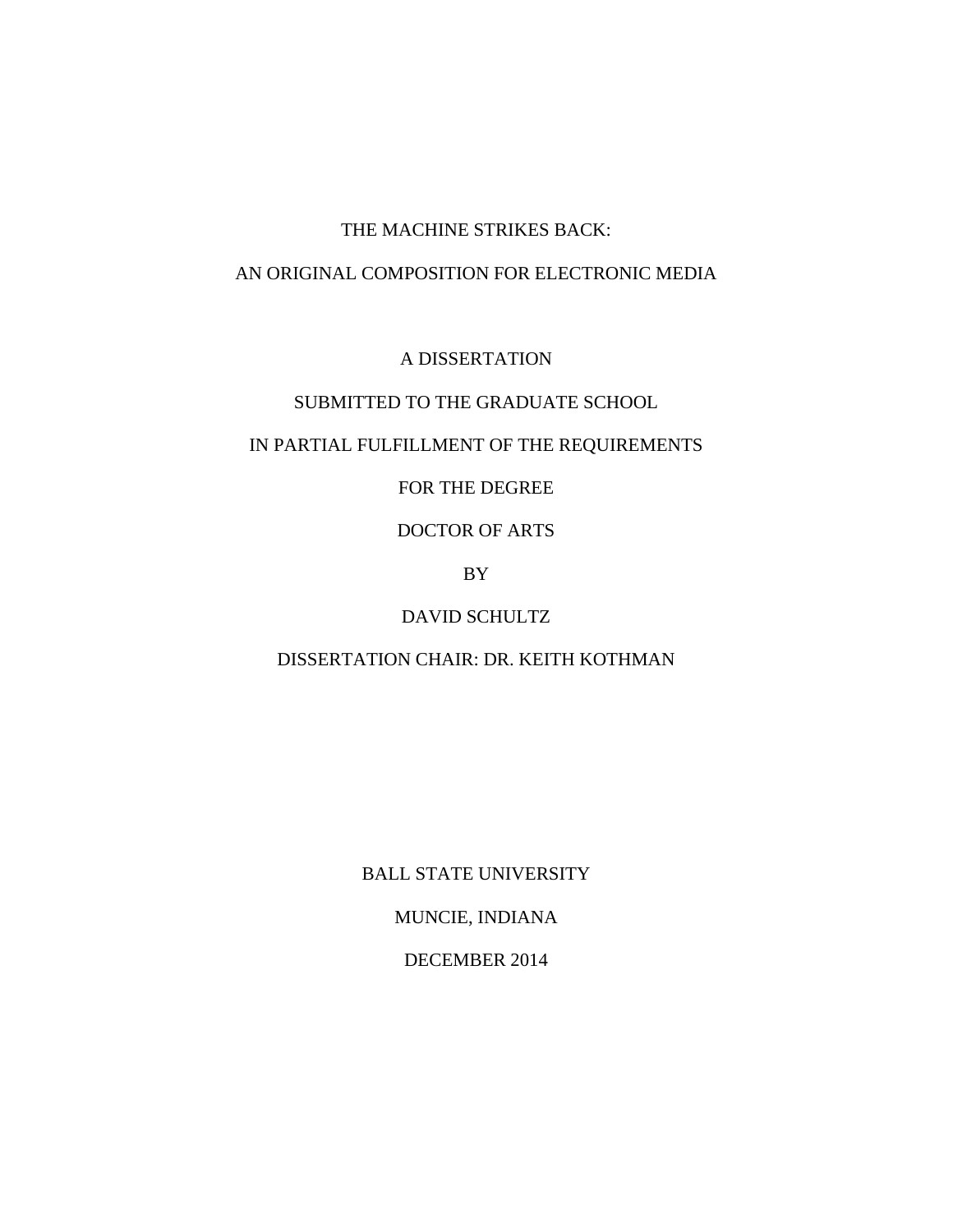# THE MACHINE STRIKES BACK:

# AN ORIGINAL COMPOSITION FOR ELECTRONIC MEDIA

A DISSERTATION

SUBMITTED TO THE GRADUATE SCHOOL

IN PARTIAL FULFILLMENT OF THE REQUIREMENTS

FOR THE DEGREE

DOCTOR OF ARTS

BY

DAVID SCHULTZ

DISSERTATION CHAIR: DR. KEITH KOTHMAN

BALL STATE UNIVERSITY

MUNCIE, INDIANA

DECEMBER 2014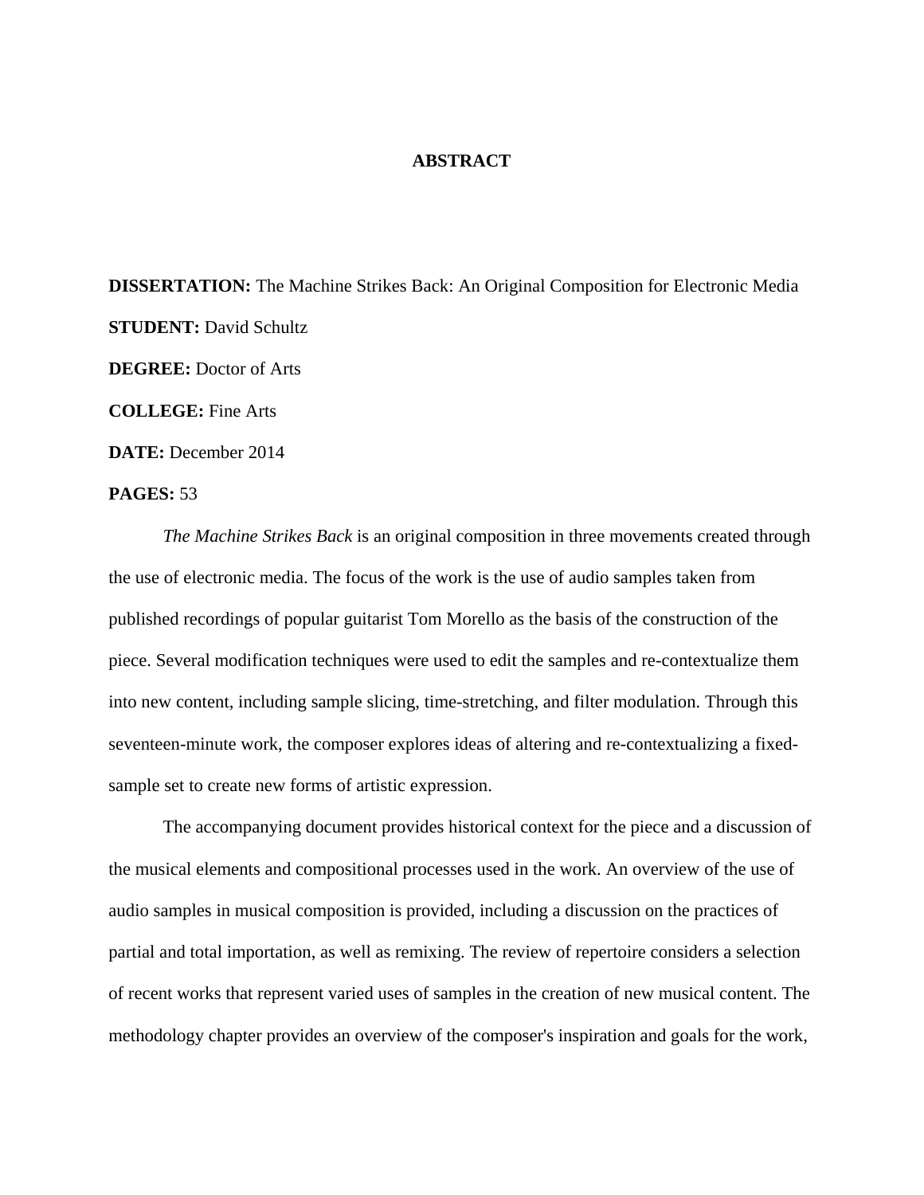# ABSTRACT

**DISSERTATION:** The Machine Strikes Back: An Original Composition for Electronic Media

**STUDENT:** David Schultz

**DEGREE:** Doctor of Arts

**COLLEGE:** Fine Arts

**DATE:** December 2014

**PAGES:** 53

*The Machine Strikes Back* is an original composition in three movements created through the use of electronic media. The focus of the work is the use of audio samples taken from published recordings of popular guitarist Tom Morello as the basis of the construction of the piece. Several modification techniques were used to edit the samples and re-contextualize them into new content, including sample slicing, time-stretching, and filter modulation. Through this seventeen-minute work, the composer explores ideas of altering and re-contextualizing a fixed-sample set to create new forms of artistic expression.

The accompanying document provides historical context for the piece and a discussion of the musical elements and compositional processes used in the work. An overview of the use of audio samples in musical composition is provided, including a discussion on the practices of partial and total importation, as well as remixing. The review of repertoire considers a selection of recent works that represent varied uses of samples in the creation of new musical content. The methodology chapter provides an overview of the composer's inspiration and goals for the work,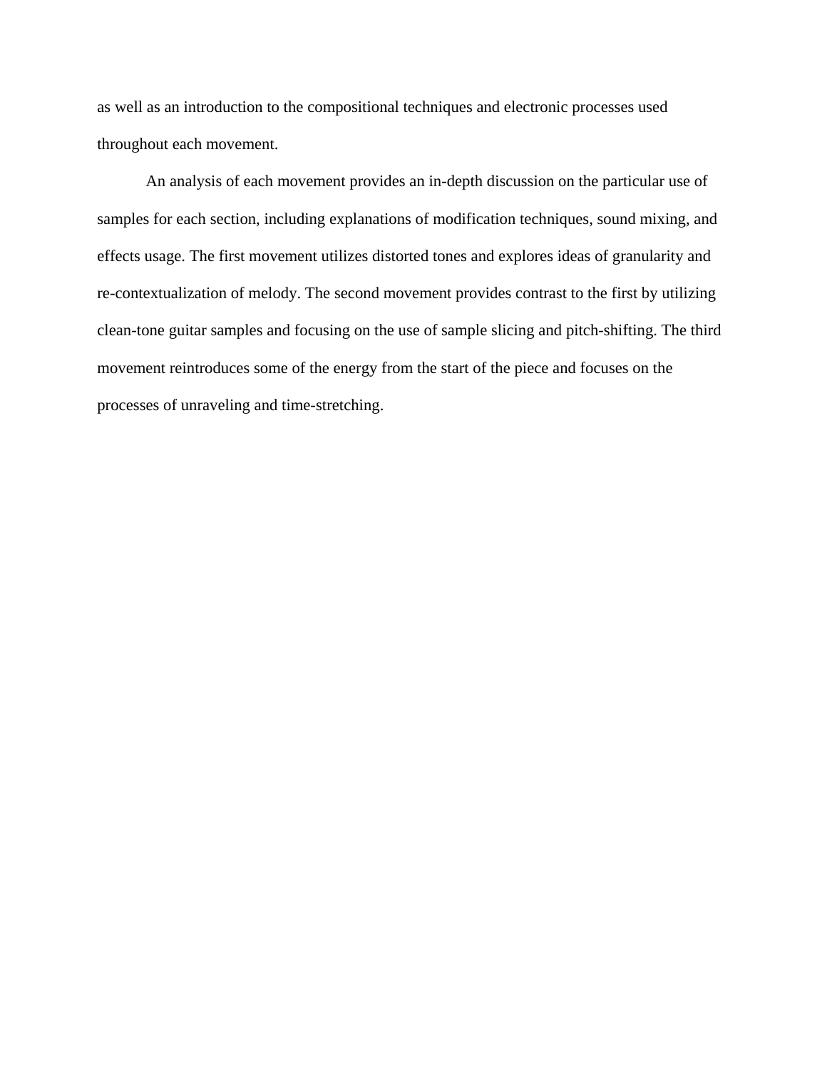as well as an introduction to the compositional techniques and electronic processes used throughout each movement.

An analysis of each movement provides an in-depth discussion on the particular use of samples for each section, including explanations of modification techniques, sound mixing, and effects usage. The first movement utilizes distorted tones and explores ideas of granularity and re-contextualization of melody. The second movement provides contrast to the first by utilizing clean-tone guitar samples and focusing on the use of sample slicing and pitch-shifting. The third movement reintroduces some of the energy from the start of the piece and focuses on the processes of unraveling and time-stretching.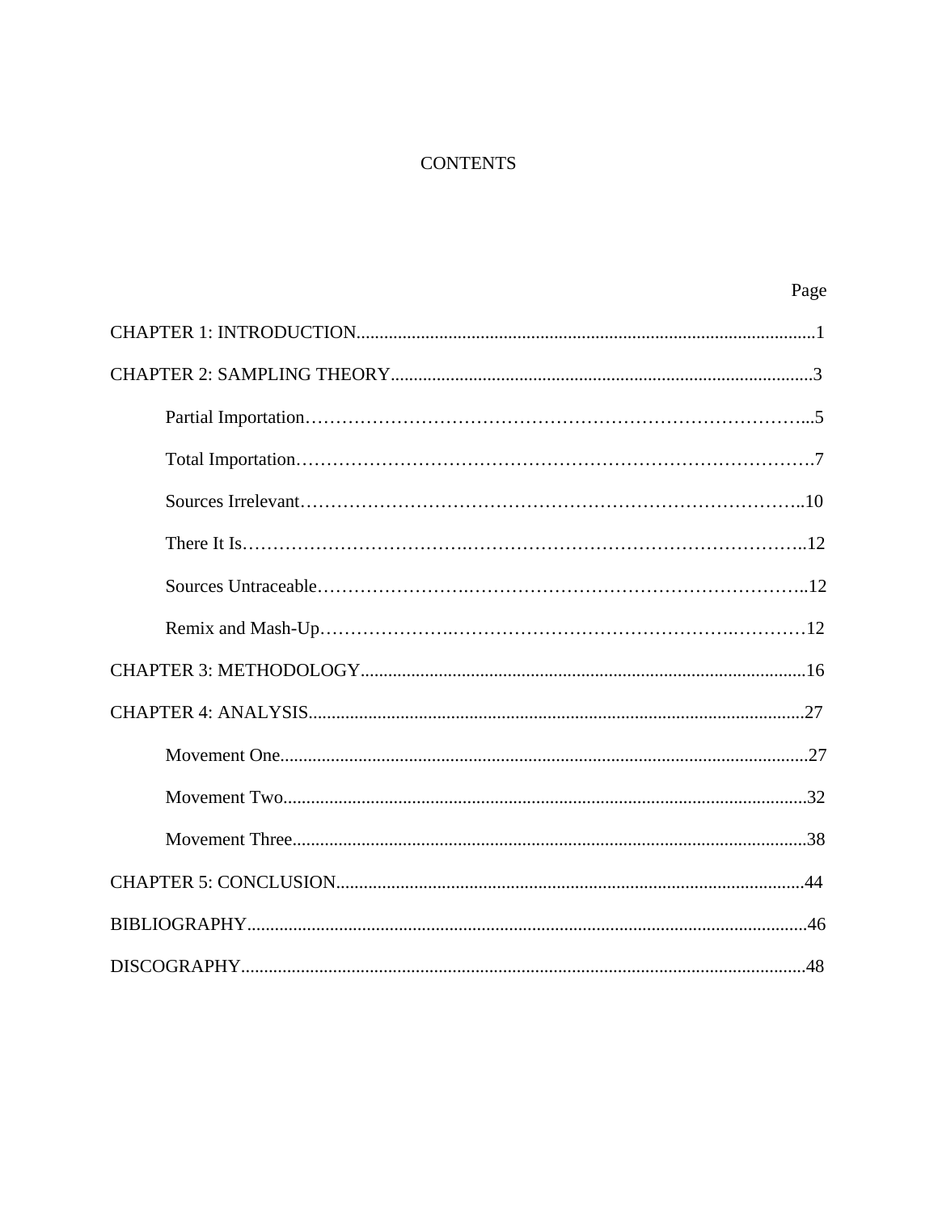# CONTENTS

| | Page |
|---|---|
| CHAPTER 1: INTRODUCTION | 1 |
| CHAPTER 2: SAMPLING THEORY | 3 |
| Partial Importation | 5 |
| Total Importation | 7 |
| Sources Irrelevant | 10 |
| There It Is | 12 |
| Sources Untraceable | 12 |
| Remix and Mash-Up | 12 |
| CHAPTER 3: METHODOLOGY | 16 |
| CHAPTER 4: ANALYSIS | 27 |
| Movement One | 27 |
| Movement Two | 32 |
| Movement Three | 38 |
| CHAPTER 5: CONCLUSION | 44 |
| BIBLIOGRAPHY | 46 |
| DISCOGRAPHY | 48 |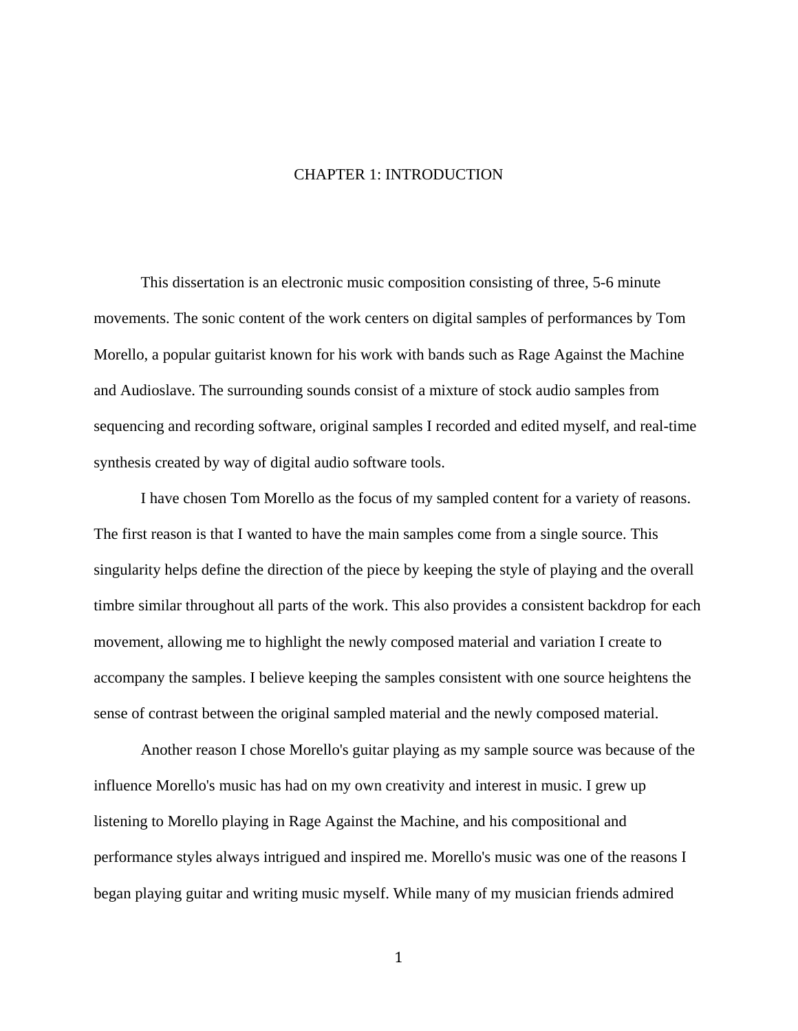# CHAPTER 1: INTRODUCTION

This dissertation is an electronic music composition consisting of three, 5-6 minute movements. The sonic content of the work centers on digital samples of performances by Tom Morello, a popular guitarist known for his work with bands such as Rage Against the Machine and Audioslave. The surrounding sounds consist of a mixture of stock audio samples from sequencing and recording software, original samples I recorded and edited myself, and real-time synthesis created by way of digital audio software tools.

I have chosen Tom Morello as the focus of my sampled content for a variety of reasons. The first reason is that I wanted to have the main samples come from a single source. This singularity helps define the direction of the piece by keeping the style of playing and the overall timbre similar throughout all parts of the work. This also provides a consistent backdrop for each movement, allowing me to highlight the newly composed material and variation I create to accompany the samples. I believe keeping the samples consistent with one source heightens the sense of contrast between the original sampled material and the newly composed material.

Another reason I chose Morello's guitar playing as my sample source was because of the influence Morello's music has had on my own creativity and interest in music. I grew up listening to Morello playing in Rage Against the Machine, and his compositional and performance styles always intrigued and inspired me. Morello's music was one of the reasons I began playing guitar and writing music myself. While many of my musician friends admired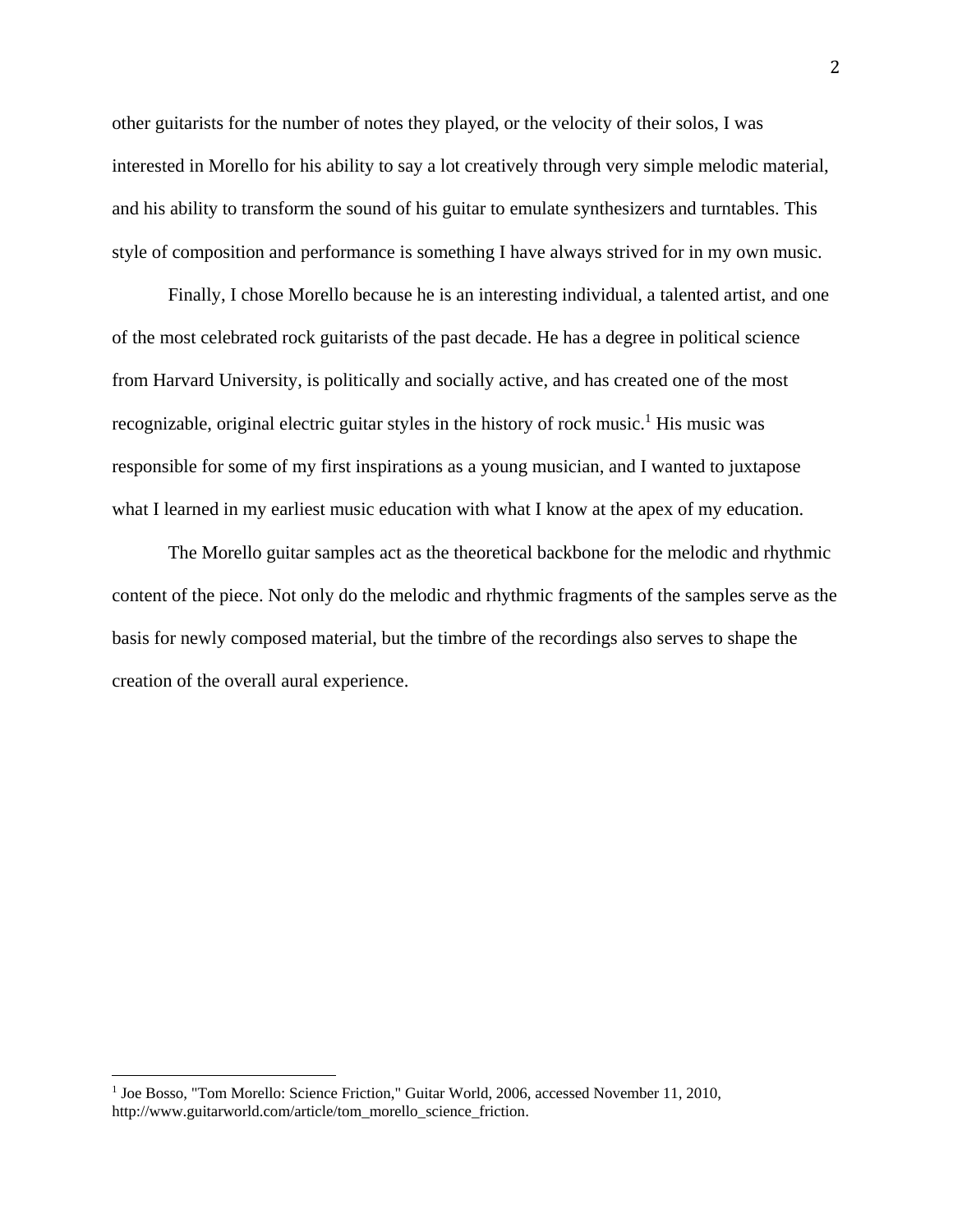other guitarists for the number of notes they played, or the velocity of their solos, I was interested in Morello for his ability to say a lot creatively through very simple melodic material, and his ability to transform the sound of his guitar to emulate synthesizers and turntables. This style of composition and performance is something I have always strived for in my own music.

Finally, I chose Morello because he is an interesting individual, a talented artist, and one of the most celebrated rock guitarists of the past decade. He has a degree in political science from Harvard University, is politically and socially active, and has created one of the most recognizable, original electric guitar styles in the history of rock music.[1] His music was responsible for some of my first inspirations as a young musician, and I wanted to juxtapose what I learned in my earliest music education with what I know at the apex of my education.

The Morello guitar samples act as the theoretical backbone for the melodic and rhythmic content of the piece. Not only do the melodic and rhythmic fragments of the samples serve as the basis for newly composed material, but the timbre of the recordings also serves to shape the creation of the overall aural experience.

---

[1] Joe Bosso, "Tom Morello: Science Friction," Guitar World, 2006, accessed November 11, 2010, http://www.guitarworld.com/article/tom_morello_science_friction.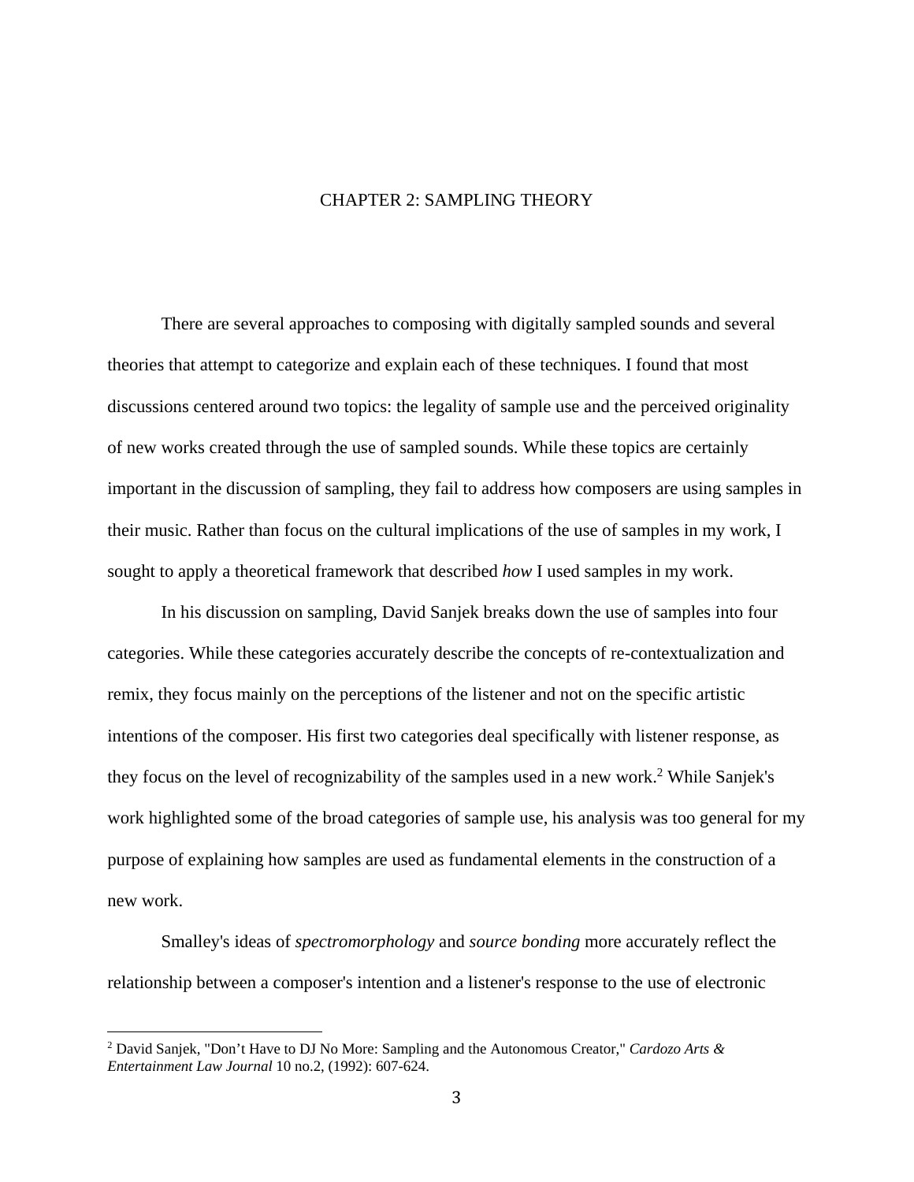# CHAPTER 2: SAMPLING THEORY

There are several approaches to composing with digitally sampled sounds and several theories that attempt to categorize and explain each of these techniques. I found that most discussions centered around two topics: the legality of sample use and the perceived originality of new works created through the use of sampled sounds. While these topics are certainly important in the discussion of sampling, they fail to address how composers are using samples in their music. Rather than focus on the cultural implications of the use of samples in my work, I sought to apply a theoretical framework that described *how* I used samples in my work.

In his discussion on sampling, David Sanjek breaks down the use of samples into four categories. While these categories accurately describe the concepts of re-contextualization and remix, they focus mainly on the perceptions of the listener and not on the specific artistic intentions of the composer. His first two categories deal specifically with listener response, as they focus on the level of recognizability of the samples used in a new work.[2] While Sanjek's work highlighted some of the broad categories of sample use, his analysis was too general for my purpose of explaining how samples are used as fundamental elements in the construction of a new work.

Smalley's ideas of *spectromorphology* and *source bonding* more accurately reflect the relationship between a composer's intention and a listener's response to the use of electronic

---

[2] David Sanjek, "Don't Have to DJ No More: Sampling and the Autonomous Creator," *Cardozo Arts & Entertainment Law Journal* 10 no.2, (1992): 607-624.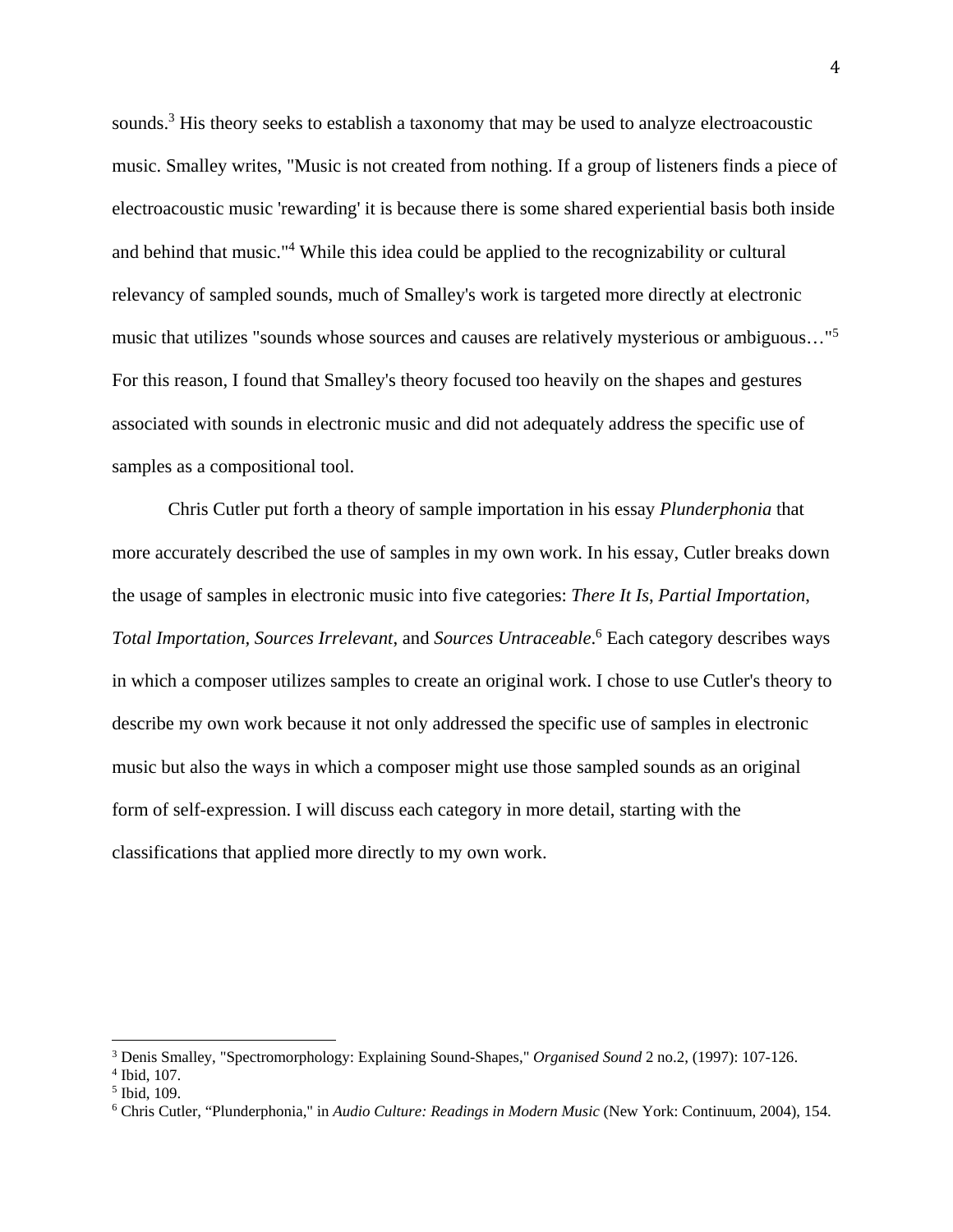sounds.[3] His theory seeks to establish a taxonomy that may be used to analyze electroacoustic music. Smalley writes, "Music is not created from nothing. If a group of listeners finds a piece of electroacoustic music 'rewarding' it is because there is some shared experiential basis both inside and behind that music."[4] While this idea could be applied to the recognizability or cultural relevancy of sampled sounds, much of Smalley's work is targeted more directly at electronic music that utilizes "sounds whose sources and causes are relatively mysterious or ambiguous…"[5] For this reason, I found that Smalley's theory focused too heavily on the shapes and gestures associated with sounds in electronic music and did not adequately address the specific use of samples as a compositional tool.

Chris Cutler put forth a theory of sample importation in his essay *Plunderphonia* that more accurately described the use of samples in my own work. In his essay, Cutler breaks down the usage of samples in electronic music into five categories: *There It Is*, *Partial Importation*, *Total Importation, Sources Irrelevant*, and *Sources Untraceable*.[6] Each category describes ways in which a composer utilizes samples to create an original work. I chose to use Cutler's theory to describe my own work because it not only addressed the specific use of samples in electronic music but also the ways in which a composer might use those sampled sounds as an original form of self-expression. I will discuss each category in more detail, starting with the classifications that applied more directly to my own work.

---

[3] Denis Smalley, "Spectromorphology: Explaining Sound-Shapes," *Organised Sound* 2 no.2, (1997): 107-126.
[4] Ibid, 107.
[5] Ibid, 109.
[6] Chris Cutler, "Plunderphonia," in *Audio Culture: Readings in Modern Music* (New York: Continuum, 2004), 154.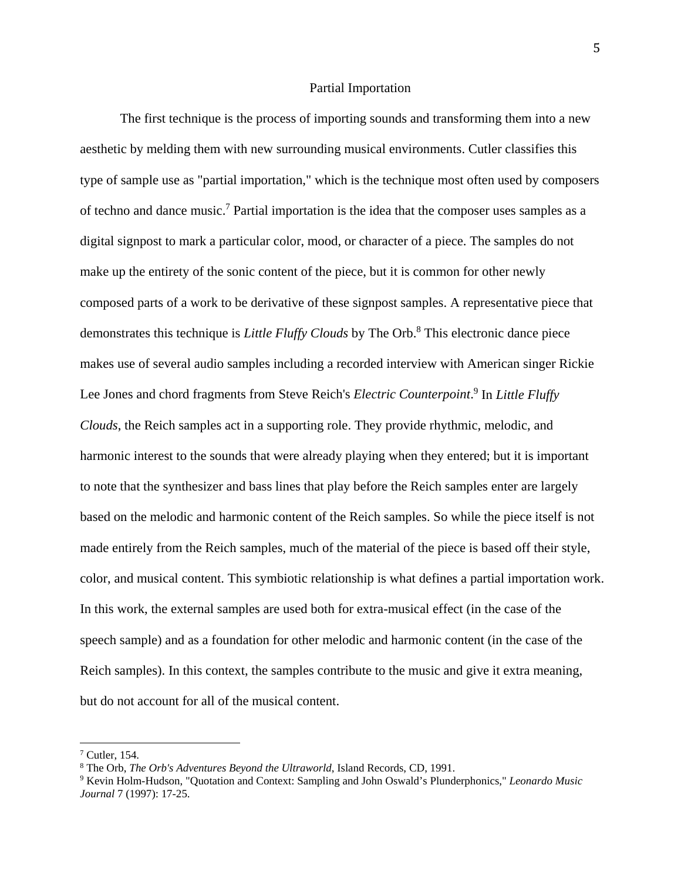## Partial Importation

The first technique is the process of importing sounds and transforming them into a new aesthetic by melding them with new surrounding musical environments. Cutler classifies this type of sample use as "partial importation," which is the technique most often used by composers of techno and dance music.[7] Partial importation is the idea that the composer uses samples as a digital signpost to mark a particular color, mood, or character of a piece. The samples do not make up the entirety of the sonic content of the piece, but it is common for other newly composed parts of a work to be derivative of these signpost samples. A representative piece that demonstrates this technique is *Little Fluffy Clouds* by The Orb.[8] This electronic dance piece makes use of several audio samples including a recorded interview with American singer Rickie Lee Jones and chord fragments from Steve Reich's *Electric Counterpoint*.[9] In *Little Fluffy Clouds*, the Reich samples act in a supporting role. They provide rhythmic, melodic, and harmonic interest to the sounds that were already playing when they entered; but it is important to note that the synthesizer and bass lines that play before the Reich samples enter are largely based on the melodic and harmonic content of the Reich samples. So while the piece itself is not made entirely from the Reich samples, much of the material of the piece is based off their style, color, and musical content. This symbiotic relationship is what defines a partial importation work. In this work, the external samples are used both for extra-musical effect (in the case of the speech sample) and as a foundation for other melodic and harmonic content (in the case of the Reich samples). In this context, the samples contribute to the music and give it extra meaning, but do not account for all of the musical content.

---

[7] Cutler, 154.

[8] The Orb, *The Orb's Adventures Beyond the Ultraworld*, Island Records, CD, 1991.

[9] Kevin Holm-Hudson, "Quotation and Context: Sampling and John Oswald's Plunderphonics," *Leonardo Music Journal* 7 (1997): 17-25.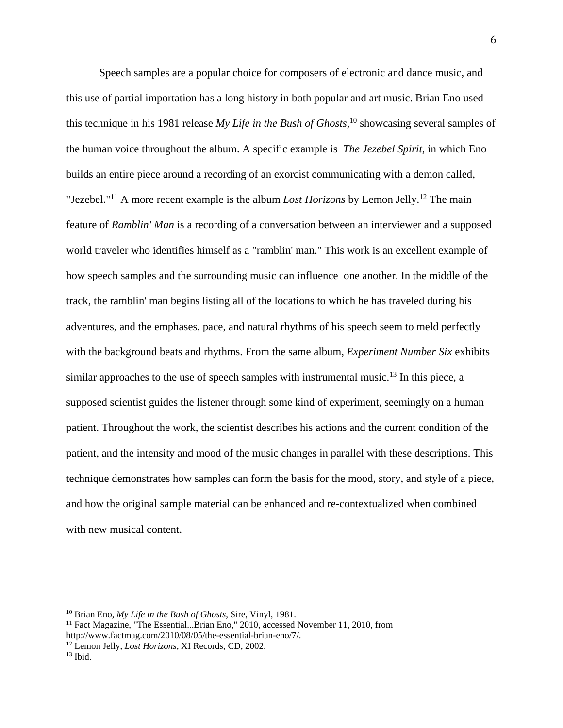Speech samples are a popular choice for composers of electronic and dance music, and this use of partial importation has a long history in both popular and art music. Brian Eno used this technique in his 1981 release *My Life in the Bush of Ghosts*,[10] showcasing several samples of the human voice throughout the album. A specific example is *The Jezebel Spirit*, in which Eno builds an entire piece around a recording of an exorcist communicating with a demon called, "Jezebel."[11] A more recent example is the album *Lost Horizons* by Lemon Jelly.[12] The main feature of *Ramblin' Man* is a recording of a conversation between an interviewer and a supposed world traveler who identifies himself as a "ramblin' man." This work is an excellent example of how speech samples and the surrounding music can influence one another. In the middle of the track, the ramblin' man begins listing all of the locations to which he has traveled during his adventures, and the emphases, pace, and natural rhythms of his speech seem to meld perfectly with the background beats and rhythms. From the same album, *Experiment Number Six* exhibits similar approaches to the use of speech samples with instrumental music.[13] In this piece, a supposed scientist guides the listener through some kind of experiment, seemingly on a human patient. Throughout the work, the scientist describes his actions and the current condition of the patient, and the intensity and mood of the music changes in parallel with these descriptions. This technique demonstrates how samples can form the basis for the mood, story, and style of a piece, and how the original sample material can be enhanced and re-contextualized when combined with new musical content.

---

[10] Brian Eno, *My Life in the Bush of Ghosts*, Sire, Vinyl, 1981.

[11] Fact Magazine, "The Essential...Brian Eno," 2010, accessed November 11, 2010, from http://www.factmag.com/2010/08/05/the-essential-brian-eno/7/.

[12] Lemon Jelly, *Lost Horizons*, XI Records, CD, 2002.

[13] Ibid.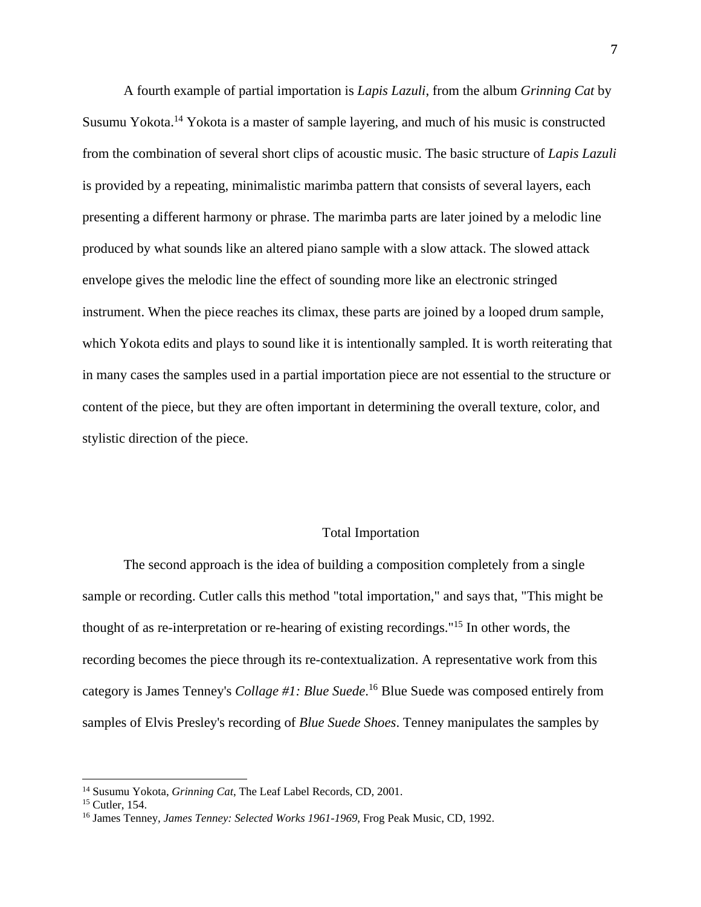A fourth example of partial importation is *Lapis Lazuli*, from the album *Grinning Cat* by Susumu Yokota.[14] Yokota is a master of sample layering, and much of his music is constructed from the combination of several short clips of acoustic music. The basic structure of *Lapis Lazuli* is provided by a repeating, minimalistic marimba pattern that consists of several layers, each presenting a different harmony or phrase. The marimba parts are later joined by a melodic line produced by what sounds like an altered piano sample with a slow attack. The slowed attack envelope gives the melodic line the effect of sounding more like an electronic stringed instrument. When the piece reaches its climax, these parts are joined by a looped drum sample, which Yokota edits and plays to sound like it is intentionally sampled. It is worth reiterating that in many cases the samples used in a partial importation piece are not essential to the structure or content of the piece, but they are often important in determining the overall texture, color, and stylistic direction of the piece.

## Total Importation

The second approach is the idea of building a composition completely from a single sample or recording. Cutler calls this method "total importation," and says that, "This might be thought of as re-interpretation or re-hearing of existing recordings."[15] In other words, the recording becomes the piece through its re-contextualization. A representative work from this category is James Tenney's *Collage #1: Blue Suede*.[16] Blue Suede was composed entirely from samples of Elvis Presley's recording of *Blue Suede Shoes*. Tenney manipulates the samples by

---

[14] Susumu Yokota, *Grinning Cat*, The Leaf Label Records, CD, 2001.

[15] Cutler, 154.

[16] James Tenney, *James Tenney: Selected Works 1961-1969*, Frog Peak Music, CD, 1992.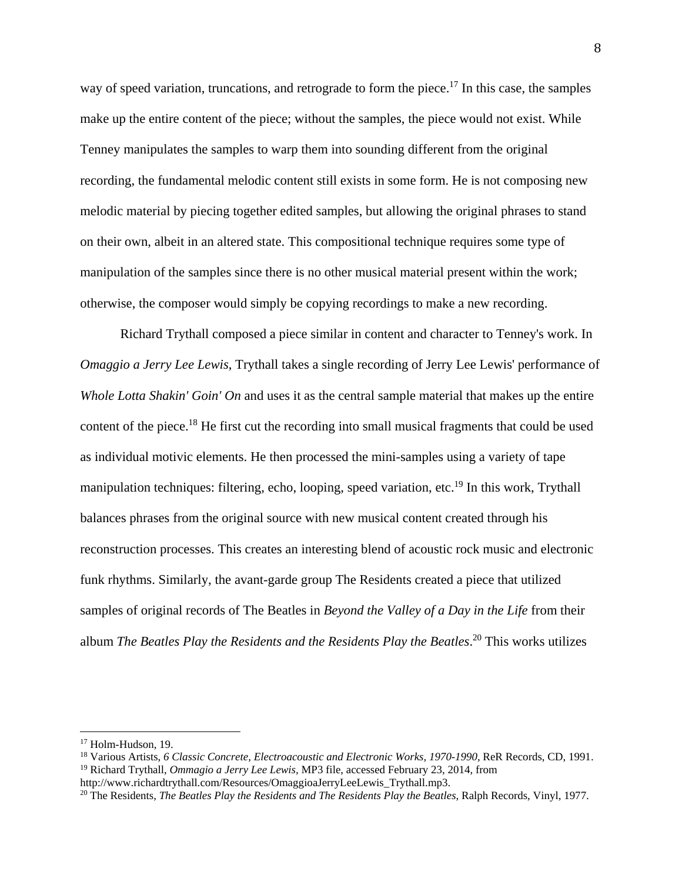way of speed variation, truncations, and retrograde to form the piece.[17] In this case, the samples make up the entire content of the piece; without the samples, the piece would not exist. While Tenney manipulates the samples to warp them into sounding different from the original recording, the fundamental melodic content still exists in some form. He is not composing new melodic material by piecing together edited samples, but allowing the original phrases to stand on their own, albeit in an altered state. This compositional technique requires some type of manipulation of the samples since there is no other musical material present within the work; otherwise, the composer would simply be copying recordings to make a new recording.

Richard Trythall composed a piece similar in content and character to Tenney's work. In *Omaggio a Jerry Lee Lewis*, Trythall takes a single recording of Jerry Lee Lewis' performance of *Whole Lotta Shakin' Goin' On* and uses it as the central sample material that makes up the entire content of the piece.[18] He first cut the recording into small musical fragments that could be used as individual motivic elements. He then processed the mini-samples using a variety of tape manipulation techniques: filtering, echo, looping, speed variation, etc.[19] In this work, Trythall balances phrases from the original source with new musical content created through his reconstruction processes. This creates an interesting blend of acoustic rock music and electronic funk rhythms. Similarly, the avant-garde group The Residents created a piece that utilized samples of original records of The Beatles in *Beyond the Valley of a Day in the Life* from their album *The Beatles Play the Residents and the Residents Play the Beatles*.[20] This works utilizes

---

[17] Holm-Hudson, 19.

[18] Various Artists, *6 Classic Concrete, Electroacoustic and Electronic Works, 1970-1990*, ReR Records, CD, 1991.

[19] Richard Trythall, *Ommagio a Jerry Lee Lewis*, MP3 file, accessed February 23, 2014, from http://www.richardtrythall.com/Resources/OmaggioaJerryLeeLewis_Trythall.mp3.

[20] The Residents, *The Beatles Play the Residents and The Residents Play the Beatles*, Ralph Records, Vinyl, 1977.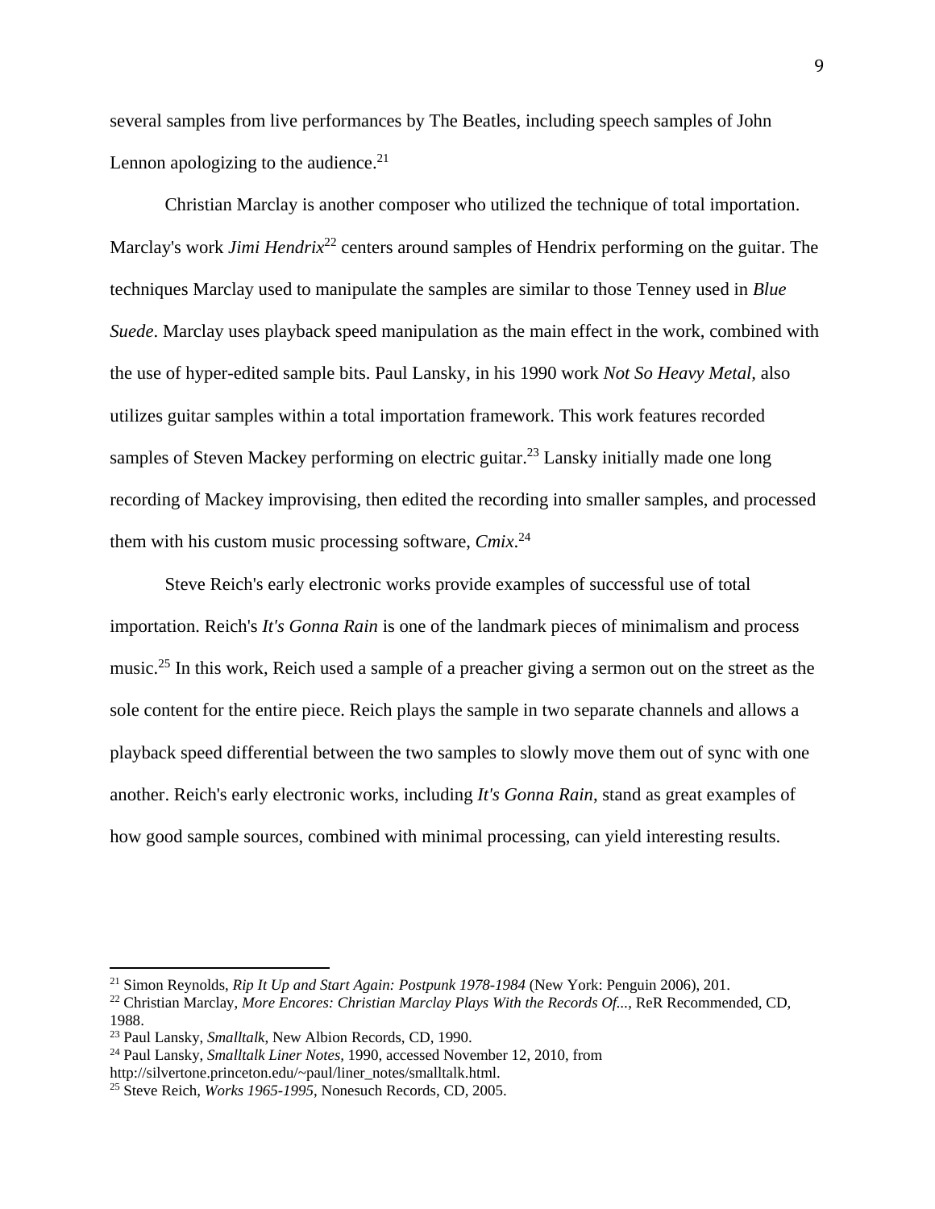several samples from live performances by The Beatles, including speech samples of John Lennon apologizing to the audience.[21]

Christian Marclay is another composer who utilized the technique of total importation. Marclay's work *Jimi Hendrix*[22] centers around samples of Hendrix performing on the guitar. The techniques Marclay used to manipulate the samples are similar to those Tenney used in *Blue Suede*. Marclay uses playback speed manipulation as the main effect in the work, combined with the use of hyper-edited sample bits. Paul Lansky, in his 1990 work *Not So Heavy Metal*, also utilizes guitar samples within a total importation framework. This work features recorded samples of Steven Mackey performing on electric guitar.[23] Lansky initially made one long recording of Mackey improvising, then edited the recording into smaller samples, and processed them with his custom music processing software, *Cmix*.[24]

Steve Reich's early electronic works provide examples of successful use of total importation. Reich's *It's Gonna Rain* is one of the landmark pieces of minimalism and process music.[25] In this work, Reich used a sample of a preacher giving a sermon out on the street as the sole content for the entire piece. Reich plays the sample in two separate channels and allows a playback speed differential between the two samples to slowly move them out of sync with one another. Reich's early electronic works, including *It's Gonna Rain*, stand as great examples of how good sample sources, combined with minimal processing, can yield interesting results.

---

[21] Simon Reynolds, *Rip It Up and Start Again: Postpunk 1978-1984* (New York: Penguin 2006), 201.

[22] Christian Marclay, *More Encores: Christian Marclay Plays With the Records Of...*, ReR Recommended, CD, 1988.

[23] Paul Lansky, *Smalltalk*, New Albion Records, CD, 1990.

[24] Paul Lansky, *Smalltalk Liner Notes*, 1990, accessed November 12, 2010, from http://silvertone.princeton.edu/~paul/liner_notes/smalltalk.html.

[25] Steve Reich, *Works 1965-1995*, Nonesuch Records, CD, 2005.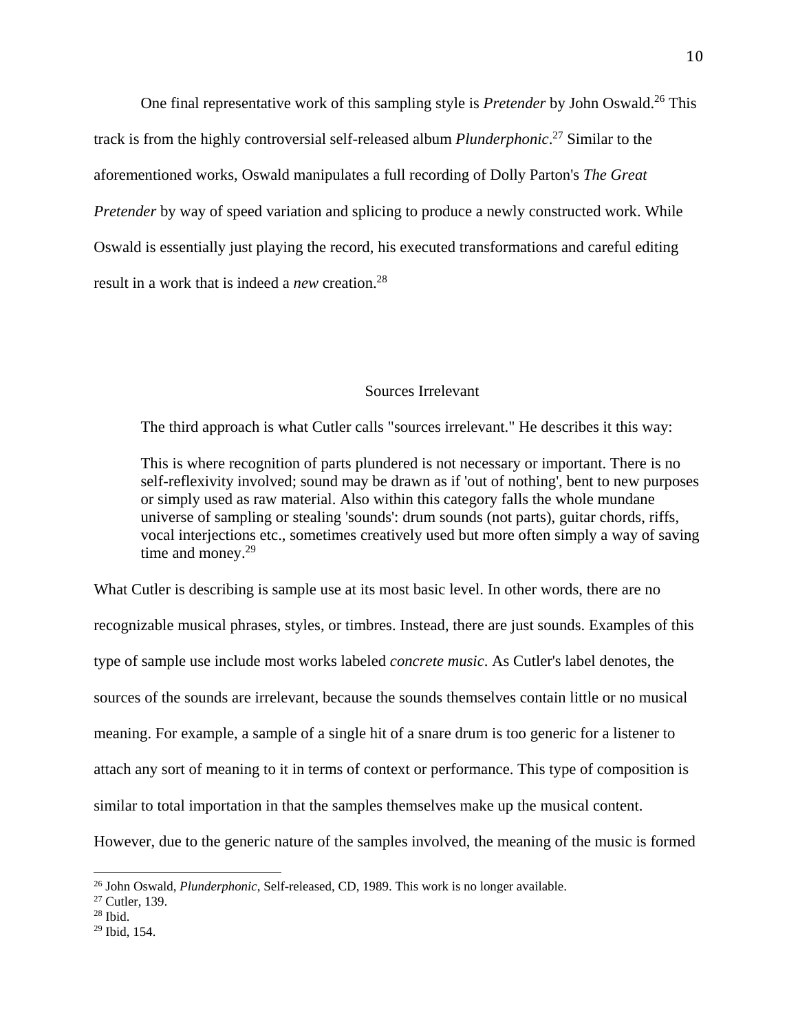One final representative work of this sampling style is *Pretender* by John Oswald.[26] This track is from the highly controversial self-released album *Plunderphonic*.[27] Similar to the aforementioned works, Oswald manipulates a full recording of Dolly Parton's *The Great Pretender* by way of speed variation and splicing to produce a newly constructed work. While Oswald is essentially just playing the record, his executed transformations and careful editing result in a work that is indeed a *new* creation.[28]

## Sources Irrelevant

The third approach is what Cutler calls "sources irrelevant." He describes it this way:

> This is where recognition of parts plundered is not necessary or important. There is no self-reflexivity involved; sound may be drawn as if 'out of nothing', bent to new purposes or simply used as raw material. Also within this category falls the whole mundane universe of sampling or stealing 'sounds': drum sounds (not parts), guitar chords, riffs, vocal interjections etc., sometimes creatively used but more often simply a way of saving time and money.[29]

What Cutler is describing is sample use at its most basic level. In other words, there are no recognizable musical phrases, styles, or timbres. Instead, there are just sounds. Examples of this type of sample use include most works labeled *concrete music*. As Cutler's label denotes, the sources of the sounds are irrelevant, because the sounds themselves contain little or no musical meaning. For example, a sample of a single hit of a snare drum is too generic for a listener to attach any sort of meaning to it in terms of context or performance. This type of composition is similar to total importation in that the samples themselves make up the musical content. However, due to the generic nature of the samples involved, the meaning of the music is formed

---

[26] John Oswald, *Plunderphonic*, Self-released, CD, 1989. This work is no longer available.

[27] Cutler, 139.

[28] Ibid.

[29] Ibid, 154.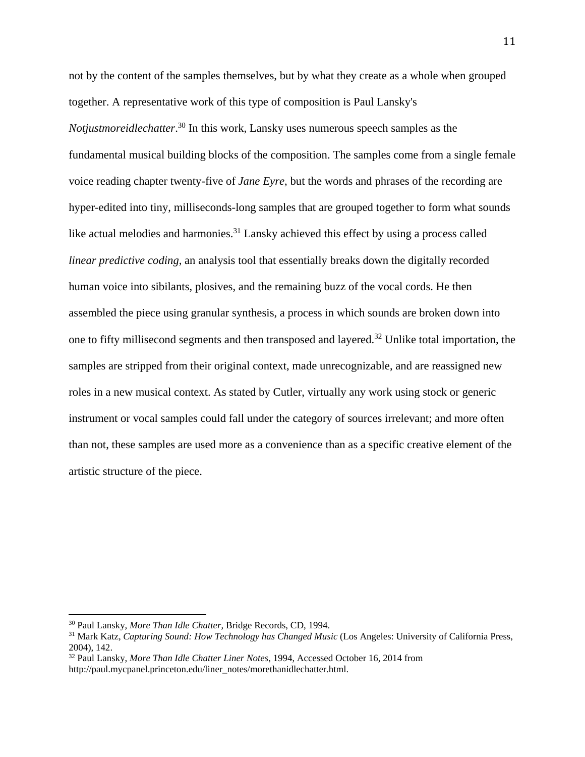not by the content of the samples themselves, but by what they create as a whole when grouped together. A representative work of this type of composition is Paul Lansky's *Notjustmoreidlechatter*.[30] In this work, Lansky uses numerous speech samples as the fundamental musical building blocks of the composition. The samples come from a single female voice reading chapter twenty-five of *Jane Eyre*, but the words and phrases of the recording are hyper-edited into tiny, milliseconds-long samples that are grouped together to form what sounds like actual melodies and harmonies.[31] Lansky achieved this effect by using a process called *linear predictive coding*, an analysis tool that essentially breaks down the digitally recorded human voice into sibilants, plosives, and the remaining buzz of the vocal cords. He then assembled the piece using granular synthesis, a process in which sounds are broken down into one to fifty millisecond segments and then transposed and layered.[32] Unlike total importation, the samples are stripped from their original context, made unrecognizable, and are reassigned new roles in a new musical context. As stated by Cutler, virtually any work using stock or generic instrument or vocal samples could fall under the category of sources irrelevant; and more often than not, these samples are used more as a convenience than as a specific creative element of the artistic structure of the piece.

---

[30] Paul Lansky, *More Than Idle Chatter*, Bridge Records, CD, 1994.

[31] Mark Katz, *Capturing Sound: How Technology has Changed Music* (Los Angeles: University of California Press, 2004), 142.

[32] Paul Lansky, *More Than Idle Chatter Liner Notes*, 1994, Accessed October 16, 2014 from http://paul.mycpanel.princeton.edu/liner_notes/morethanidlechatter.html.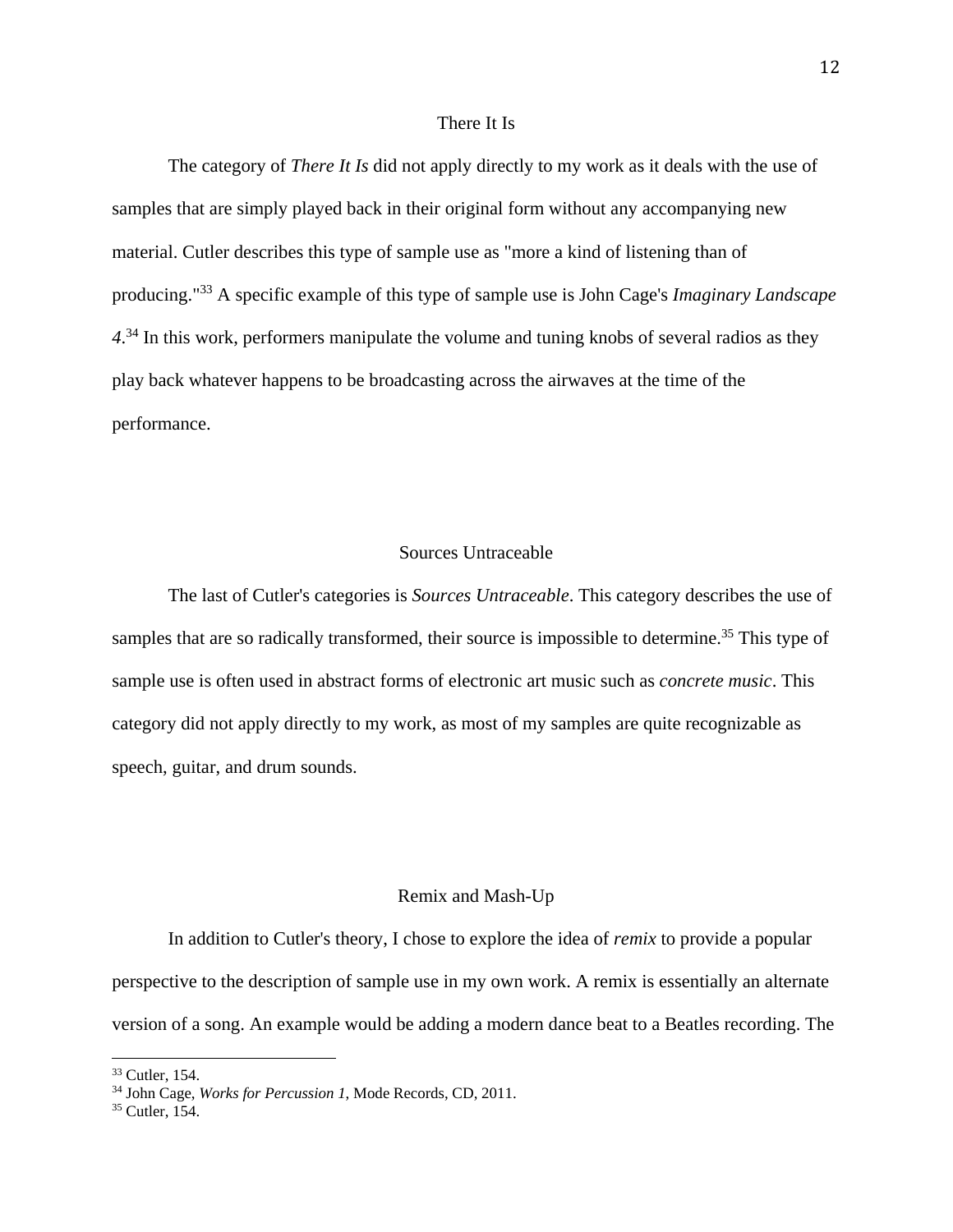## There It Is

The category of *There It Is* did not apply directly to my work as it deals with the use of samples that are simply played back in their original form without any accompanying new material. Cutler describes this type of sample use as "more a kind of listening than of producing."[33] A specific example of this type of sample use is John Cage's *Imaginary Landscape 4*.[34] In this work, performers manipulate the volume and tuning knobs of several radios as they play back whatever happens to be broadcasting across the airwaves at the time of the performance.

## Sources Untraceable

The last of Cutler's categories is *Sources Untraceable*. This category describes the use of samples that are so radically transformed, their source is impossible to determine.[35] This type of sample use is often used in abstract forms of electronic art music such as *concrete music*. This category did not apply directly to my work, as most of my samples are quite recognizable as speech, guitar, and drum sounds.

## Remix and Mash-Up

In addition to Cutler's theory, I chose to explore the idea of *remix* to provide a popular perspective to the description of sample use in my own work. A remix is essentially an alternate version of a song. An example would be adding a modern dance beat to a Beatles recording. The

---

[33] Cutler, 154.

[34] John Cage, *Works for Percussion 1,* Mode Records, CD, 2011.

[35] Cutler, 154.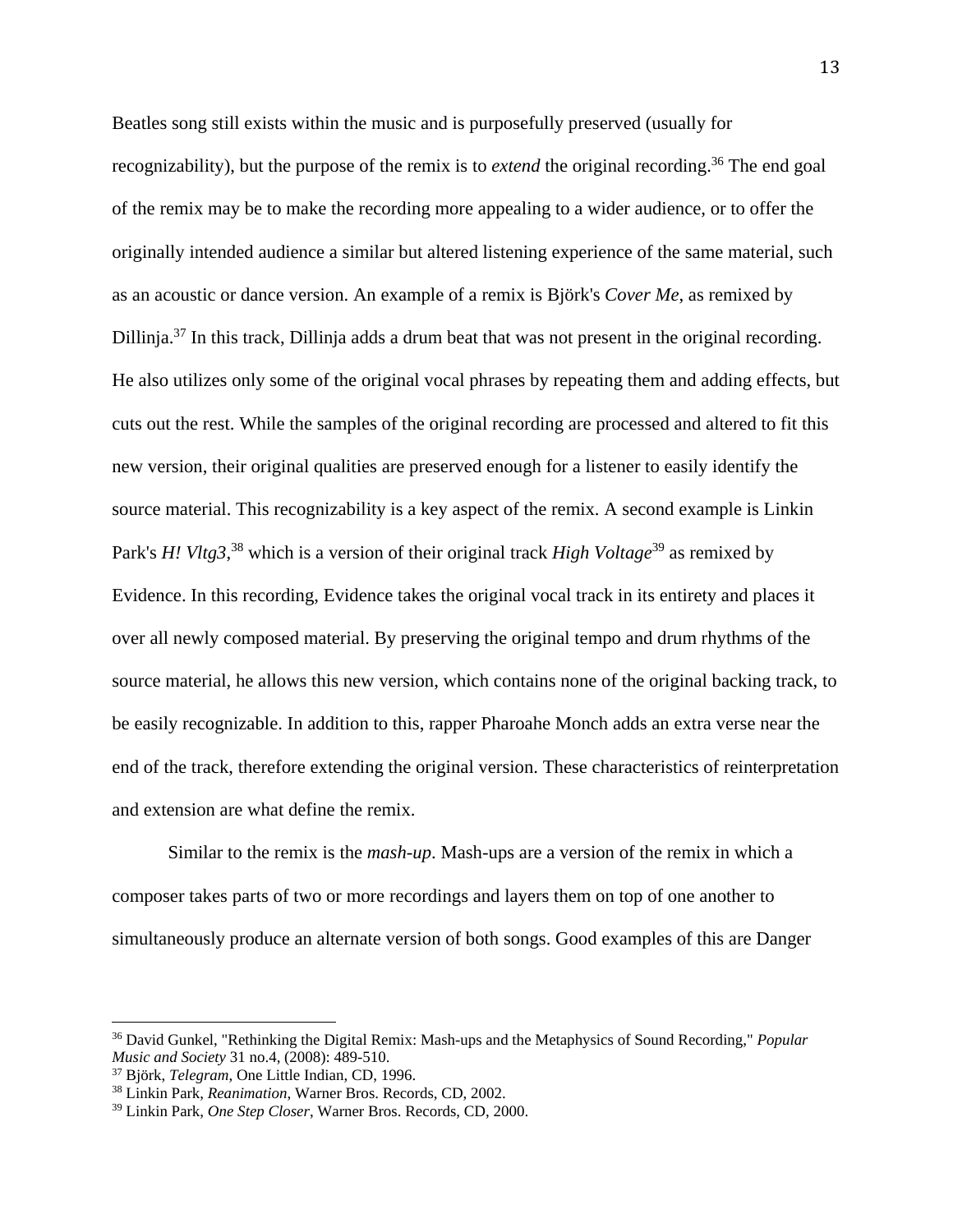Beatles song still exists within the music and is purposefully preserved (usually for recognizability), but the purpose of the remix is to *extend* the original recording.[36] The end goal of the remix may be to make the recording more appealing to a wider audience, or to offer the originally intended audience a similar but altered listening experience of the same material, such as an acoustic or dance version. An example of a remix is Björk's *Cover Me*, as remixed by Dillinja.[37] In this track, Dillinja adds a drum beat that was not present in the original recording. He also utilizes only some of the original vocal phrases by repeating them and adding effects, but cuts out the rest. While the samples of the original recording are processed and altered to fit this new version, their original qualities are preserved enough for a listener to easily identify the source material. This recognizability is a key aspect of the remix. A second example is Linkin Park's *H! Vltg3*,[38] which is a version of their original track *High Voltage*[39] as remixed by Evidence. In this recording, Evidence takes the original vocal track in its entirety and places it over all newly composed material. By preserving the original tempo and drum rhythms of the source material, he allows this new version, which contains none of the original backing track, to be easily recognizable. In addition to this, rapper Pharoahe Monch adds an extra verse near the end of the track, therefore extending the original version. These characteristics of reinterpretation and extension are what define the remix.

Similar to the remix is the *mash-up*. Mash-ups are a version of the remix in which a composer takes parts of two or more recordings and layers them on top of one another to simultaneously produce an alternate version of both songs. Good examples of this are Danger

---

[36] David Gunkel, "Rethinking the Digital Remix: Mash-ups and the Metaphysics of Sound Recording," *Popular Music and Society* 31 no.4, (2008): 489-510.

[37] Björk, *Telegram*, One Little Indian, CD, 1996.

[38] Linkin Park, *Reanimation*, Warner Bros. Records, CD, 2002.

[39] Linkin Park, *One Step Closer*, Warner Bros. Records, CD, 2000.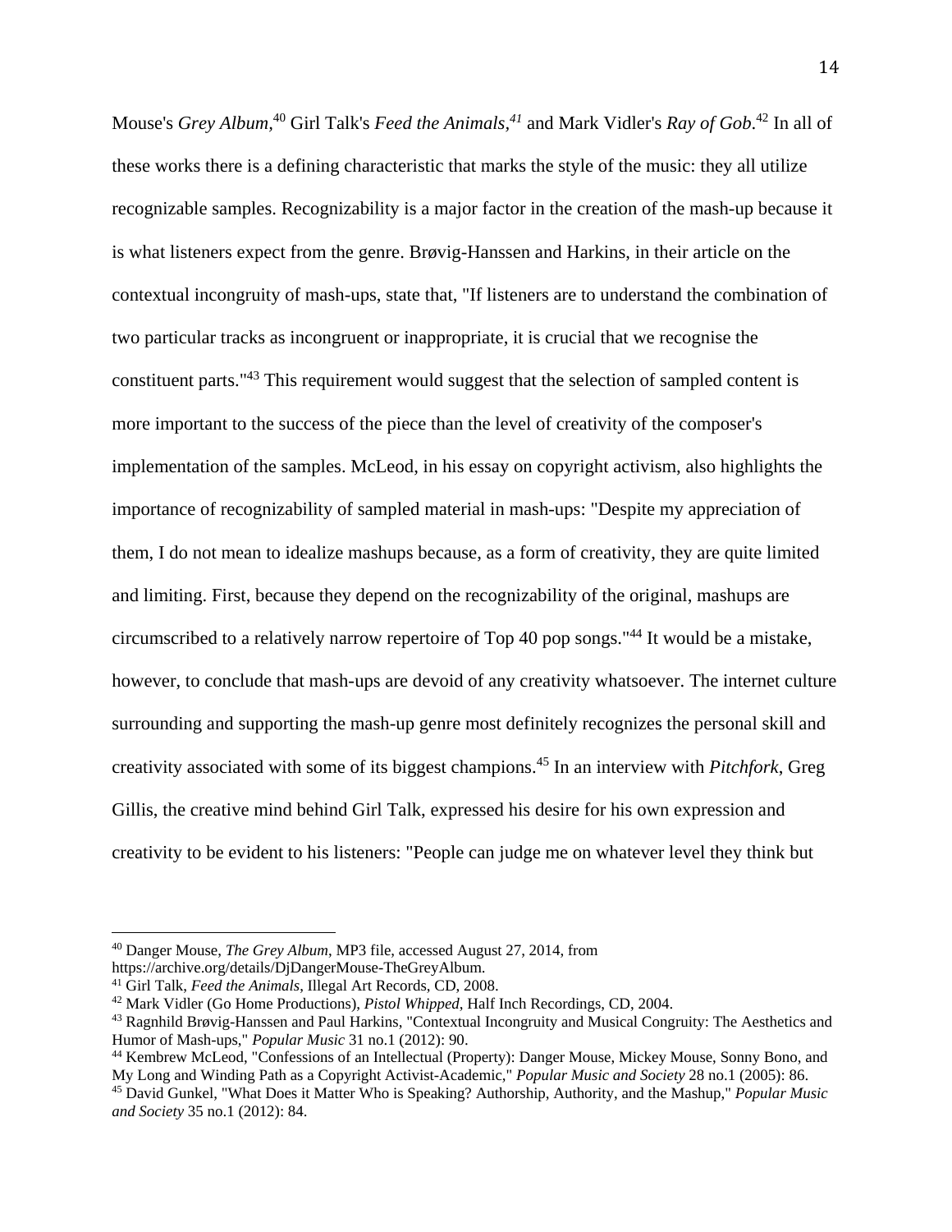Mouse's *Grey Album*,[40] Girl Talk's *Feed the Animals*,[41] and Mark Vidler's *Ray of Gob*.[42] In all of these works there is a defining characteristic that marks the style of the music: they all utilize recognizable samples. Recognizability is a major factor in the creation of the mash-up because it is what listeners expect from the genre. Brøvig-Hanssen and Harkins, in their article on the contextual incongruity of mash-ups, state that, "If listeners are to understand the combination of two particular tracks as incongruent or inappropriate, it is crucial that we recognise the constituent parts."[43] This requirement would suggest that the selection of sampled content is more important to the success of the piece than the level of creativity of the composer's implementation of the samples. McLeod, in his essay on copyright activism, also highlights the importance of recognizability of sampled material in mash-ups: "Despite my appreciation of them, I do not mean to idealize mashups because, as a form of creativity, they are quite limited and limiting. First, because they depend on the recognizability of the original, mashups are circumscribed to a relatively narrow repertoire of Top 40 pop songs."[44] It would be a mistake, however, to conclude that mash-ups are devoid of any creativity whatsoever. The internet culture surrounding and supporting the mash-up genre most definitely recognizes the personal skill and creativity associated with some of its biggest champions.[45] In an interview with *Pitchfork*, Greg Gillis, the creative mind behind Girl Talk, expressed his desire for his own expression and creativity to be evident to his listeners: "People can judge me on whatever level they think but

---

[40] Danger Mouse, *The Grey Album*, MP3 file, accessed August 27, 2014, from https://archive.org/details/DjDangerMouse-TheGreyAlbum.

[41] Girl Talk, *Feed the Animals*, Illegal Art Records, CD, 2008.

[42] Mark Vidler (Go Home Productions), *Pistol Whipped*, Half Inch Recordings, CD, 2004.

[43] Ragnhild Brøvig-Hanssen and Paul Harkins, "Contextual Incongruity and Musical Congruity: The Aesthetics and Humor of Mash-ups," *Popular Music* 31 no.1 (2012): 90.

[44] Kembrew McLeod, "Confessions of an Intellectual (Property): Danger Mouse, Mickey Mouse, Sonny Bono, and My Long and Winding Path as a Copyright Activist-Academic," *Popular Music and Society* 28 no.1 (2005): 86.

[45] David Gunkel, "What Does it Matter Who is Speaking? Authorship, Authority, and the Mashup," *Popular Music and Society* 35 no.1 (2012): 84.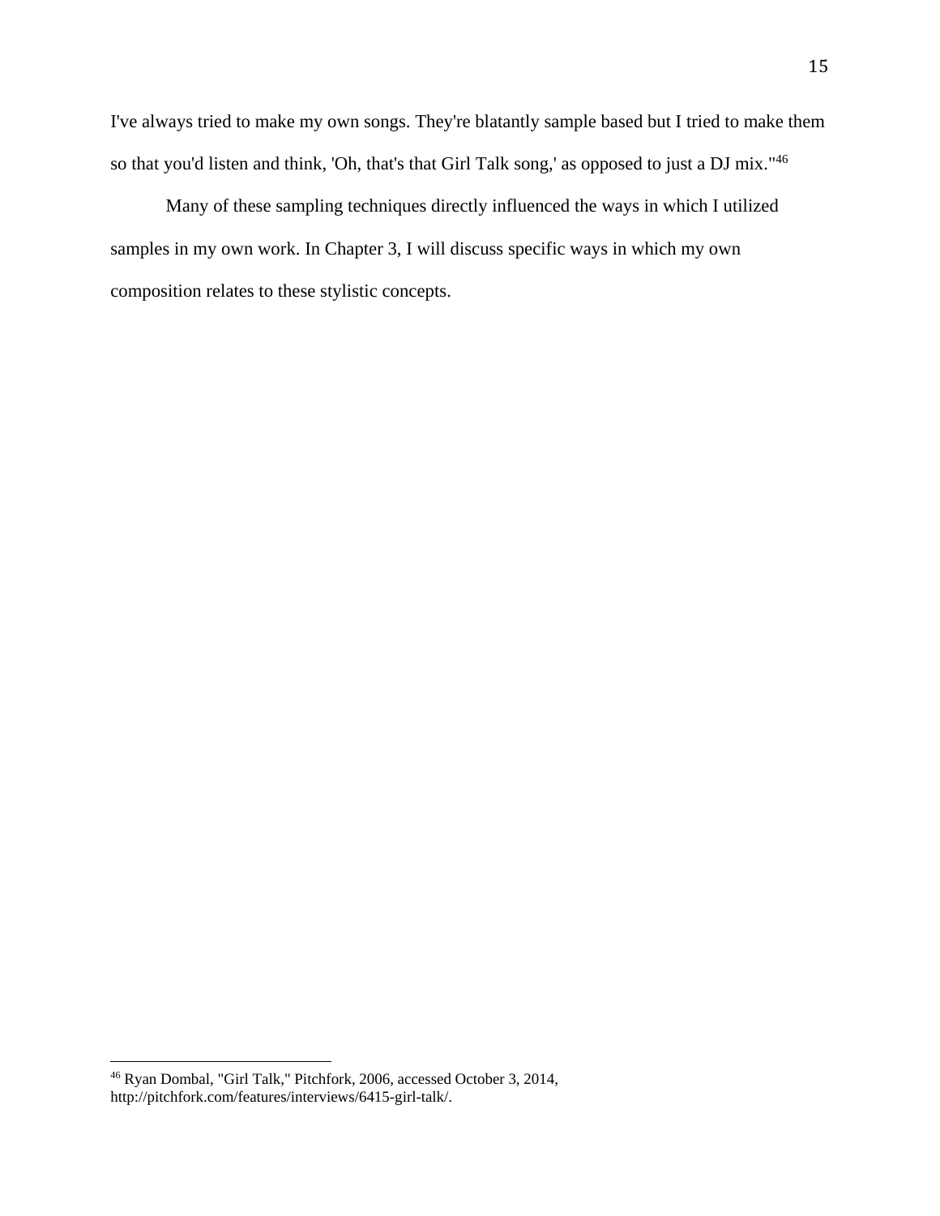I've always tried to make my own songs. They're blatantly sample based but I tried to make them so that you'd listen and think, 'Oh, that's that Girl Talk song,' as opposed to just a DJ mix."[46]

Many of these sampling techniques directly influenced the ways in which I utilized samples in my own work. In Chapter 3, I will discuss specific ways in which my own composition relates to these stylistic concepts.

---

[46] Ryan Dombal, "Girl Talk," Pitchfork, 2006, accessed October 3, 2014, http://pitchfork.com/features/interviews/6415-girl-talk/.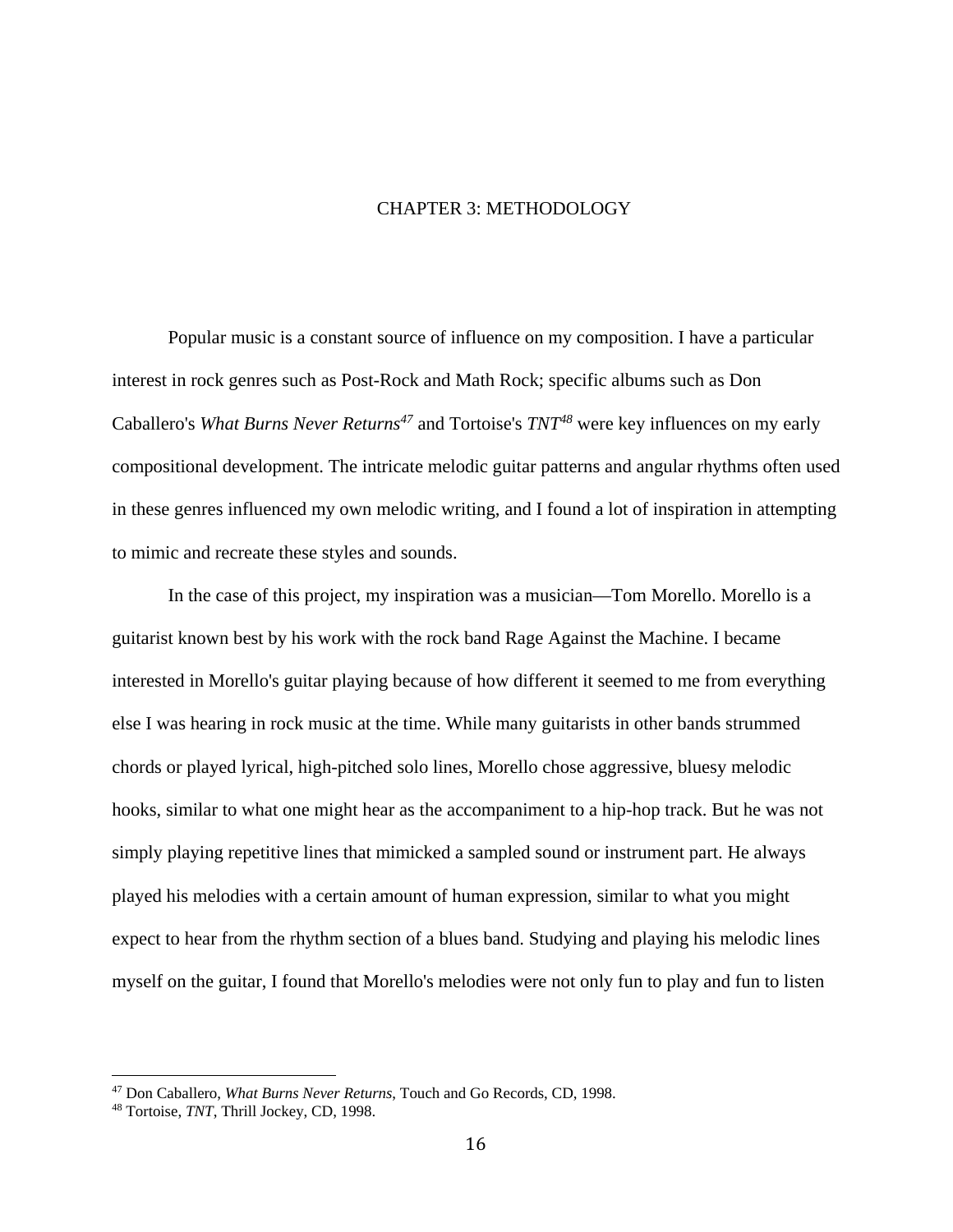# CHAPTER 3: METHODOLOGY

Popular music is a constant source of influence on my composition. I have a particular interest in rock genres such as Post-Rock and Math Rock; specific albums such as Don Caballero's *What Burns Never Returns*[47] and Tortoise's *TNT*[48] were key influences on my early compositional development. The intricate melodic guitar patterns and angular rhythms often used in these genres influenced my own melodic writing, and I found a lot of inspiration in attempting to mimic and recreate these styles and sounds.

In the case of this project, my inspiration was a musician—Tom Morello. Morello is a guitarist known best by his work with the rock band Rage Against the Machine. I became interested in Morello's guitar playing because of how different it seemed to me from everything else I was hearing in rock music at the time. While many guitarists in other bands strummed chords or played lyrical, high-pitched solo lines, Morello chose aggressive, bluesy melodic hooks, similar to what one might hear as the accompaniment to a hip-hop track. But he was not simply playing repetitive lines that mimicked a sampled sound or instrument part. He always played his melodies with a certain amount of human expression, similar to what you might expect to hear from the rhythm section of a blues band. Studying and playing his melodic lines myself on the guitar, I found that Morello's melodies were not only fun to play and fun to listen

---

[47] Don Caballero, *What Burns Never Returns*, Touch and Go Records, CD, 1998.

[48] Tortoise, *TNT*, Thrill Jockey, CD, 1998.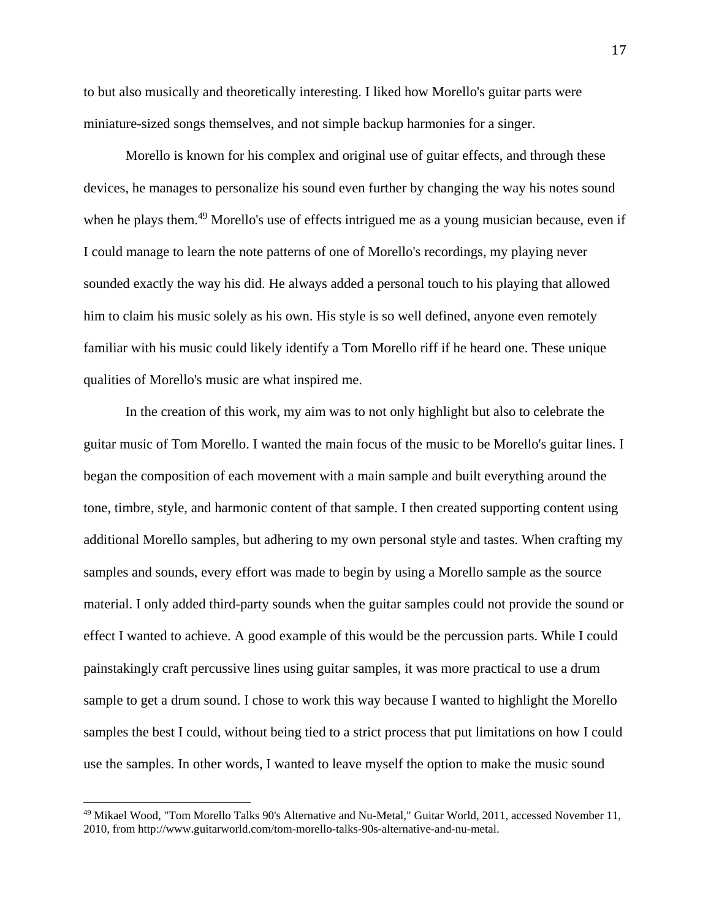to but also musically and theoretically interesting. I liked how Morello's guitar parts were miniature-sized songs themselves, and not simple backup harmonies for a singer.

Morello is known for his complex and original use of guitar effects, and through these devices, he manages to personalize his sound even further by changing the way his notes sound when he plays them.[49] Morello's use of effects intrigued me as a young musician because, even if I could manage to learn the note patterns of one of Morello's recordings, my playing never sounded exactly the way his did. He always added a personal touch to his playing that allowed him to claim his music solely as his own. His style is so well defined, anyone even remotely familiar with his music could likely identify a Tom Morello riff if he heard one. These unique qualities of Morello's music are what inspired me.

In the creation of this work, my aim was to not only highlight but also to celebrate the guitar music of Tom Morello. I wanted the main focus of the music to be Morello's guitar lines. I began the composition of each movement with a main sample and built everything around the tone, timbre, style, and harmonic content of that sample. I then created supporting content using additional Morello samples, but adhering to my own personal style and tastes. When crafting my samples and sounds, every effort was made to begin by using a Morello sample as the source material. I only added third-party sounds when the guitar samples could not provide the sound or effect I wanted to achieve. A good example of this would be the percussion parts. While I could painstakingly craft percussive lines using guitar samples, it was more practical to use a drum sample to get a drum sound. I chose to work this way because I wanted to highlight the Morello samples the best I could, without being tied to a strict process that put limitations on how I could use the samples. In other words, I wanted to leave myself the option to make the music sound

---

[49] Mikael Wood, "Tom Morello Talks 90's Alternative and Nu-Metal," Guitar World, 2011, accessed November 11, 2010, from http://www.guitarworld.com/tom-morello-talks-90s-alternative-and-nu-metal.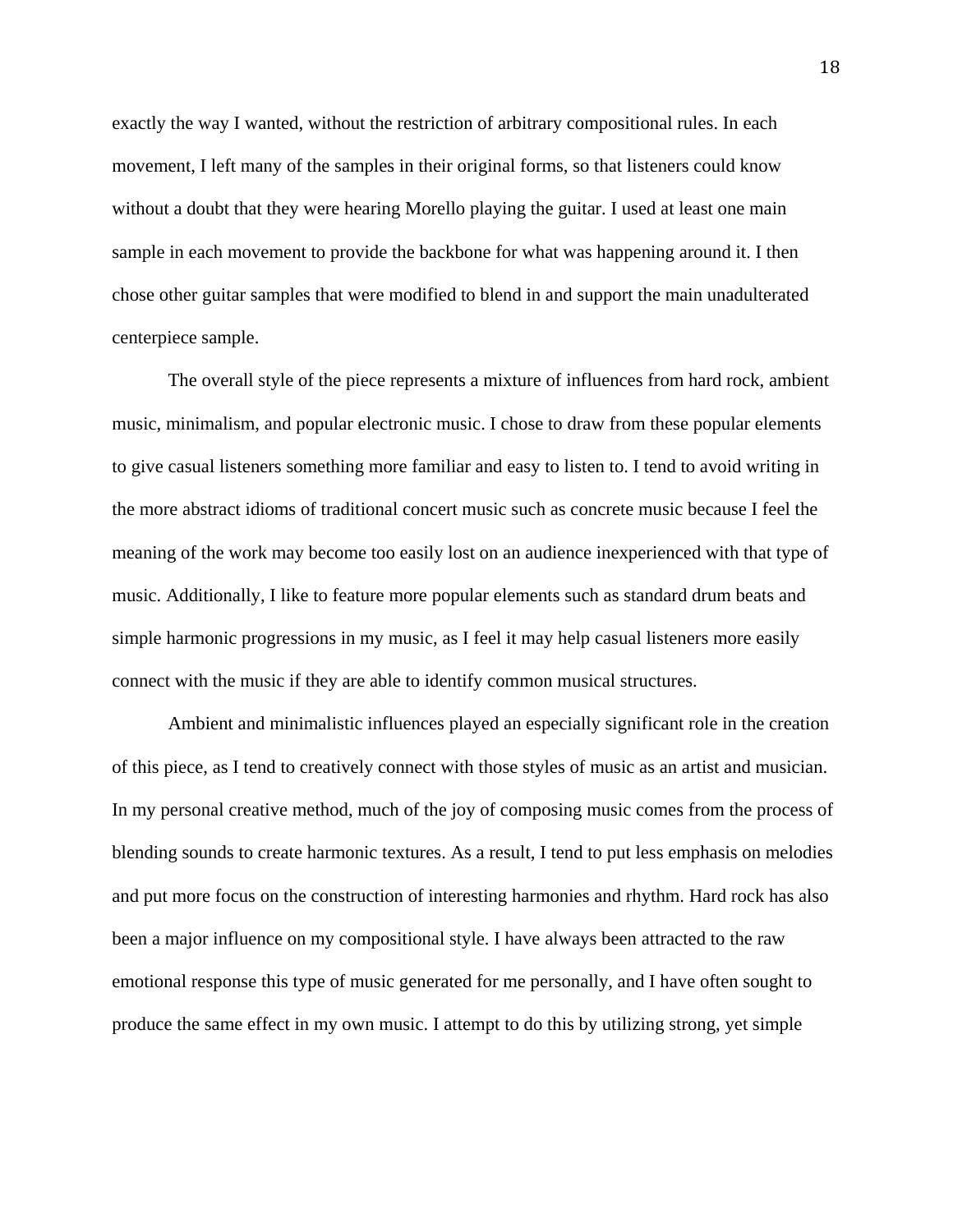exactly the way I wanted, without the restriction of arbitrary compositional rules. In each movement, I left many of the samples in their original forms, so that listeners could know without a doubt that they were hearing Morello playing the guitar. I used at least one main sample in each movement to provide the backbone for what was happening around it. I then chose other guitar samples that were modified to blend in and support the main unadulterated centerpiece sample.

The overall style of the piece represents a mixture of influences from hard rock, ambient music, minimalism, and popular electronic music. I chose to draw from these popular elements to give casual listeners something more familiar and easy to listen to. I tend to avoid writing in the more abstract idioms of traditional concert music such as concrete music because I feel the meaning of the work may become too easily lost on an audience inexperienced with that type of music. Additionally, I like to feature more popular elements such as standard drum beats and simple harmonic progressions in my music, as I feel it may help casual listeners more easily connect with the music if they are able to identify common musical structures.

Ambient and minimalistic influences played an especially significant role in the creation of this piece, as I tend to creatively connect with those styles of music as an artist and musician. In my personal creative method, much of the joy of composing music comes from the process of blending sounds to create harmonic textures. As a result, I tend to put less emphasis on melodies and put more focus on the construction of interesting harmonies and rhythm. Hard rock has also been a major influence on my compositional style. I have always been attracted to the raw emotional response this type of music generated for me personally, and I have often sought to produce the same effect in my own music. I attempt to do this by utilizing strong, yet simple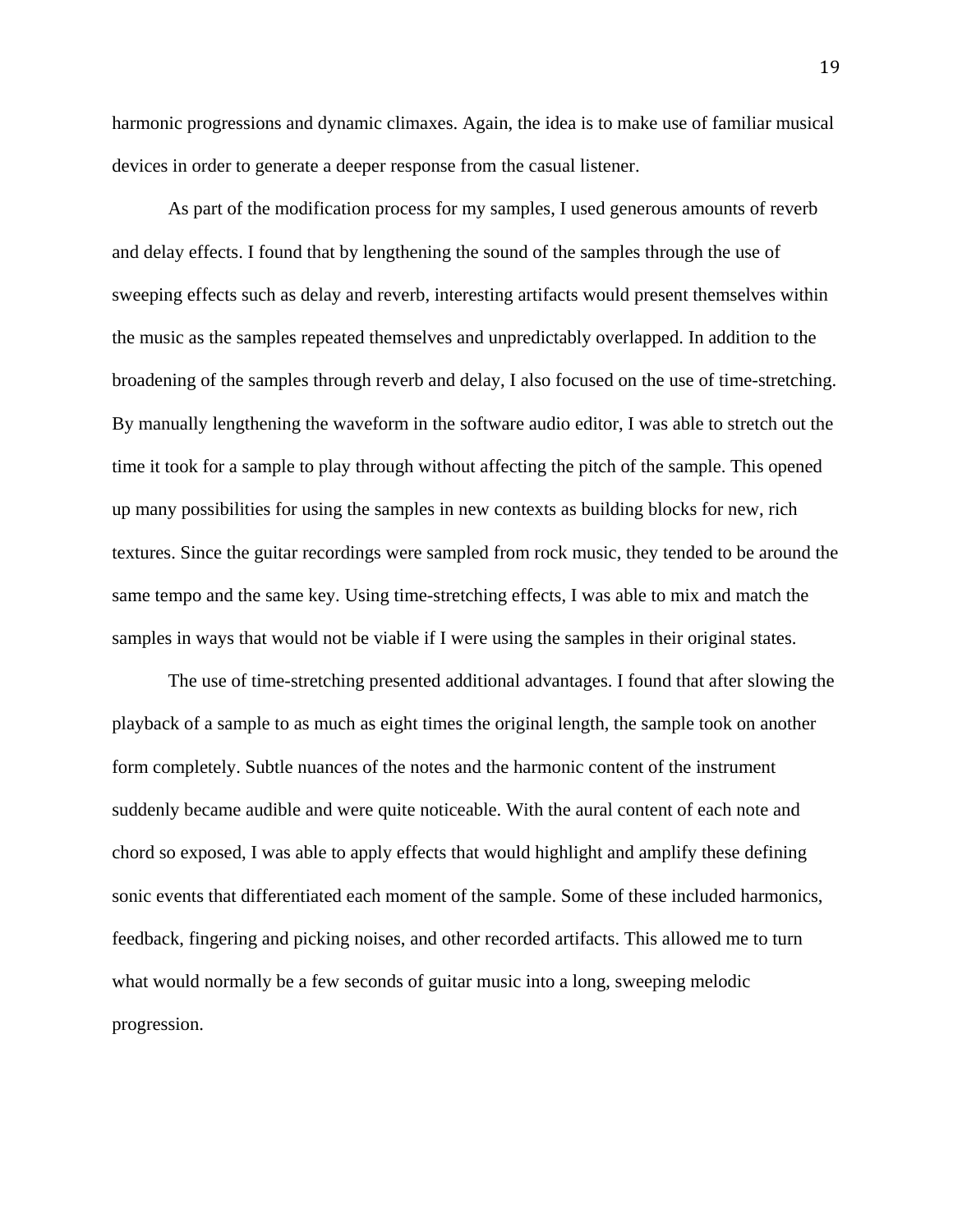harmonic progressions and dynamic climaxes. Again, the idea is to make use of familiar musical devices in order to generate a deeper response from the casual listener.

As part of the modification process for my samples, I used generous amounts of reverb and delay effects. I found that by lengthening the sound of the samples through the use of sweeping effects such as delay and reverb, interesting artifacts would present themselves within the music as the samples repeated themselves and unpredictably overlapped. In addition to the broadening of the samples through reverb and delay, I also focused on the use of time-stretching. By manually lengthening the waveform in the software audio editor, I was able to stretch out the time it took for a sample to play through without affecting the pitch of the sample. This opened up many possibilities for using the samples in new contexts as building blocks for new, rich textures. Since the guitar recordings were sampled from rock music, they tended to be around the same tempo and the same key. Using time-stretching effects, I was able to mix and match the samples in ways that would not be viable if I were using the samples in their original states.

The use of time-stretching presented additional advantages. I found that after slowing the playback of a sample to as much as eight times the original length, the sample took on another form completely. Subtle nuances of the notes and the harmonic content of the instrument suddenly became audible and were quite noticeable. With the aural content of each note and chord so exposed, I was able to apply effects that would highlight and amplify these defining sonic events that differentiated each moment of the sample. Some of these included harmonics, feedback, fingering and picking noises, and other recorded artifacts. This allowed me to turn what would normally be a few seconds of guitar music into a long, sweeping melodic progression.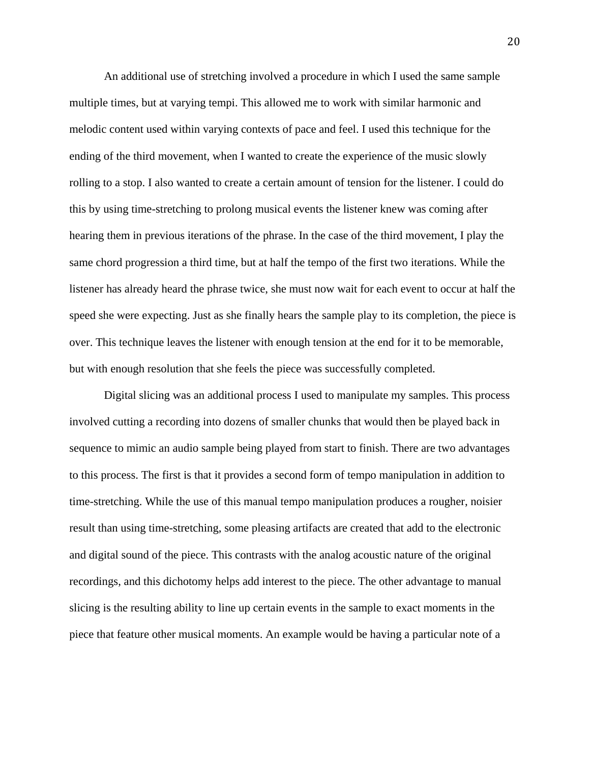An additional use of stretching involved a procedure in which I used the same sample multiple times, but at varying tempi. This allowed me to work with similar harmonic and melodic content used within varying contexts of pace and feel. I used this technique for the ending of the third movement, when I wanted to create the experience of the music slowly rolling to a stop. I also wanted to create a certain amount of tension for the listener. I could do this by using time-stretching to prolong musical events the listener knew was coming after hearing them in previous iterations of the phrase. In the case of the third movement, I play the same chord progression a third time, but at half the tempo of the first two iterations. While the listener has already heard the phrase twice, she must now wait for each event to occur at half the speed she were expecting. Just as she finally hears the sample play to its completion, the piece is over. This technique leaves the listener with enough tension at the end for it to be memorable, but with enough resolution that she feels the piece was successfully completed.

Digital slicing was an additional process I used to manipulate my samples. This process involved cutting a recording into dozens of smaller chunks that would then be played back in sequence to mimic an audio sample being played from start to finish. There are two advantages to this process. The first is that it provides a second form of tempo manipulation in addition to time-stretching. While the use of this manual tempo manipulation produces a rougher, noisier result than using time-stretching, some pleasing artifacts are created that add to the electronic and digital sound of the piece. This contrasts with the analog acoustic nature of the original recordings, and this dichotomy helps add interest to the piece. The other advantage to manual slicing is the resulting ability to line up certain events in the sample to exact moments in the piece that feature other musical moments. An example would be having a particular note of a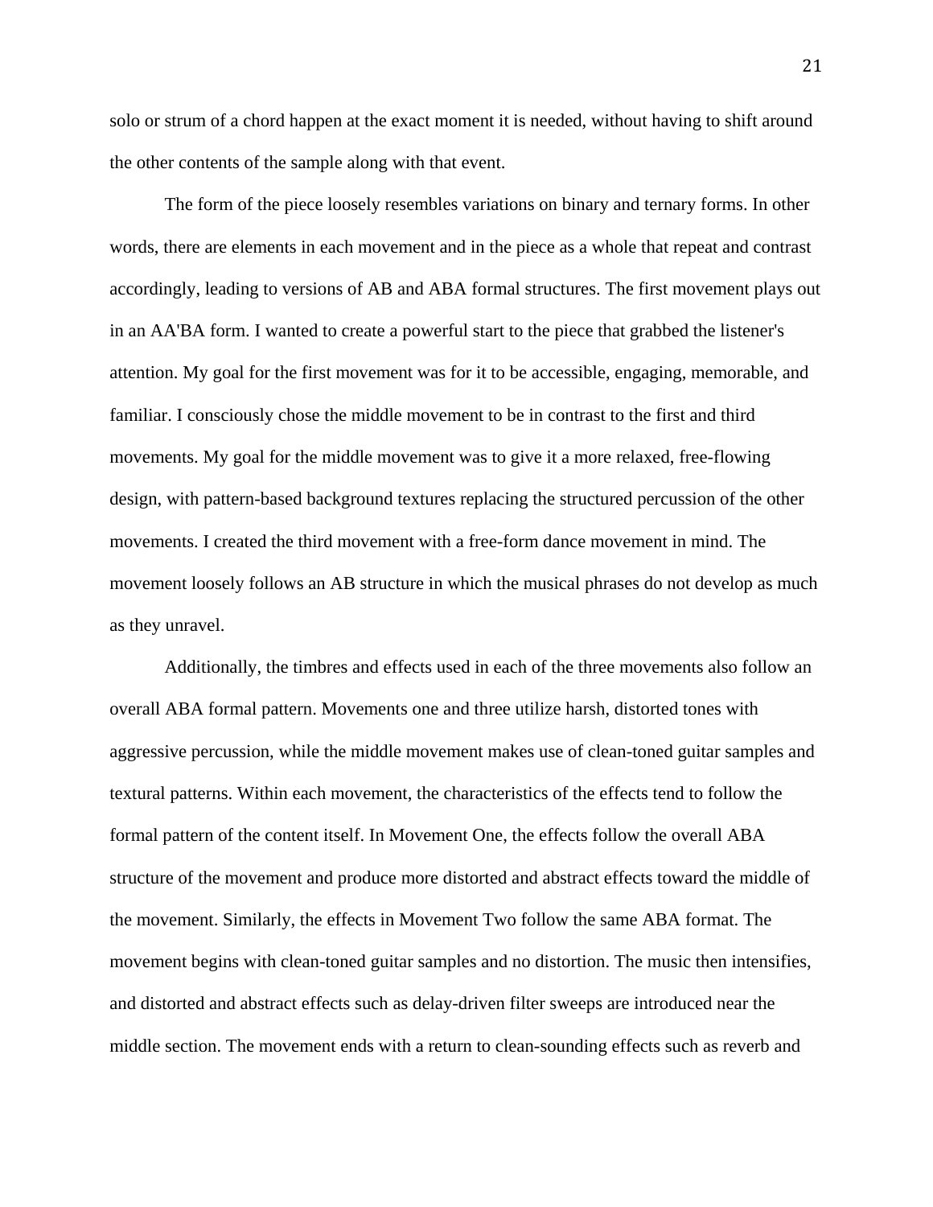solo or strum of a chord happen at the exact moment it is needed, without having to shift around the other contents of the sample along with that event.

The form of the piece loosely resembles variations on binary and ternary forms. In other words, there are elements in each movement and in the piece as a whole that repeat and contrast accordingly, leading to versions of AB and ABA formal structures. The first movement plays out in an AA'BA form. I wanted to create a powerful start to the piece that grabbed the listener's attention. My goal for the first movement was for it to be accessible, engaging, memorable, and familiar. I consciously chose the middle movement to be in contrast to the first and third movements. My goal for the middle movement was to give it a more relaxed, free-flowing design, with pattern-based background textures replacing the structured percussion of the other movements. I created the third movement with a free-form dance movement in mind. The movement loosely follows an AB structure in which the musical phrases do not develop as much as they unravel.

Additionally, the timbres and effects used in each of the three movements also follow an overall ABA formal pattern. Movements one and three utilize harsh, distorted tones with aggressive percussion, while the middle movement makes use of clean-toned guitar samples and textural patterns. Within each movement, the characteristics of the effects tend to follow the formal pattern of the content itself. In Movement One, the effects follow the overall ABA structure of the movement and produce more distorted and abstract effects toward the middle of the movement. Similarly, the effects in Movement Two follow the same ABA format. The movement begins with clean-toned guitar samples and no distortion. The music then intensifies, and distorted and abstract effects such as delay-driven filter sweeps are introduced near the middle section. The movement ends with a return to clean-sounding effects such as reverb and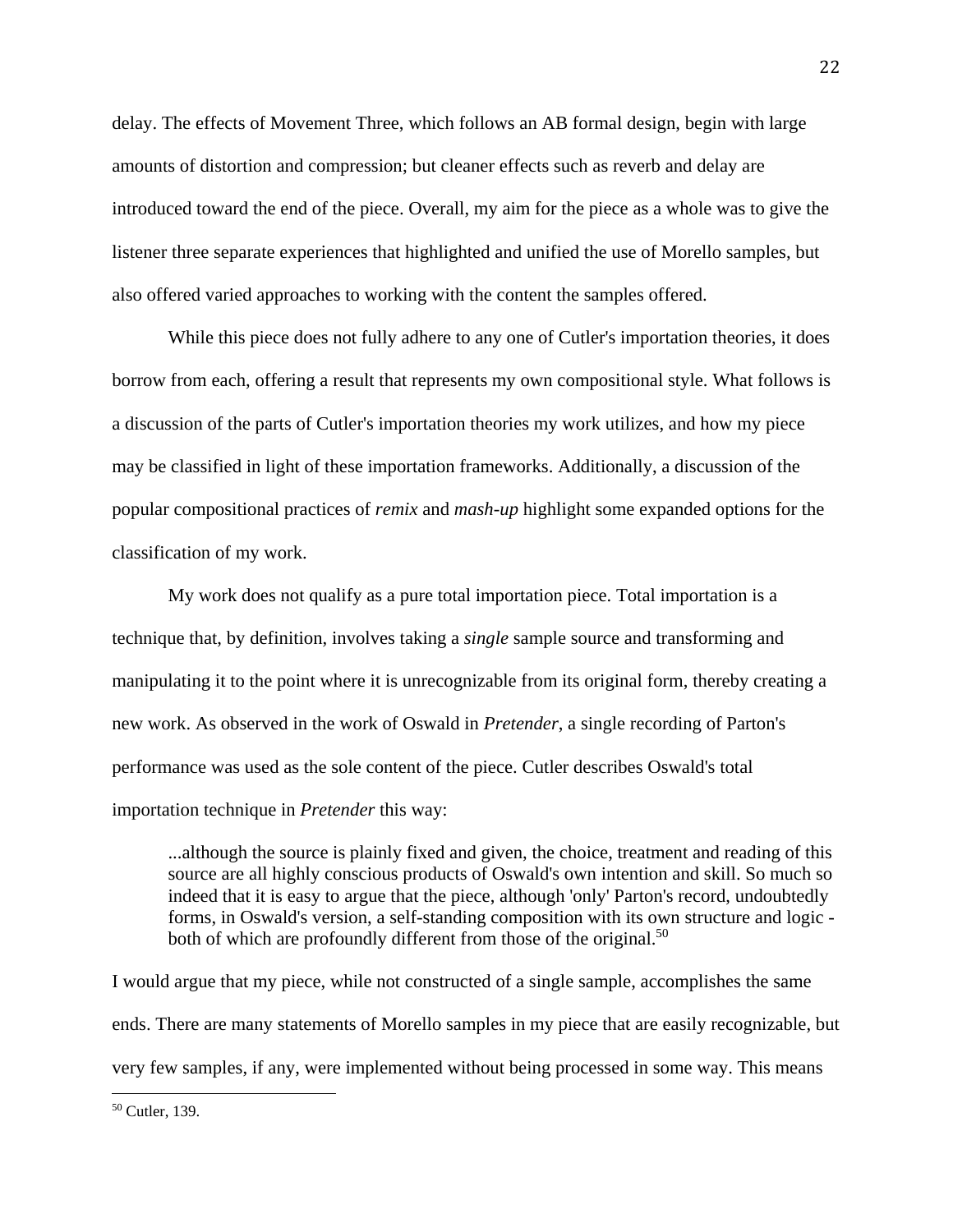delay. The effects of Movement Three, which follows an AB formal design, begin with large amounts of distortion and compression; but cleaner effects such as reverb and delay are introduced toward the end of the piece. Overall, my aim for the piece as a whole was to give the listener three separate experiences that highlighted and unified the use of Morello samples, but also offered varied approaches to working with the content the samples offered.

While this piece does not fully adhere to any one of Cutler's importation theories, it does borrow from each, offering a result that represents my own compositional style. What follows is a discussion of the parts of Cutler's importation theories my work utilizes, and how my piece may be classified in light of these importation frameworks. Additionally, a discussion of the popular compositional practices of *remix* and *mash-up* highlight some expanded options for the classification of my work.

My work does not qualify as a pure total importation piece. Total importation is a technique that, by definition, involves taking a *single* sample source and transforming and manipulating it to the point where it is unrecognizable from its original form, thereby creating a new work. As observed in the work of Oswald in *Pretender*, a single recording of Parton's performance was used as the sole content of the piece. Cutler describes Oswald's total importation technique in *Pretender* this way:

> ...although the source is plainly fixed and given, the choice, treatment and reading of this source are all highly conscious products of Oswald's own intention and skill. So much so indeed that it is easy to argue that the piece, although 'only' Parton's record, undoubtedly forms, in Oswald's version, a self-standing composition with its own structure and logic - both of which are profoundly different from those of the original.[50]

I would argue that my piece, while not constructed of a single sample, accomplishes the same ends. There are many statements of Morello samples in my piece that are easily recognizable, but very few samples, if any, were implemented without being processed in some way. This means

[50] Cutler, 139.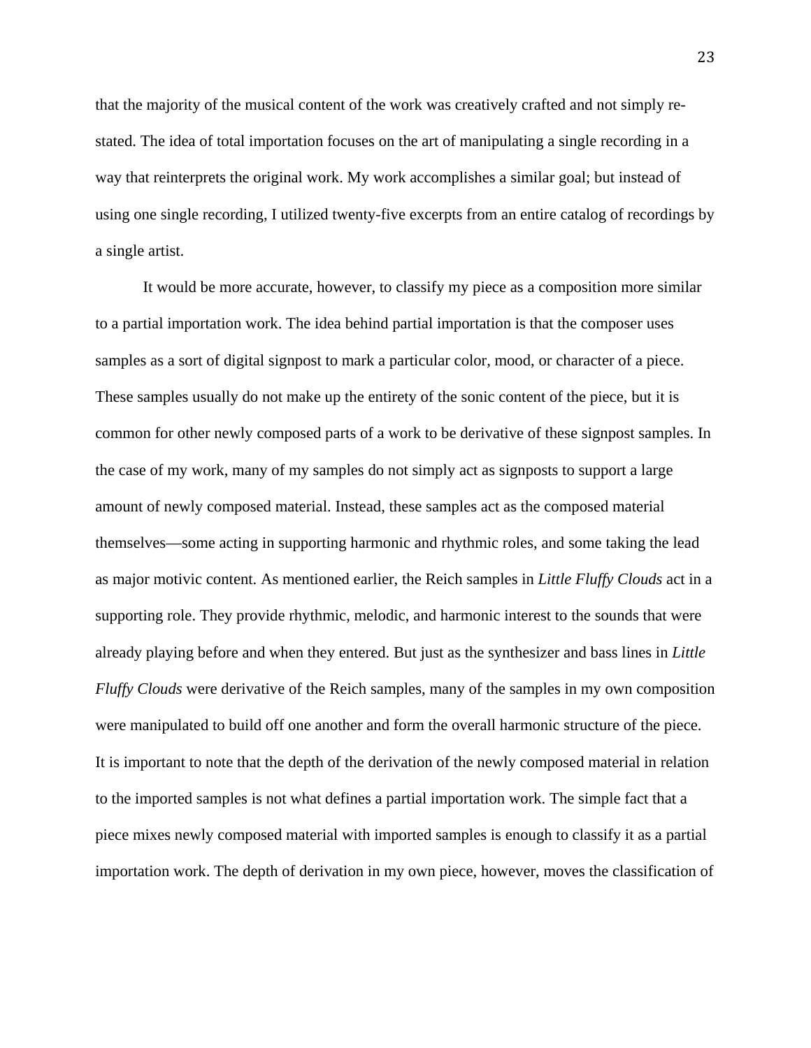that the majority of the musical content of the work was creatively crafted and not simply re-stated. The idea of total importation focuses on the art of manipulating a single recording in a way that reinterprets the original work. My work accomplishes a similar goal; but instead of using one single recording, I utilized twenty-five excerpts from an entire catalog of recordings by a single artist.

It would be more accurate, however, to classify my piece as a composition more similar to a partial importation work. The idea behind partial importation is that the composer uses samples as a sort of digital signpost to mark a particular color, mood, or character of a piece. These samples usually do not make up the entirety of the sonic content of the piece, but it is common for other newly composed parts of a work to be derivative of these signpost samples. In the case of my work, many of my samples do not simply act as signposts to support a large amount of newly composed material. Instead, these samples act as the composed material themselves—some acting in supporting harmonic and rhythmic roles, and some taking the lead as major motivic content. As mentioned earlier, the Reich samples in *Little Fluffy Clouds* act in a supporting role. They provide rhythmic, melodic, and harmonic interest to the sounds that were already playing before and when they entered. But just as the synthesizer and bass lines in *Little Fluffy Clouds* were derivative of the Reich samples, many of the samples in my own composition were manipulated to build off one another and form the overall harmonic structure of the piece. It is important to note that the depth of the derivation of the newly composed material in relation to the imported samples is not what defines a partial importation work. The simple fact that a piece mixes newly composed material with imported samples is enough to classify it as a partial importation work. The depth of derivation in my own piece, however, moves the classification of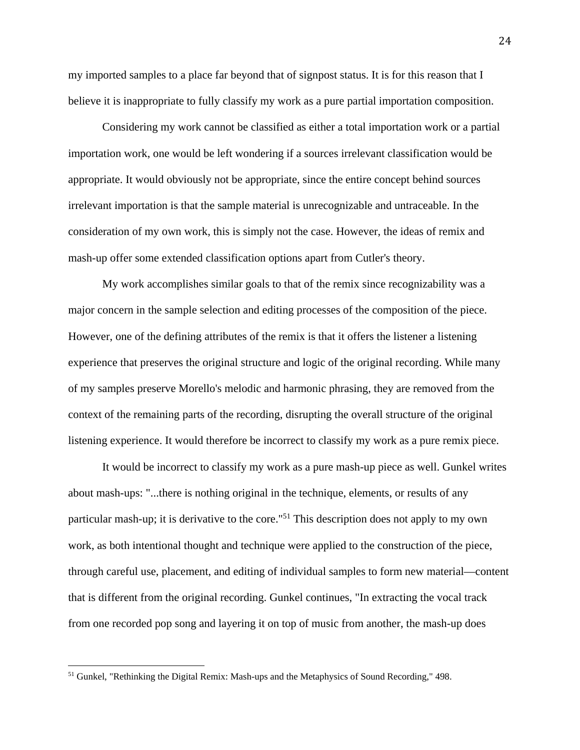my imported samples to a place far beyond that of signpost status. It is for this reason that I believe it is inappropriate to fully classify my work as a pure partial importation composition.

Considering my work cannot be classified as either a total importation work or a partial importation work, one would be left wondering if a sources irrelevant classification would be appropriate. It would obviously not be appropriate, since the entire concept behind sources irrelevant importation is that the sample material is unrecognizable and untraceable. In the consideration of my own work, this is simply not the case. However, the ideas of remix and mash-up offer some extended classification options apart from Cutler's theory.

My work accomplishes similar goals to that of the remix since recognizability was a major concern in the sample selection and editing processes of the composition of the piece. However, one of the defining attributes of the remix is that it offers the listener a listening experience that preserves the original structure and logic of the original recording. While many of my samples preserve Morello's melodic and harmonic phrasing, they are removed from the context of the remaining parts of the recording, disrupting the overall structure of the original listening experience. It would therefore be incorrect to classify my work as a pure remix piece.

It would be incorrect to classify my work as a pure mash-up piece as well. Gunkel writes about mash-ups: "...there is nothing original in the technique, elements, or results of any particular mash-up; it is derivative to the core."[51] This description does not apply to my own work, as both intentional thought and technique were applied to the construction of the piece, through careful use, placement, and editing of individual samples to form new material—content that is different from the original recording. Gunkel continues, "In extracting the vocal track from one recorded pop song and layering it on top of music from another, the mash-up does

[51] Gunkel, "Rethinking the Digital Remix: Mash-ups and the Metaphysics of Sound Recording," 498.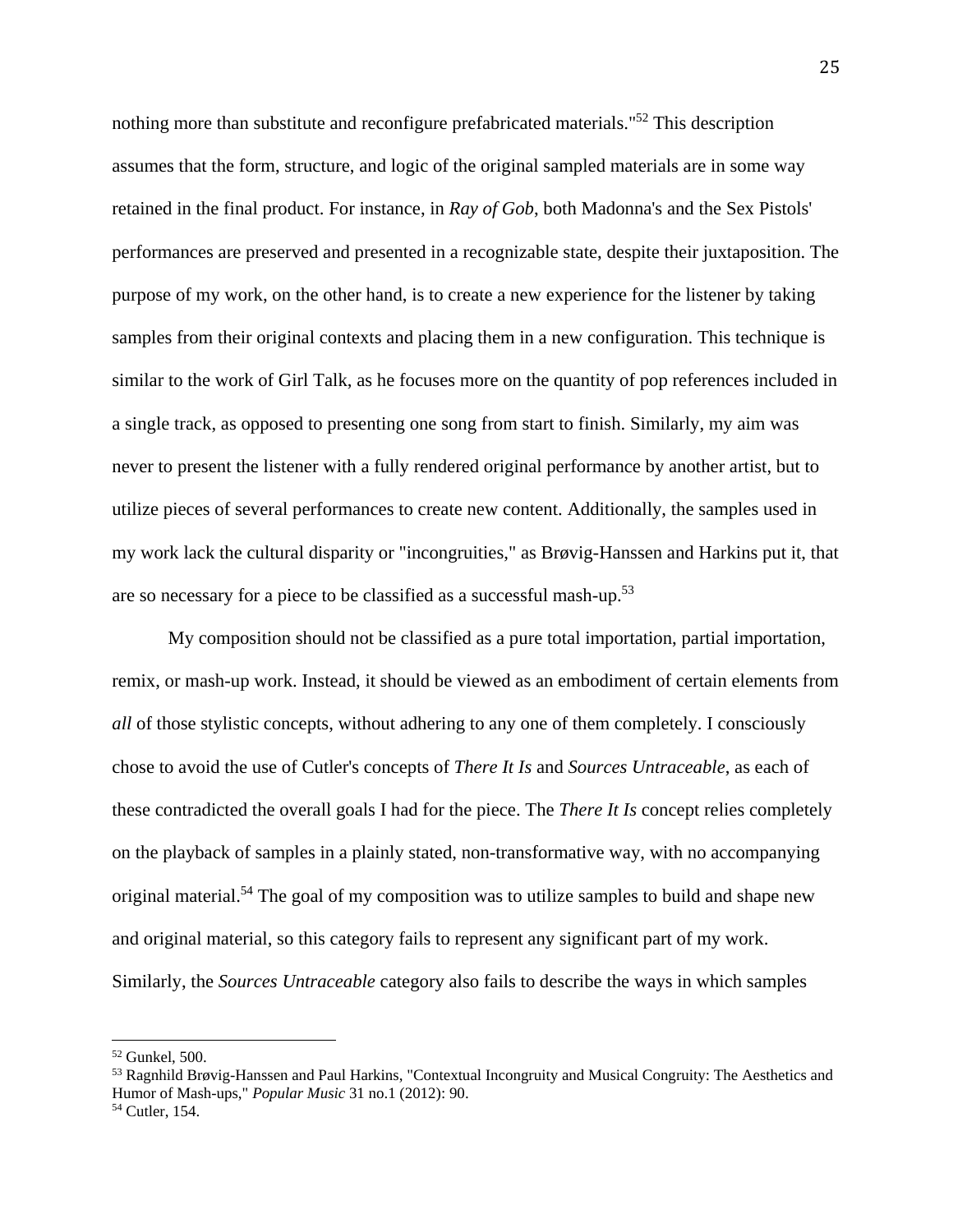nothing more than substitute and reconfigure prefabricated materials."[52] This description assumes that the form, structure, and logic of the original sampled materials are in some way retained in the final product. For instance, in *Ray of Gob*, both Madonna's and the Sex Pistols' performances are preserved and presented in a recognizable state, despite their juxtaposition. The purpose of my work, on the other hand, is to create a new experience for the listener by taking samples from their original contexts and placing them in a new configuration. This technique is similar to the work of Girl Talk, as he focuses more on the quantity of pop references included in a single track, as opposed to presenting one song from start to finish. Similarly, my aim was never to present the listener with a fully rendered original performance by another artist, but to utilize pieces of several performances to create new content. Additionally, the samples used in my work lack the cultural disparity or "incongruities," as Brøvig-Hanssen and Harkins put it, that are so necessary for a piece to be classified as a successful mash-up.[53]

My composition should not be classified as a pure total importation, partial importation, remix, or mash-up work. Instead, it should be viewed as an embodiment of certain elements from *all* of those stylistic concepts, without adhering to any one of them completely. I consciously chose to avoid the use of Cutler's concepts of *There It Is* and *Sources Untraceable*, as each of these contradicted the overall goals I had for the piece. The *There It Is* concept relies completely on the playback of samples in a plainly stated, non-transformative way, with no accompanying original material.[54] The goal of my composition was to utilize samples to build and shape new and original material, so this category fails to represent any significant part of my work. Similarly, the *Sources Untraceable* category also fails to describe the ways in which samples

---

[52] Gunkel, 500.

[53] Ragnhild Brøvig-Hanssen and Paul Harkins, "Contextual Incongruity and Musical Congruity: The Aesthetics and Humor of Mash-ups," *Popular Music* 31 no.1 (2012): 90.

[54] Cutler, 154.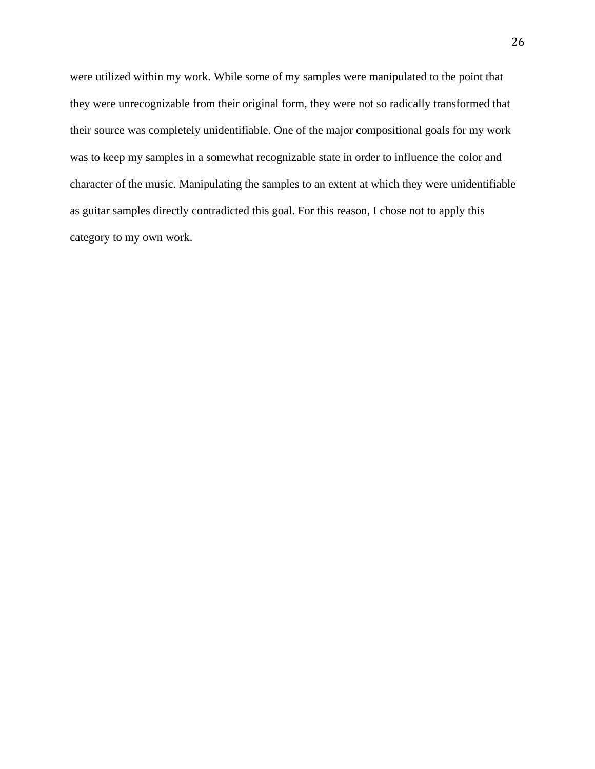were utilized within my work. While some of my samples were manipulated to the point that they were unrecognizable from their original form, they were not so radically transformed that their source was completely unidentifiable. One of the major compositional goals for my work was to keep my samples in a somewhat recognizable state in order to influence the color and character of the music. Manipulating the samples to an extent at which they were unidentifiable as guitar samples directly contradicted this goal. For this reason, I chose not to apply this category to my own work.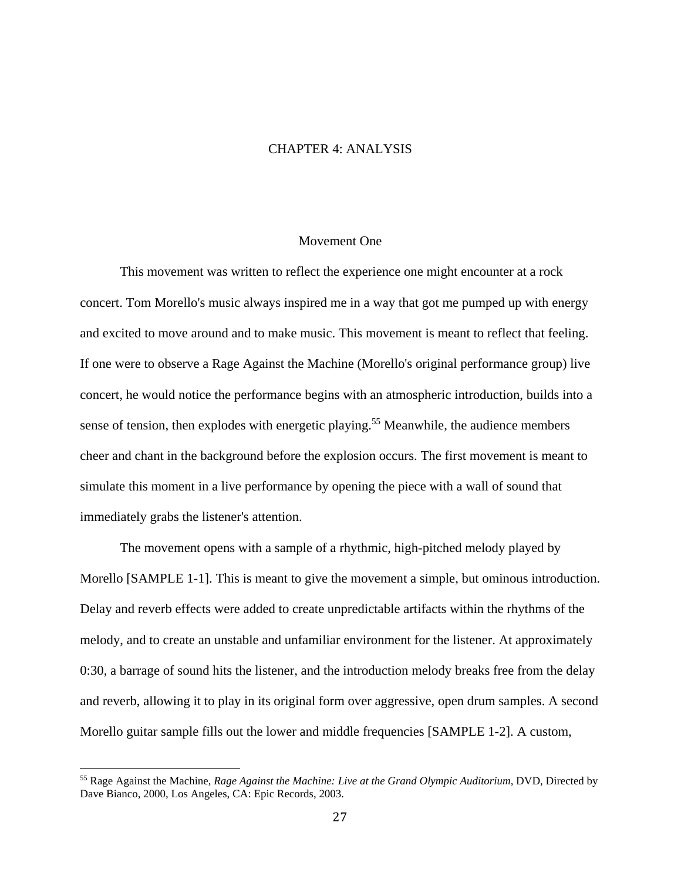# CHAPTER 4: ANALYSIS

## Movement One

This movement was written to reflect the experience one might encounter at a rock concert. Tom Morello's music always inspired me in a way that got me pumped up with energy and excited to move around and to make music. This movement is meant to reflect that feeling. If one were to observe a Rage Against the Machine (Morello's original performance group) live concert, he would notice the performance begins with an atmospheric introduction, builds into a sense of tension, then explodes with energetic playing.[55] Meanwhile, the audience members cheer and chant in the background before the explosion occurs. The first movement is meant to simulate this moment in a live performance by opening the piece with a wall of sound that immediately grabs the listener's attention.

The movement opens with a sample of a rhythmic, high-pitched melody played by Morello [SAMPLE 1-1]. This is meant to give the movement a simple, but ominous introduction. Delay and reverb effects were added to create unpredictable artifacts within the rhythms of the melody, and to create an unstable and unfamiliar environment for the listener. At approximately 0:30, a barrage of sound hits the listener, and the introduction melody breaks free from the delay and reverb, allowing it to play in its original form over aggressive, open drum samples. A second Morello guitar sample fills out the lower and middle frequencies [SAMPLE 1-2]. A custom,

---

[55] Rage Against the Machine, *Rage Against the Machine: Live at the Grand Olympic Auditorium*, DVD, Directed by Dave Bianco, 2000, Los Angeles, CA: Epic Records, 2003.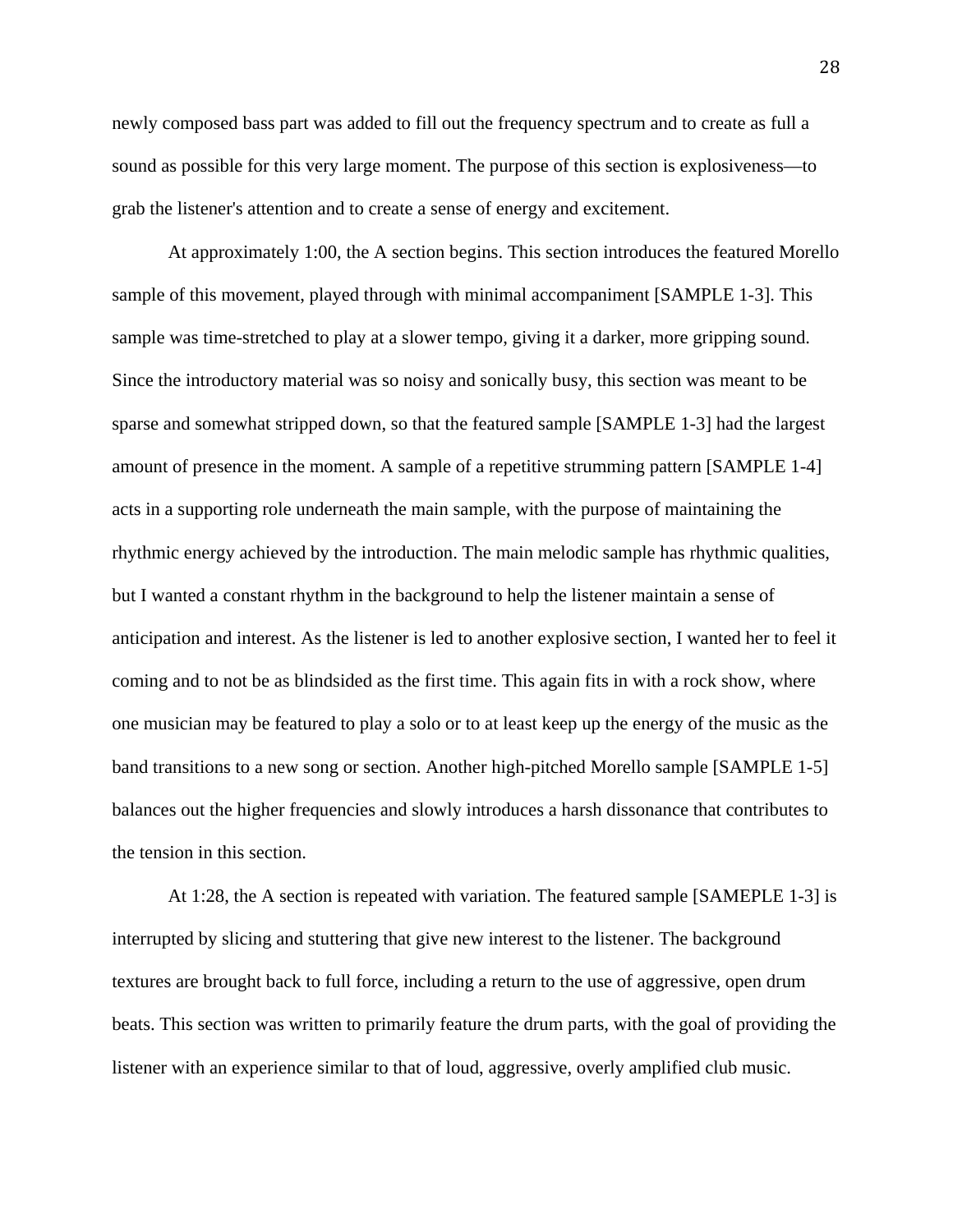newly composed bass part was added to fill out the frequency spectrum and to create as full a sound as possible for this very large moment. The purpose of this section is explosiveness—to grab the listener's attention and to create a sense of energy and excitement.

At approximately 1:00, the A section begins. This section introduces the featured Morello sample of this movement, played through with minimal accompaniment [SAMPLE 1-3]. This sample was time-stretched to play at a slower tempo, giving it a darker, more gripping sound. Since the introductory material was so noisy and sonically busy, this section was meant to be sparse and somewhat stripped down, so that the featured sample [SAMPLE 1-3] had the largest amount of presence in the moment. A sample of a repetitive strumming pattern [SAMPLE 1-4] acts in a supporting role underneath the main sample, with the purpose of maintaining the rhythmic energy achieved by the introduction. The main melodic sample has rhythmic qualities, but I wanted a constant rhythm in the background to help the listener maintain a sense of anticipation and interest. As the listener is led to another explosive section, I wanted her to feel it coming and to not be as blindsided as the first time. This again fits in with a rock show, where one musician may be featured to play a solo or to at least keep up the energy of the music as the band transitions to a new song or section. Another high-pitched Morello sample [SAMPLE 1-5] balances out the higher frequencies and slowly introduces a harsh dissonance that contributes to the tension in this section.

At 1:28, the A section is repeated with variation. The featured sample [SAMEPLE 1-3] is interrupted by slicing and stuttering that give new interest to the listener. The background textures are brought back to full force, including a return to the use of aggressive, open drum beats. This section was written to primarily feature the drum parts, with the goal of providing the listener with an experience similar to that of loud, aggressive, overly amplified club music.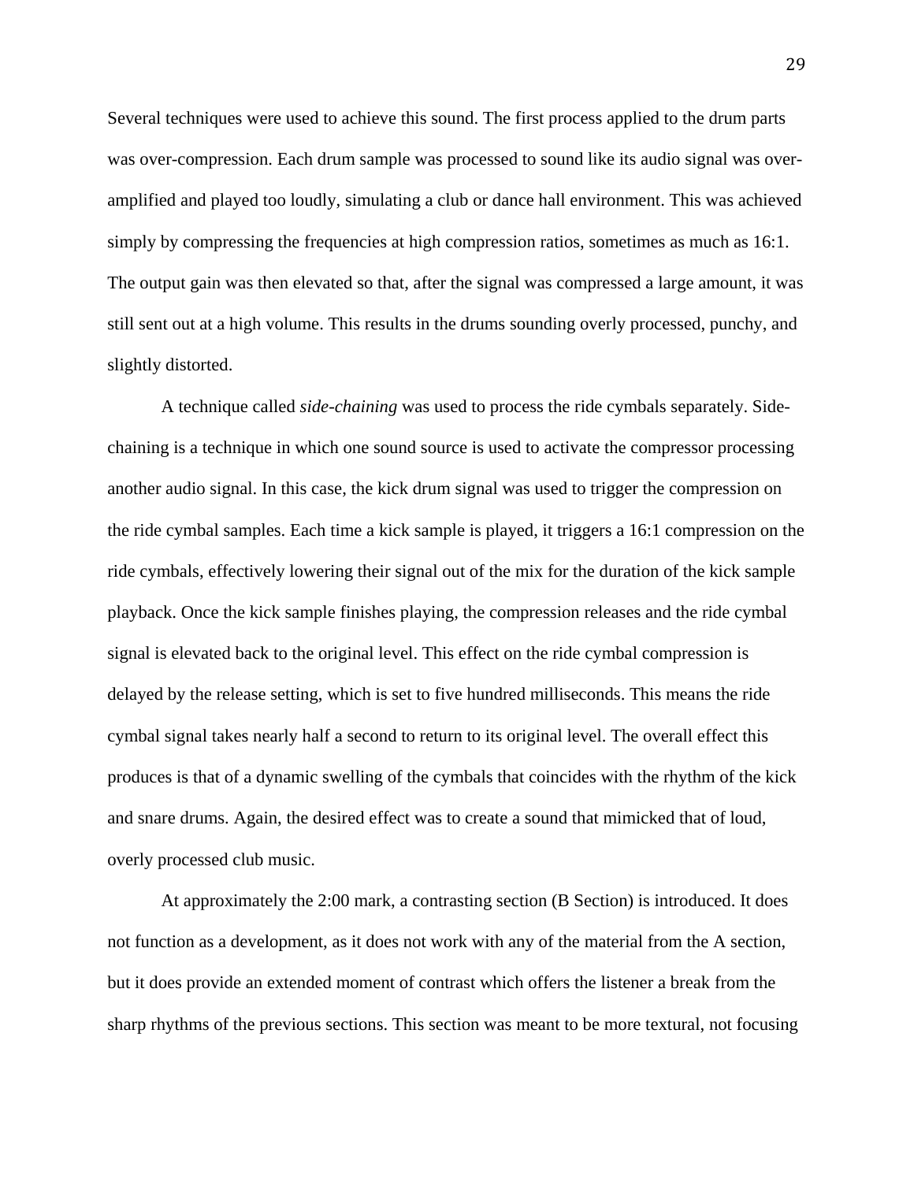Several techniques were used to achieve this sound. The first process applied to the drum parts was over-compression. Each drum sample was processed to sound like its audio signal was over-amplified and played too loudly, simulating a club or dance hall environment. This was achieved simply by compressing the frequencies at high compression ratios, sometimes as much as 16:1. The output gain was then elevated so that, after the signal was compressed a large amount, it was still sent out at a high volume. This results in the drums sounding overly processed, punchy, and slightly distorted.

A technique called *side-chaining* was used to process the ride cymbals separately. Side-chaining is a technique in which one sound source is used to activate the compressor processing another audio signal. In this case, the kick drum signal was used to trigger the compression on the ride cymbal samples. Each time a kick sample is played, it triggers a 16:1 compression on the ride cymbals, effectively lowering their signal out of the mix for the duration of the kick sample playback. Once the kick sample finishes playing, the compression releases and the ride cymbal signal is elevated back to the original level. This effect on the ride cymbal compression is delayed by the release setting, which is set to five hundred milliseconds. This means the ride cymbal signal takes nearly half a second to return to its original level. The overall effect this produces is that of a dynamic swelling of the cymbals that coincides with the rhythm of the kick and snare drums. Again, the desired effect was to create a sound that mimicked that of loud, overly processed club music.

At approximately the 2:00 mark, a contrasting section (B Section) is introduced. It does not function as a development, as it does not work with any of the material from the A section, but it does provide an extended moment of contrast which offers the listener a break from the sharp rhythms of the previous sections. This section was meant to be more textural, not focusing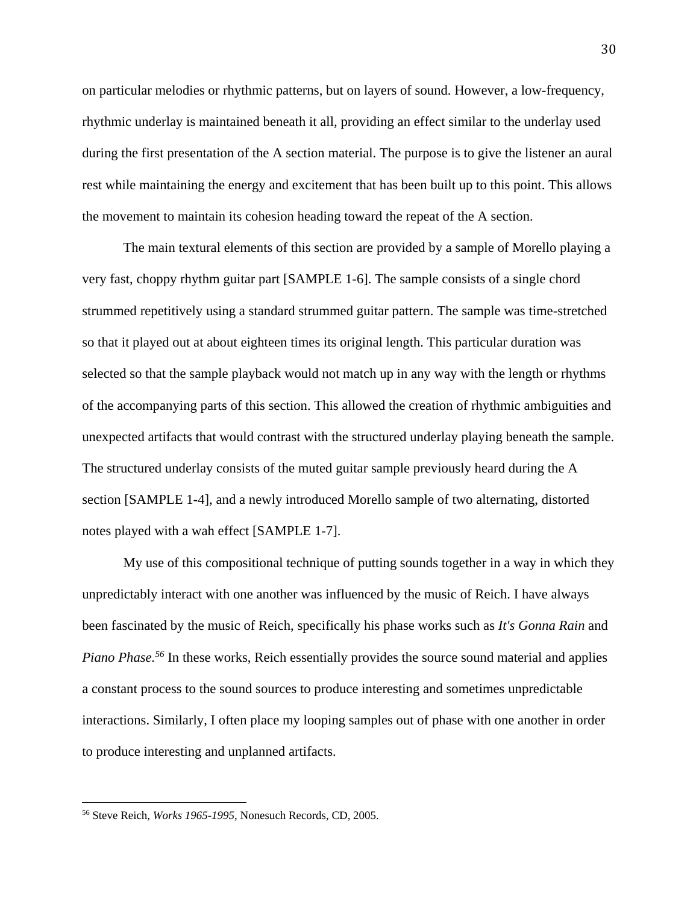on particular melodies or rhythmic patterns, but on layers of sound. However, a low-frequency, rhythmic underlay is maintained beneath it all, providing an effect similar to the underlay used during the first presentation of the A section material. The purpose is to give the listener an aural rest while maintaining the energy and excitement that has been built up to this point. This allows the movement to maintain its cohesion heading toward the repeat of the A section.

The main textural elements of this section are provided by a sample of Morello playing a very fast, choppy rhythm guitar part [SAMPLE 1-6]. The sample consists of a single chord strummed repetitively using a standard strummed guitar pattern. The sample was time-stretched so that it played out at about eighteen times its original length. This particular duration was selected so that the sample playback would not match up in any way with the length or rhythms of the accompanying parts of this section. This allowed the creation of rhythmic ambiguities and unexpected artifacts that would contrast with the structured underlay playing beneath the sample. The structured underlay consists of the muted guitar sample previously heard during the A section [SAMPLE 1-4], and a newly introduced Morello sample of two alternating, distorted notes played with a wah effect [SAMPLE 1-7].

My use of this compositional technique of putting sounds together in a way in which they unpredictably interact with one another was influenced by the music of Reich. I have always been fascinated by the music of Reich, specifically his phase works such as *It's Gonna Rain* and *Piano Phase*.[56] In these works, Reich essentially provides the source sound material and applies a constant process to the sound sources to produce interesting and sometimes unpredictable interactions. Similarly, I often place my looping samples out of phase with one another in order to produce interesting and unplanned artifacts.

---

[56] Steve Reich, *Works 1965-1995*, Nonesuch Records, CD, 2005.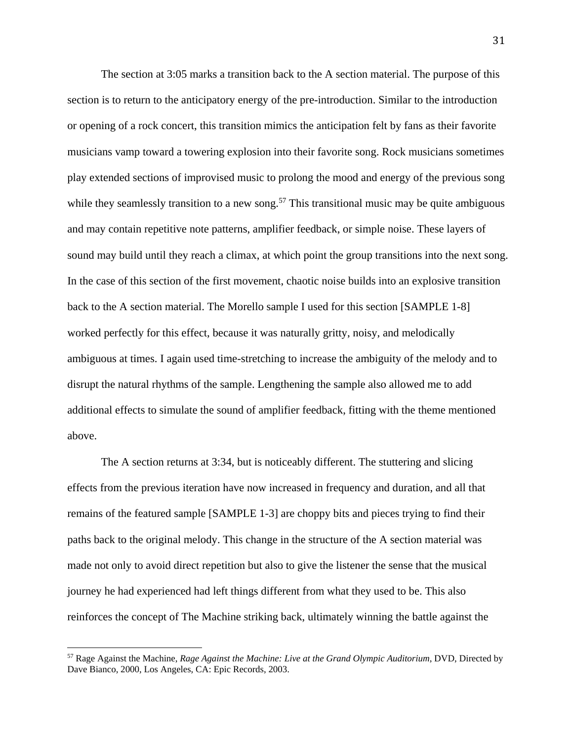The section at 3:05 marks a transition back to the A section material. The purpose of this section is to return to the anticipatory energy of the pre-introduction. Similar to the introduction or opening of a rock concert, this transition mimics the anticipation felt by fans as their favorite musicians vamp toward a towering explosion into their favorite song. Rock musicians sometimes play extended sections of improvised music to prolong the mood and energy of the previous song while they seamlessly transition to a new song.[57] This transitional music may be quite ambiguous and may contain repetitive note patterns, amplifier feedback, or simple noise. These layers of sound may build until they reach a climax, at which point the group transitions into the next song. In the case of this section of the first movement, chaotic noise builds into an explosive transition back to the A section material. The Morello sample I used for this section [SAMPLE 1-8] worked perfectly for this effect, because it was naturally gritty, noisy, and melodically ambiguous at times. I again used time-stretching to increase the ambiguity of the melody and to disrupt the natural rhythms of the sample. Lengthening the sample also allowed me to add additional effects to simulate the sound of amplifier feedback, fitting with the theme mentioned above.

The A section returns at 3:34, but is noticeably different. The stuttering and slicing effects from the previous iteration have now increased in frequency and duration, and all that remains of the featured sample [SAMPLE 1-3] are choppy bits and pieces trying to find their paths back to the original melody. This change in the structure of the A section material was made not only to avoid direct repetition but also to give the listener the sense that the musical journey he had experienced had left things different from what they used to be. This also reinforces the concept of The Machine striking back, ultimately winning the battle against the

---

[57] Rage Against the Machine, *Rage Against the Machine: Live at the Grand Olympic Auditorium*, DVD, Directed by Dave Bianco, 2000, Los Angeles, CA: Epic Records, 2003.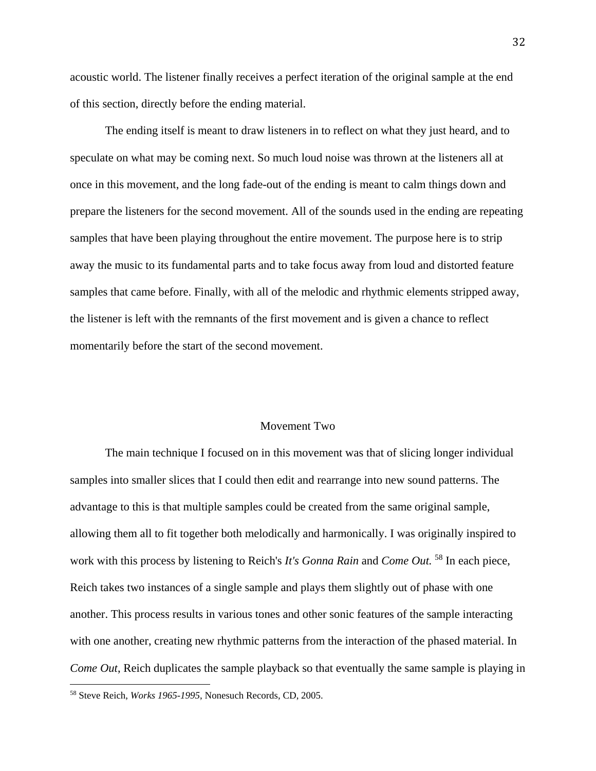acoustic world. The listener finally receives a perfect iteration of the original sample at the end of this section, directly before the ending material.

The ending itself is meant to draw listeners in to reflect on what they just heard, and to speculate on what may be coming next. So much loud noise was thrown at the listeners all at once in this movement, and the long fade-out of the ending is meant to calm things down and prepare the listeners for the second movement. All of the sounds used in the ending are repeating samples that have been playing throughout the entire movement. The purpose here is to strip away the music to its fundamental parts and to take focus away from loud and distorted feature samples that came before. Finally, with all of the melodic and rhythmic elements stripped away, the listener is left with the remnants of the first movement and is given a chance to reflect momentarily before the start of the second movement.

## Movement Two

The main technique I focused on in this movement was that of slicing longer individual samples into smaller slices that I could then edit and rearrange into new sound patterns. The advantage to this is that multiple samples could be created from the same original sample, allowing them all to fit together both melodically and harmonically. I was originally inspired to work with this process by listening to Reich's *It's Gonna Rain* and *Come Out.* [58] In each piece, Reich takes two instances of a single sample and plays them slightly out of phase with one another. This process results in various tones and other sonic features of the sample interacting with one another, creating new rhythmic patterns from the interaction of the phased material. In *Come Out*, Reich duplicates the sample playback so that eventually the same sample is playing in

[58] Steve Reich, *Works 1965-1995*, Nonesuch Records, CD, 2005.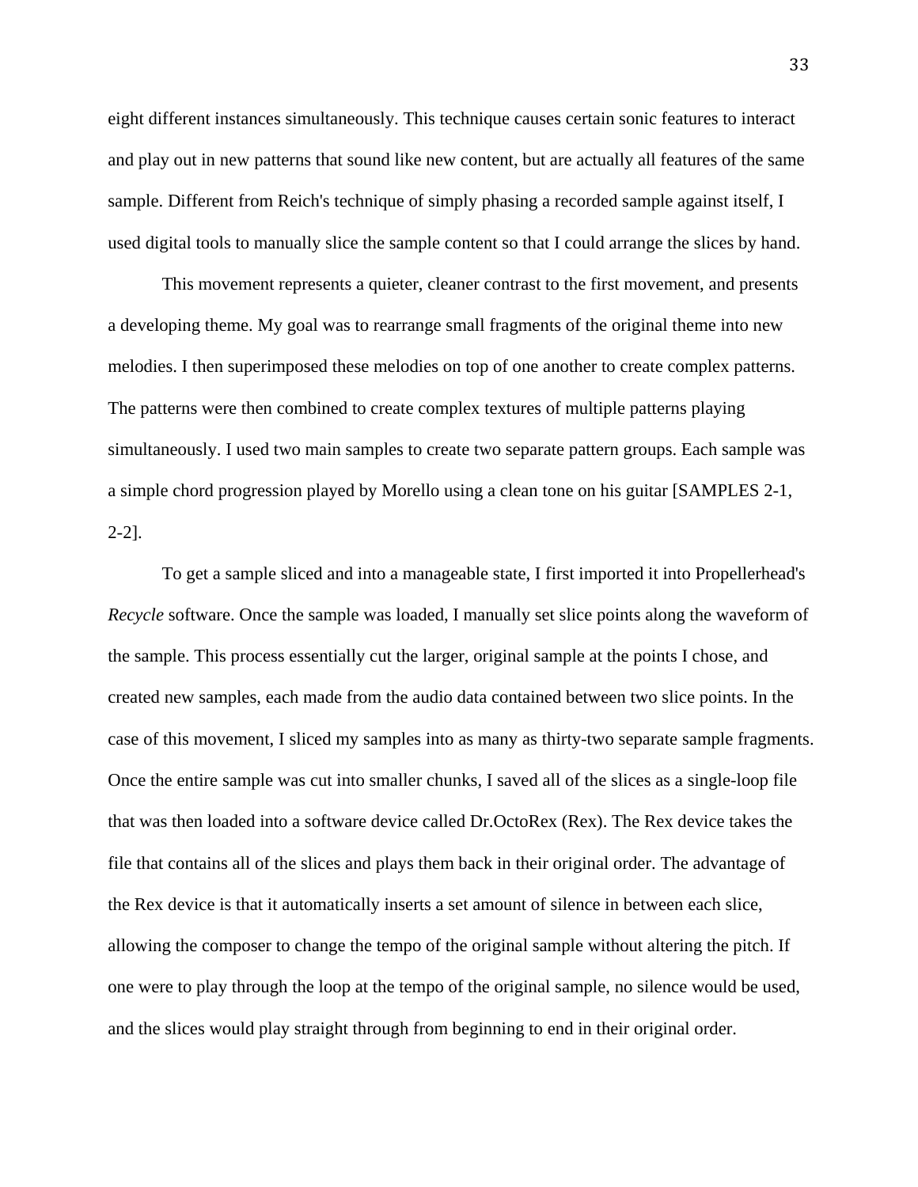eight different instances simultaneously. This technique causes certain sonic features to interact and play out in new patterns that sound like new content, but are actually all features of the same sample. Different from Reich's technique of simply phasing a recorded sample against itself, I used digital tools to manually slice the sample content so that I could arrange the slices by hand.

This movement represents a quieter, cleaner contrast to the first movement, and presents a developing theme. My goal was to rearrange small fragments of the original theme into new melodies. I then superimposed these melodies on top of one another to create complex patterns. The patterns were then combined to create complex textures of multiple patterns playing simultaneously. I used two main samples to create two separate pattern groups. Each sample was a simple chord progression played by Morello using a clean tone on his guitar [SAMPLES 2-1, 2-2].

To get a sample sliced and into a manageable state, I first imported it into Propellerhead's *Recycle* software. Once the sample was loaded, I manually set slice points along the waveform of the sample. This process essentially cut the larger, original sample at the points I chose, and created new samples, each made from the audio data contained between two slice points. In the case of this movement, I sliced my samples into as many as thirty-two separate sample fragments. Once the entire sample was cut into smaller chunks, I saved all of the slices as a single-loop file that was then loaded into a software device called Dr.OctoRex (Rex). The Rex device takes the file that contains all of the slices and plays them back in their original order. The advantage of the Rex device is that it automatically inserts a set amount of silence in between each slice, allowing the composer to change the tempo of the original sample without altering the pitch. If one were to play through the loop at the tempo of the original sample, no silence would be used, and the slices would play straight through from beginning to end in their original order.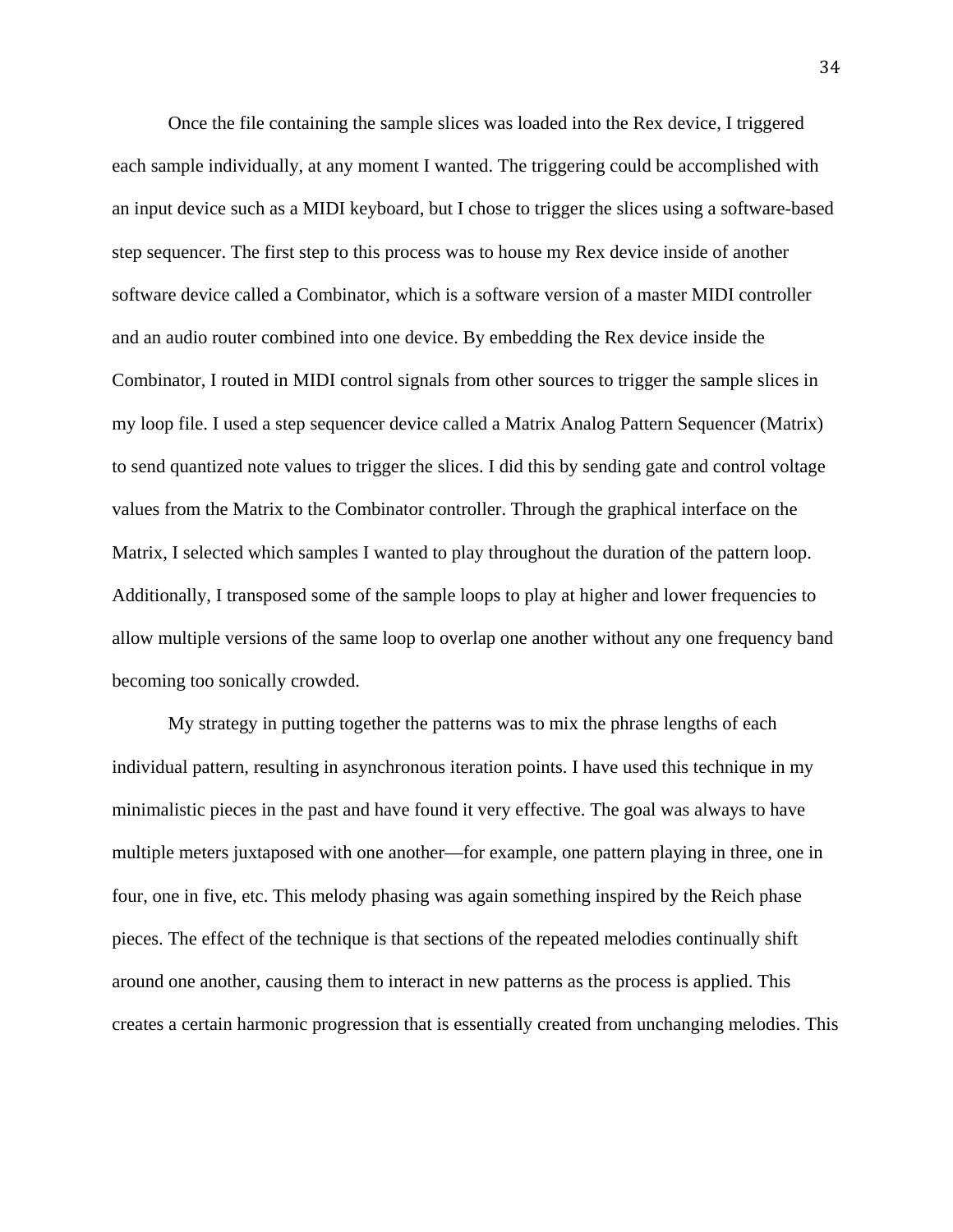Once the file containing the sample slices was loaded into the Rex device, I triggered each sample individually, at any moment I wanted. The triggering could be accomplished with an input device such as a MIDI keyboard, but I chose to trigger the slices using a software-based step sequencer. The first step to this process was to house my Rex device inside of another software device called a Combinator, which is a software version of a master MIDI controller and an audio router combined into one device. By embedding the Rex device inside the Combinator, I routed in MIDI control signals from other sources to trigger the sample slices in my loop file. I used a step sequencer device called a Matrix Analog Pattern Sequencer (Matrix) to send quantized note values to trigger the slices. I did this by sending gate and control voltage values from the Matrix to the Combinator controller. Through the graphical interface on the Matrix, I selected which samples I wanted to play throughout the duration of the pattern loop. Additionally, I transposed some of the sample loops to play at higher and lower frequencies to allow multiple versions of the same loop to overlap one another without any one frequency band becoming too sonically crowded.

My strategy in putting together the patterns was to mix the phrase lengths of each individual pattern, resulting in asynchronous iteration points. I have used this technique in my minimalistic pieces in the past and have found it very effective. The goal was always to have multiple meters juxtaposed with one another—for example, one pattern playing in three, one in four, one in five, etc. This melody phasing was again something inspired by the Reich phase pieces. The effect of the technique is that sections of the repeated melodies continually shift around one another, causing them to interact in new patterns as the process is applied. This creates a certain harmonic progression that is essentially created from unchanging melodies. This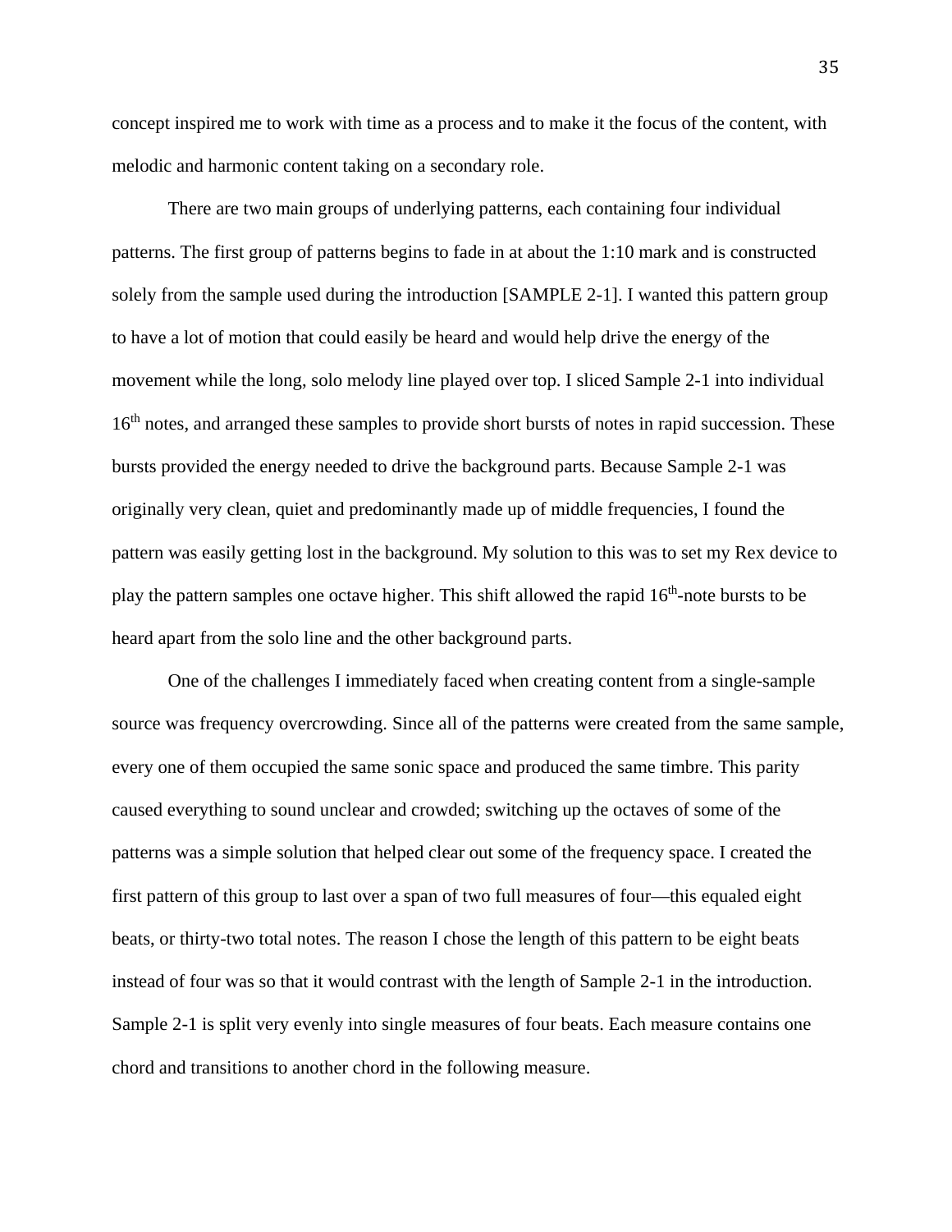concept inspired me to work with time as a process and to make it the focus of the content, with melodic and harmonic content taking on a secondary role.

There are two main groups of underlying patterns, each containing four individual patterns. The first group of patterns begins to fade in at about the 1:10 mark and is constructed solely from the sample used during the introduction [SAMPLE 2-1]. I wanted this pattern group to have a lot of motion that could easily be heard and would help drive the energy of the movement while the long, solo melody line played over top. I sliced Sample 2-1 into individual 16th notes, and arranged these samples to provide short bursts of notes in rapid succession. These bursts provided the energy needed to drive the background parts. Because Sample 2-1 was originally very clean, quiet and predominantly made up of middle frequencies, I found the pattern was easily getting lost in the background. My solution to this was to set my Rex device to play the pattern samples one octave higher. This shift allowed the rapid 16th-note bursts to be heard apart from the solo line and the other background parts.

One of the challenges I immediately faced when creating content from a single-sample source was frequency overcrowding. Since all of the patterns were created from the same sample, every one of them occupied the same sonic space and produced the same timbre. This parity caused everything to sound unclear and crowded; switching up the octaves of some of the patterns was a simple solution that helped clear out some of the frequency space. I created the first pattern of this group to last over a span of two full measures of four—this equaled eight beats, or thirty-two total notes. The reason I chose the length of this pattern to be eight beats instead of four was so that it would contrast with the length of Sample 2-1 in the introduction. Sample 2-1 is split very evenly into single measures of four beats. Each measure contains one chord and transitions to another chord in the following measure.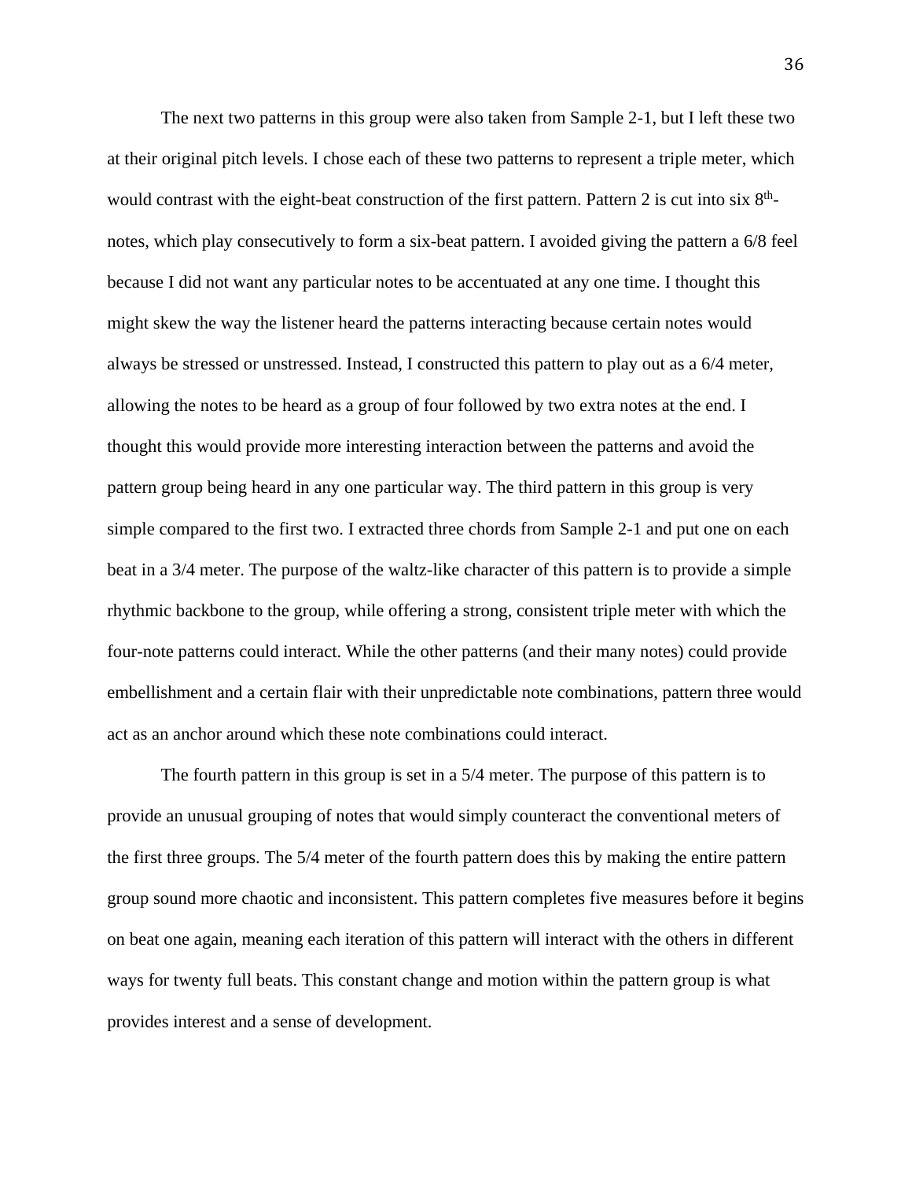The next two patterns in this group were also taken from Sample 2-1, but I left these two at their original pitch levels. I chose each of these two patterns to represent a triple meter, which would contrast with the eight-beat construction of the first pattern. Pattern 2 is cut into six 8th-notes, which play consecutively to form a six-beat pattern. I avoided giving the pattern a 6/8 feel because I did not want any particular notes to be accentuated at any one time. I thought this might skew the way the listener heard the patterns interacting because certain notes would always be stressed or unstressed. Instead, I constructed this pattern to play out as a 6/4 meter, allowing the notes to be heard as a group of four followed by two extra notes at the end. I thought this would provide more interesting interaction between the patterns and avoid the pattern group being heard in any one particular way. The third pattern in this group is very simple compared to the first two. I extracted three chords from Sample 2-1 and put one on each beat in a 3/4 meter. The purpose of the waltz-like character of this pattern is to provide a simple rhythmic backbone to the group, while offering a strong, consistent triple meter with which the four-note patterns could interact. While the other patterns (and their many notes) could provide embellishment and a certain flair with their unpredictable note combinations, pattern three would act as an anchor around which these note combinations could interact.

The fourth pattern in this group is set in a 5/4 meter. The purpose of this pattern is to provide an unusual grouping of notes that would simply counteract the conventional meters of the first three groups. The 5/4 meter of the fourth pattern does this by making the entire pattern group sound more chaotic and inconsistent. This pattern completes five measures before it begins on beat one again, meaning each iteration of this pattern will interact with the others in different ways for twenty full beats. This constant change and motion within the pattern group is what provides interest and a sense of development.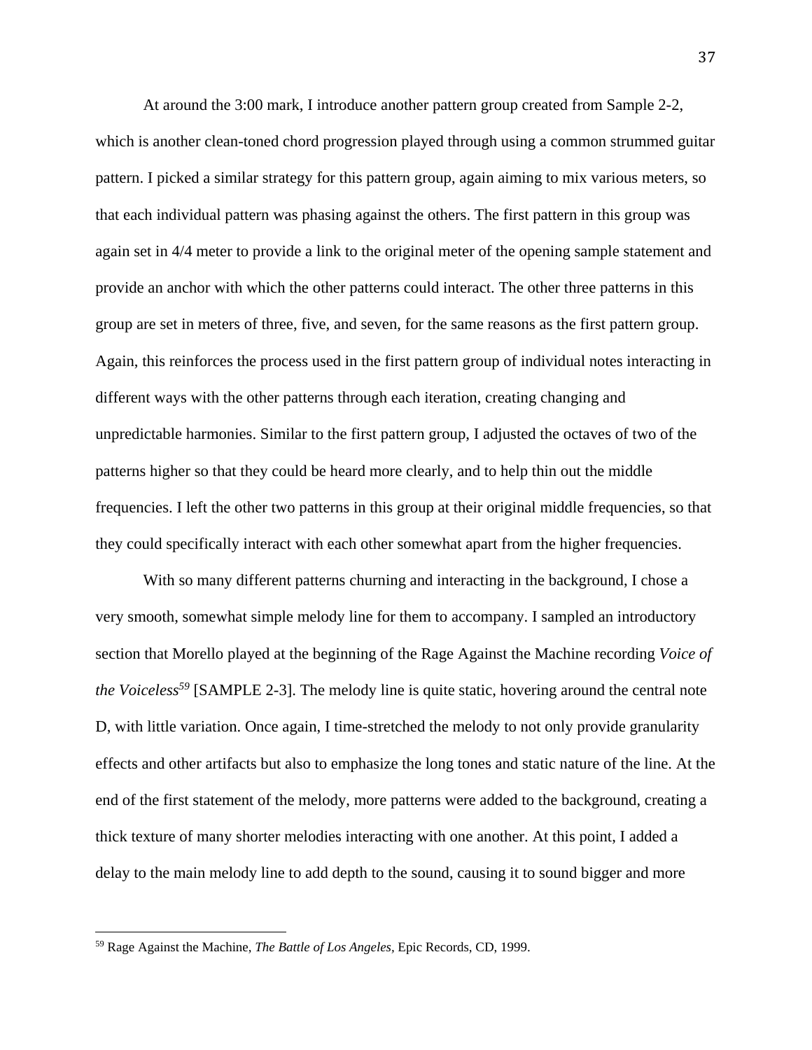At around the 3:00 mark, I introduce another pattern group created from Sample 2-2, which is another clean-toned chord progression played through using a common strummed guitar pattern. I picked a similar strategy for this pattern group, again aiming to mix various meters, so that each individual pattern was phasing against the others. The first pattern in this group was again set in 4/4 meter to provide a link to the original meter of the opening sample statement and provide an anchor with which the other patterns could interact. The other three patterns in this group are set in meters of three, five, and seven, for the same reasons as the first pattern group. Again, this reinforces the process used in the first pattern group of individual notes interacting in different ways with the other patterns through each iteration, creating changing and unpredictable harmonies. Similar to the first pattern group, I adjusted the octaves of two of the patterns higher so that they could be heard more clearly, and to help thin out the middle frequencies. I left the other two patterns in this group at their original middle frequencies, so that they could specifically interact with each other somewhat apart from the higher frequencies.

With so many different patterns churning and interacting in the background, I chose a very smooth, somewhat simple melody line for them to accompany. I sampled an introductory section that Morello played at the beginning of the Rage Against the Machine recording *Voice of the Voiceless*[59] [SAMPLE 2-3]. The melody line is quite static, hovering around the central note D, with little variation. Once again, I time-stretched the melody to not only provide granularity effects and other artifacts but also to emphasize the long tones and static nature of the line. At the end of the first statement of the melody, more patterns were added to the background, creating a thick texture of many shorter melodies interacting with one another. At this point, I added a delay to the main melody line to add depth to the sound, causing it to sound bigger and more

---

[59] Rage Against the Machine, *The Battle of Los Angeles*, Epic Records, CD, 1999.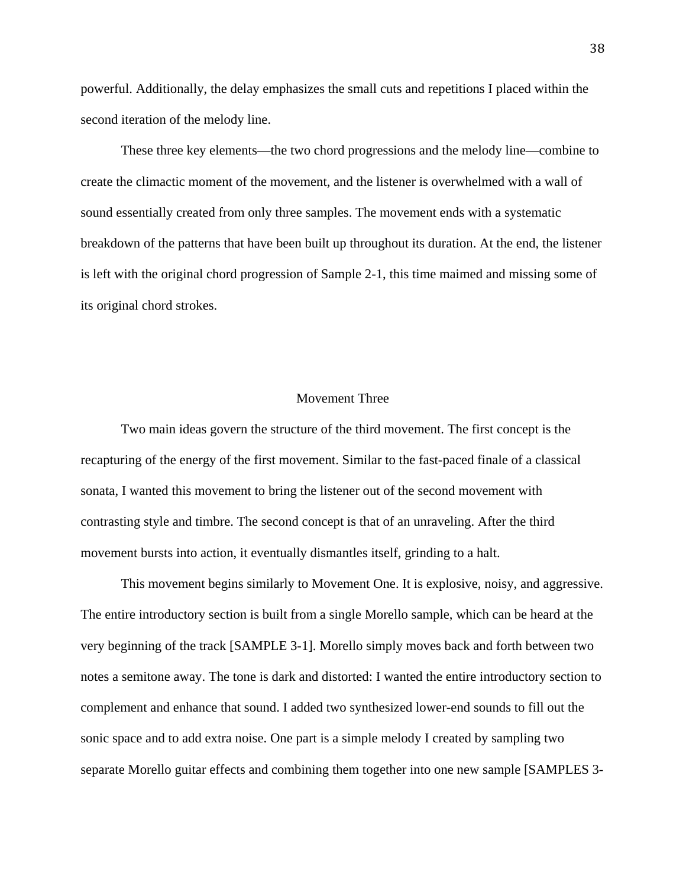powerful. Additionally, the delay emphasizes the small cuts and repetitions I placed within the second iteration of the melody line.

These three key elements—the two chord progressions and the melody line—combine to create the climactic moment of the movement, and the listener is overwhelmed with a wall of sound essentially created from only three samples. The movement ends with a systematic breakdown of the patterns that have been built up throughout its duration. At the end, the listener is left with the original chord progression of Sample 2-1, this time maimed and missing some of its original chord strokes.

## Movement Three

Two main ideas govern the structure of the third movement. The first concept is the recapturing of the energy of the first movement. Similar to the fast-paced finale of a classical sonata, I wanted this movement to bring the listener out of the second movement with contrasting style and timbre. The second concept is that of an unraveling. After the third movement bursts into action, it eventually dismantles itself, grinding to a halt.

This movement begins similarly to Movement One. It is explosive, noisy, and aggressive. The entire introductory section is built from a single Morello sample, which can be heard at the very beginning of the track [SAMPLE 3-1]. Morello simply moves back and forth between two notes a semitone away. The tone is dark and distorted: I wanted the entire introductory section to complement and enhance that sound. I added two synthesized lower-end sounds to fill out the sonic space and to add extra noise. One part is a simple melody I created by sampling two separate Morello guitar effects and combining them together into one new sample [SAMPLES 3-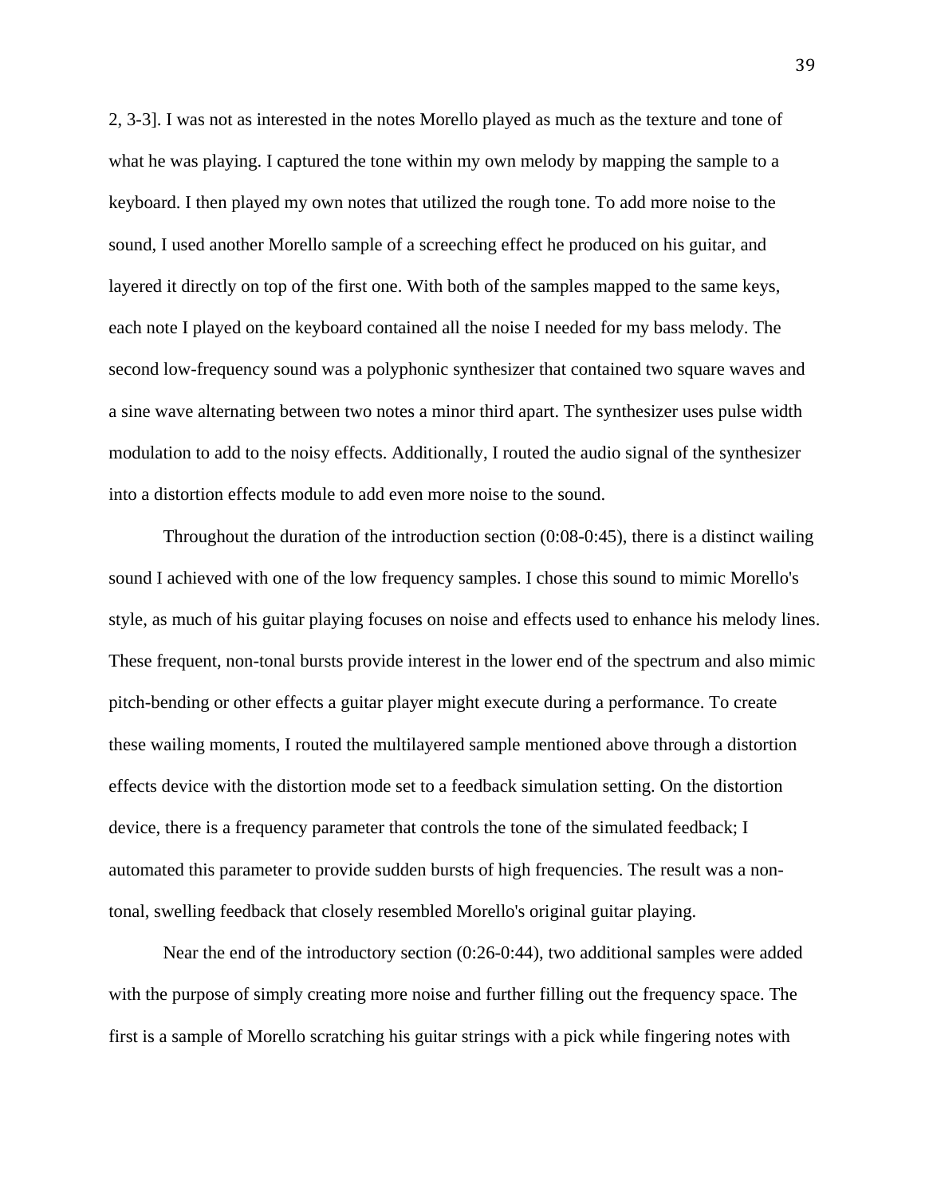2, 3-3]. I was not as interested in the notes Morello played as much as the texture and tone of what he was playing. I captured the tone within my own melody by mapping the sample to a keyboard. I then played my own notes that utilized the rough tone. To add more noise to the sound, I used another Morello sample of a screeching effect he produced on his guitar, and layered it directly on top of the first one. With both of the samples mapped to the same keys, each note I played on the keyboard contained all the noise I needed for my bass melody. The second low-frequency sound was a polyphonic synthesizer that contained two square waves and a sine wave alternating between two notes a minor third apart. The synthesizer uses pulse width modulation to add to the noisy effects. Additionally, I routed the audio signal of the synthesizer into a distortion effects module to add even more noise to the sound.

Throughout the duration of the introduction section (0:08-0:45), there is a distinct wailing sound I achieved with one of the low frequency samples. I chose this sound to mimic Morello's style, as much of his guitar playing focuses on noise and effects used to enhance his melody lines. These frequent, non-tonal bursts provide interest in the lower end of the spectrum and also mimic pitch-bending or other effects a guitar player might execute during a performance. To create these wailing moments, I routed the multilayered sample mentioned above through a distortion effects device with the distortion mode set to a feedback simulation setting. On the distortion device, there is a frequency parameter that controls the tone of the simulated feedback; I automated this parameter to provide sudden bursts of high frequencies. The result was a non-tonal, swelling feedback that closely resembled Morello's original guitar playing.

Near the end of the introductory section (0:26-0:44), two additional samples were added with the purpose of simply creating more noise and further filling out the frequency space. The first is a sample of Morello scratching his guitar strings with a pick while fingering notes with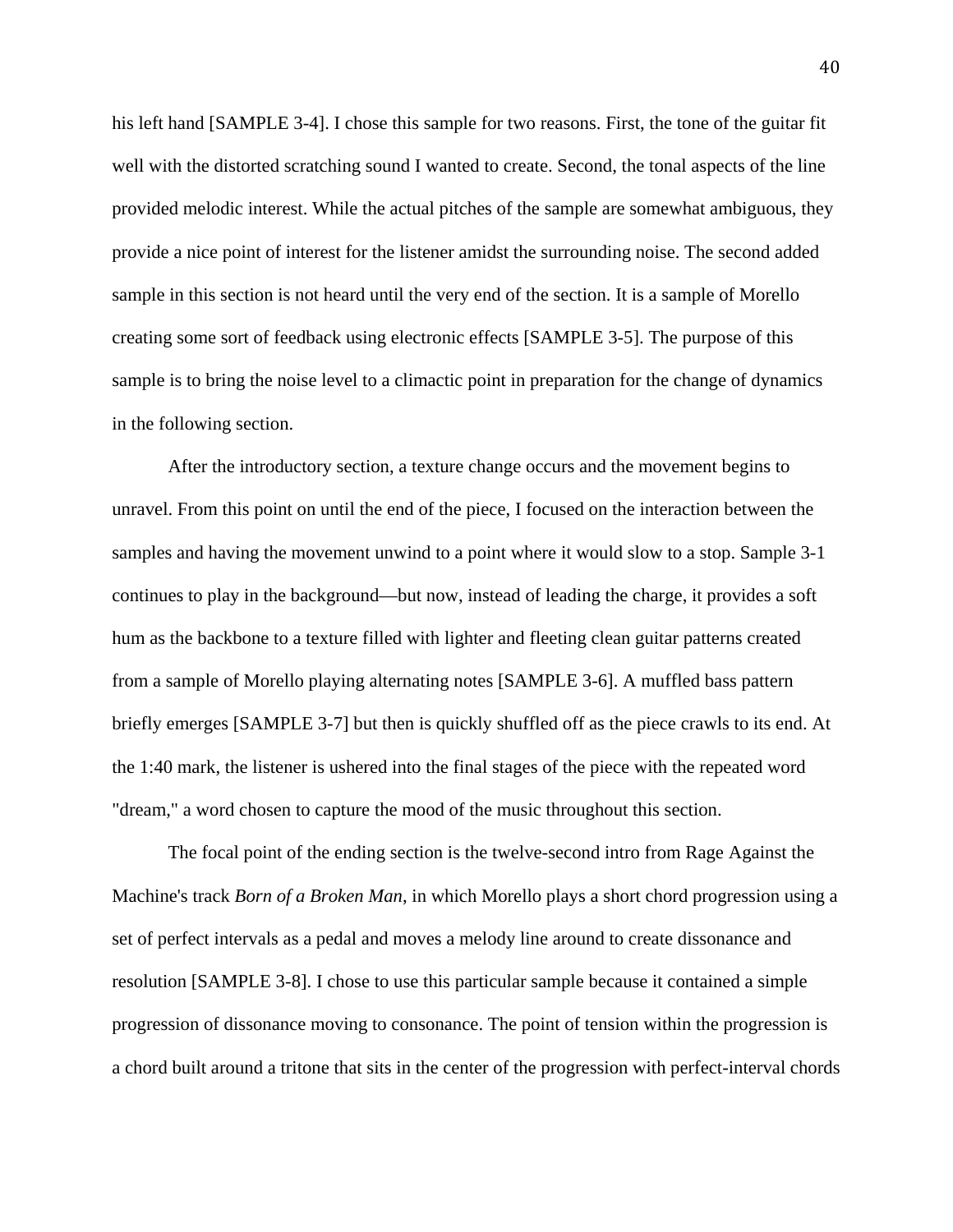his left hand [SAMPLE 3-4]. I chose this sample for two reasons. First, the tone of the guitar fit well with the distorted scratching sound I wanted to create. Second, the tonal aspects of the line provided melodic interest. While the actual pitches of the sample are somewhat ambiguous, they provide a nice point of interest for the listener amidst the surrounding noise. The second added sample in this section is not heard until the very end of the section. It is a sample of Morello creating some sort of feedback using electronic effects [SAMPLE 3-5]. The purpose of this sample is to bring the noise level to a climactic point in preparation for the change of dynamics in the following section.

After the introductory section, a texture change occurs and the movement begins to unravel. From this point on until the end of the piece, I focused on the interaction between the samples and having the movement unwind to a point where it would slow to a stop. Sample 3-1 continues to play in the background—but now, instead of leading the charge, it provides a soft hum as the backbone to a texture filled with lighter and fleeting clean guitar patterns created from a sample of Morello playing alternating notes [SAMPLE 3-6]. A muffled bass pattern briefly emerges [SAMPLE 3-7] but then is quickly shuffled off as the piece crawls to its end. At the 1:40 mark, the listener is ushered into the final stages of the piece with the repeated word "dream," a word chosen to capture the mood of the music throughout this section.

The focal point of the ending section is the twelve-second intro from Rage Against the Machine's track *Born of a Broken Man*, in which Morello plays a short chord progression using a set of perfect intervals as a pedal and moves a melody line around to create dissonance and resolution [SAMPLE 3-8]. I chose to use this particular sample because it contained a simple progression of dissonance moving to consonance. The point of tension within the progression is a chord built around a tritone that sits in the center of the progression with perfect-interval chords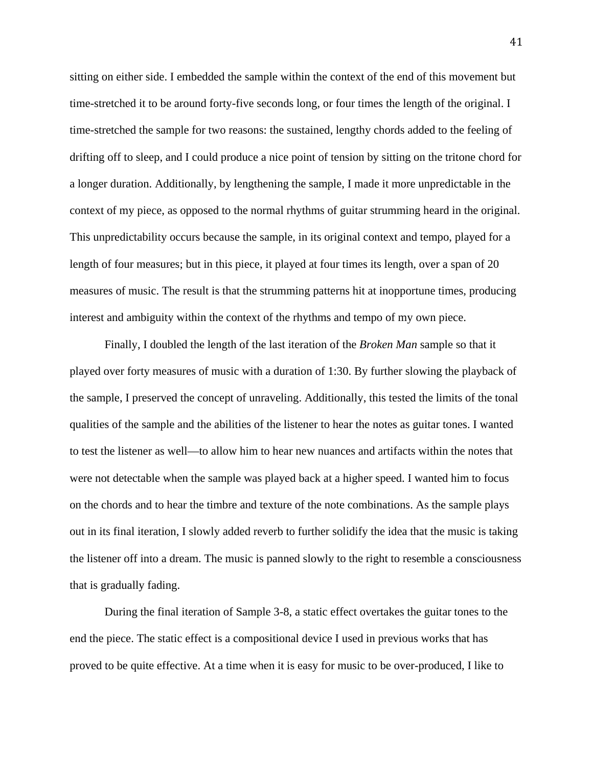sitting on either side. I embedded the sample within the context of the end of this movement but time-stretched it to be around forty-five seconds long, or four times the length of the original. I time-stretched the sample for two reasons: the sustained, lengthy chords added to the feeling of drifting off to sleep, and I could produce a nice point of tension by sitting on the tritone chord for a longer duration. Additionally, by lengthening the sample, I made it more unpredictable in the context of my piece, as opposed to the normal rhythms of guitar strumming heard in the original. This unpredictability occurs because the sample, in its original context and tempo, played for a length of four measures; but in this piece, it played at four times its length, over a span of 20 measures of music. The result is that the strumming patterns hit at inopportune times, producing interest and ambiguity within the context of the rhythms and tempo of my own piece.

Finally, I doubled the length of the last iteration of the *Broken Man* sample so that it played over forty measures of music with a duration of 1:30. By further slowing the playback of the sample, I preserved the concept of unraveling. Additionally, this tested the limits of the tonal qualities of the sample and the abilities of the listener to hear the notes as guitar tones. I wanted to test the listener as well—to allow him to hear new nuances and artifacts within the notes that were not detectable when the sample was played back at a higher speed. I wanted him to focus on the chords and to hear the timbre and texture of the note combinations. As the sample plays out in its final iteration, I slowly added reverb to further solidify the idea that the music is taking the listener off into a dream. The music is panned slowly to the right to resemble a consciousness that is gradually fading.

During the final iteration of Sample 3-8, a static effect overtakes the guitar tones to the end the piece. The static effect is a compositional device I used in previous works that has proved to be quite effective. At a time when it is easy for music to be over-produced, I like to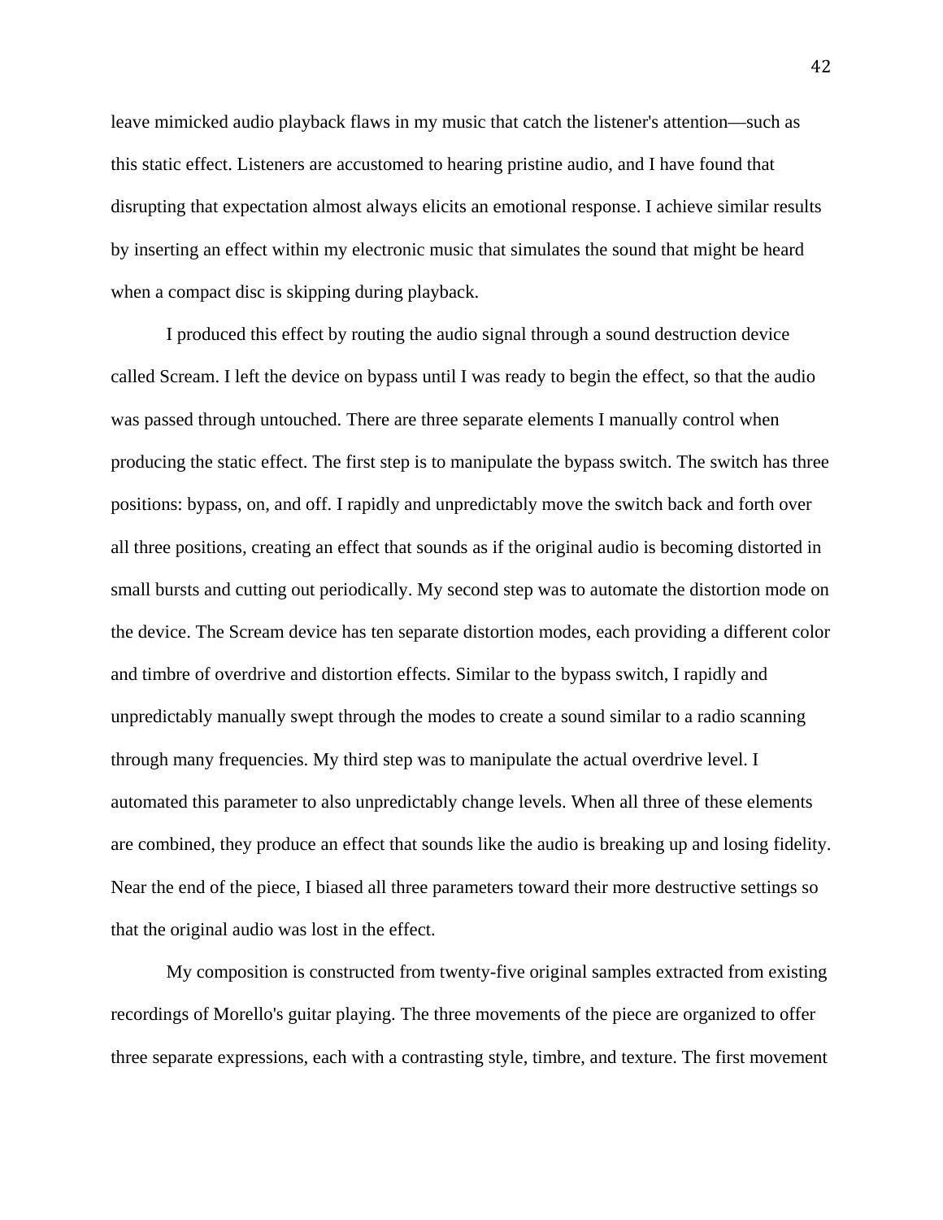leave mimicked audio playback flaws in my music that catch the listener's attention—such as this static effect. Listeners are accustomed to hearing pristine audio, and I have found that disrupting that expectation almost always elicits an emotional response. I achieve similar results by inserting an effect within my electronic music that simulates the sound that might be heard when a compact disc is skipping during playback.

I produced this effect by routing the audio signal through a sound destruction device called Scream. I left the device on bypass until I was ready to begin the effect, so that the audio was passed through untouched. There are three separate elements I manually control when producing the static effect. The first step is to manipulate the bypass switch. The switch has three positions: bypass, on, and off. I rapidly and unpredictably move the switch back and forth over all three positions, creating an effect that sounds as if the original audio is becoming distorted in small bursts and cutting out periodically. My second step was to automate the distortion mode on the device. The Scream device has ten separate distortion modes, each providing a different color and timbre of overdrive and distortion effects. Similar to the bypass switch, I rapidly and unpredictably manually swept through the modes to create a sound similar to a radio scanning through many frequencies. My third step was to manipulate the actual overdrive level. I automated this parameter to also unpredictably change levels. When all three of these elements are combined, they produce an effect that sounds like the audio is breaking up and losing fidelity. Near the end of the piece, I biased all three parameters toward their more destructive settings so that the original audio was lost in the effect.

My composition is constructed from twenty-five original samples extracted from existing recordings of Morello's guitar playing. The three movements of the piece are organized to offer three separate expressions, each with a contrasting style, timbre, and texture. The first movement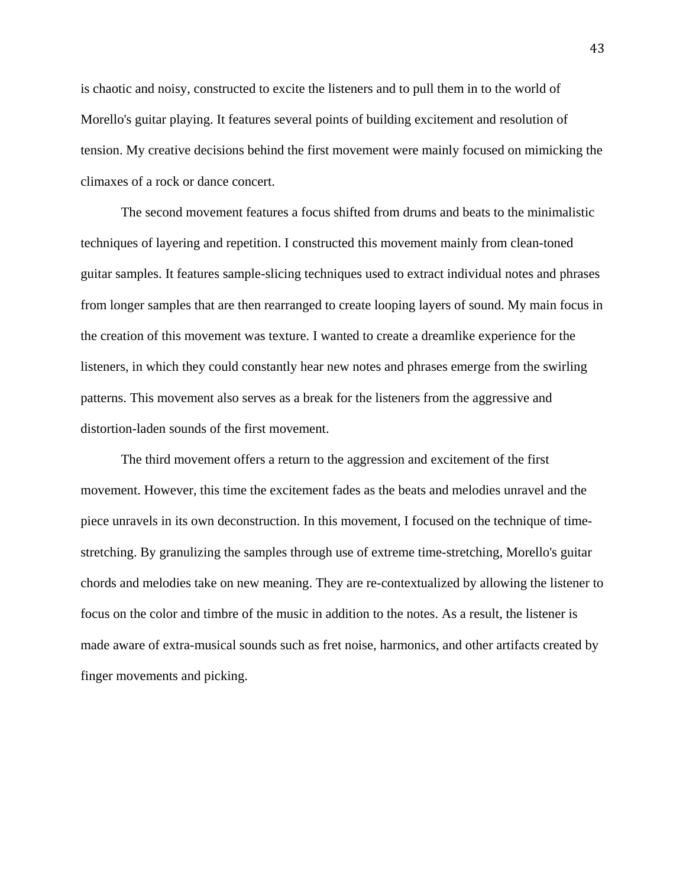is chaotic and noisy, constructed to excite the listeners and to pull them in to the world of Morello's guitar playing. It features several points of building excitement and resolution of tension. My creative decisions behind the first movement were mainly focused on mimicking the climaxes of a rock or dance concert.

The second movement features a focus shifted from drums and beats to the minimalistic techniques of layering and repetition. I constructed this movement mainly from clean-toned guitar samples. It features sample-slicing techniques used to extract individual notes and phrases from longer samples that are then rearranged to create looping layers of sound. My main focus in the creation of this movement was texture. I wanted to create a dreamlike experience for the listeners, in which they could constantly hear new notes and phrases emerge from the swirling patterns. This movement also serves as a break for the listeners from the aggressive and distortion-laden sounds of the first movement.

The third movement offers a return to the aggression and excitement of the first movement. However, this time the excitement fades as the beats and melodies unravel and the piece unravels in its own deconstruction. In this movement, I focused on the technique of time-stretching. By granulizing the samples through use of extreme time-stretching, Morello's guitar chords and melodies take on new meaning. They are re-contextualized by allowing the listener to focus on the color and timbre of the music in addition to the notes. As a result, the listener is made aware of extra-musical sounds such as fret noise, harmonics, and other artifacts created by finger movements and picking.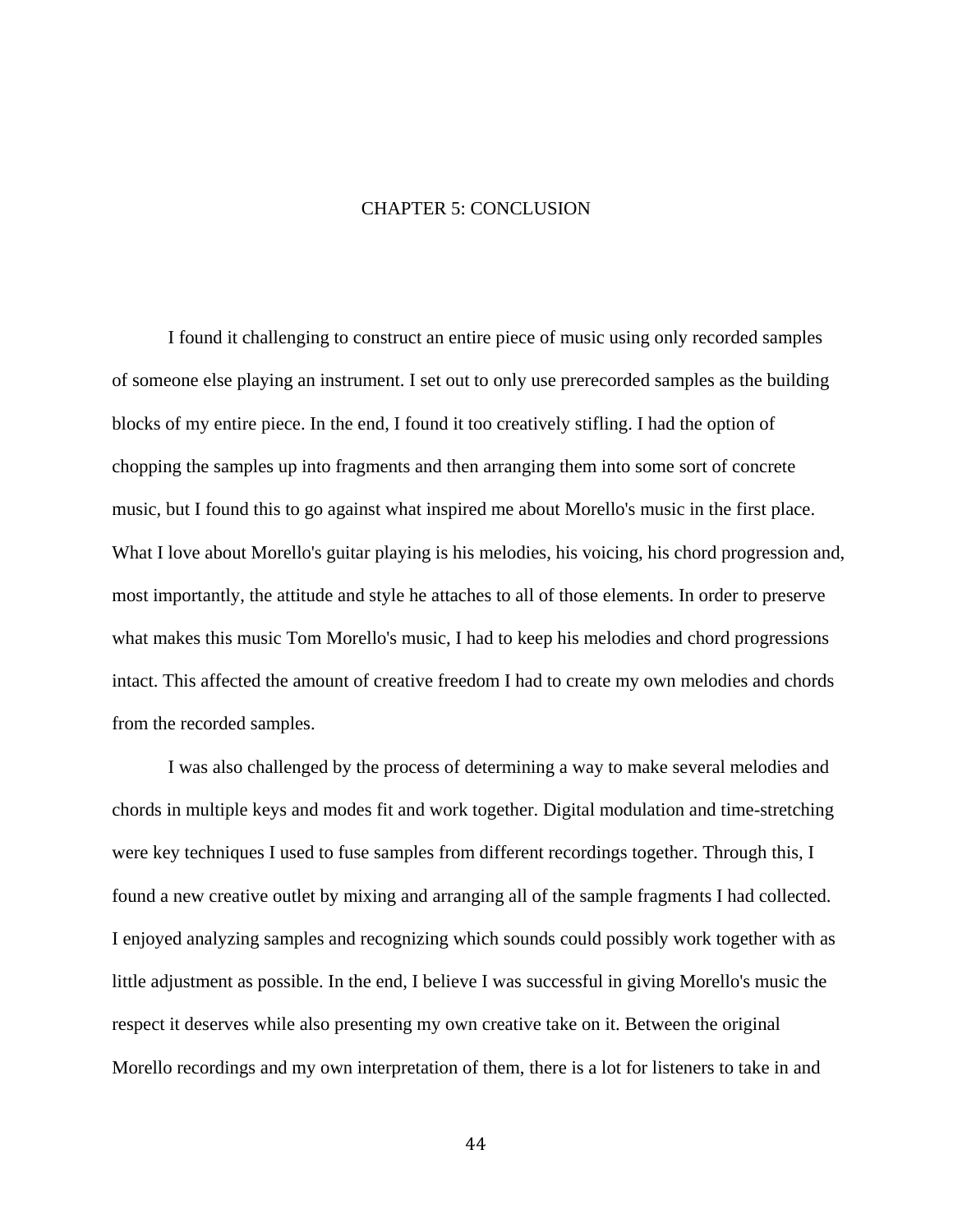# CHAPTER 5: CONCLUSION

I found it challenging to construct an entire piece of music using only recorded samples of someone else playing an instrument. I set out to only use prerecorded samples as the building blocks of my entire piece. In the end, I found it too creatively stifling. I had the option of chopping the samples up into fragments and then arranging them into some sort of concrete music, but I found this to go against what inspired me about Morello's music in the first place. What I love about Morello's guitar playing is his melodies, his voicing, his chord progression and, most importantly, the attitude and style he attaches to all of those elements. In order to preserve what makes this music Tom Morello's music, I had to keep his melodies and chord progressions intact. This affected the amount of creative freedom I had to create my own melodies and chords from the recorded samples.

I was also challenged by the process of determining a way to make several melodies and chords in multiple keys and modes fit and work together. Digital modulation and time-stretching were key techniques I used to fuse samples from different recordings together. Through this, I found a new creative outlet by mixing and arranging all of the sample fragments I had collected. I enjoyed analyzing samples and recognizing which sounds could possibly work together with as little adjustment as possible. In the end, I believe I was successful in giving Morello's music the respect it deserves while also presenting my own creative take on it. Between the original Morello recordings and my own interpretation of them, there is a lot for listeners to take in and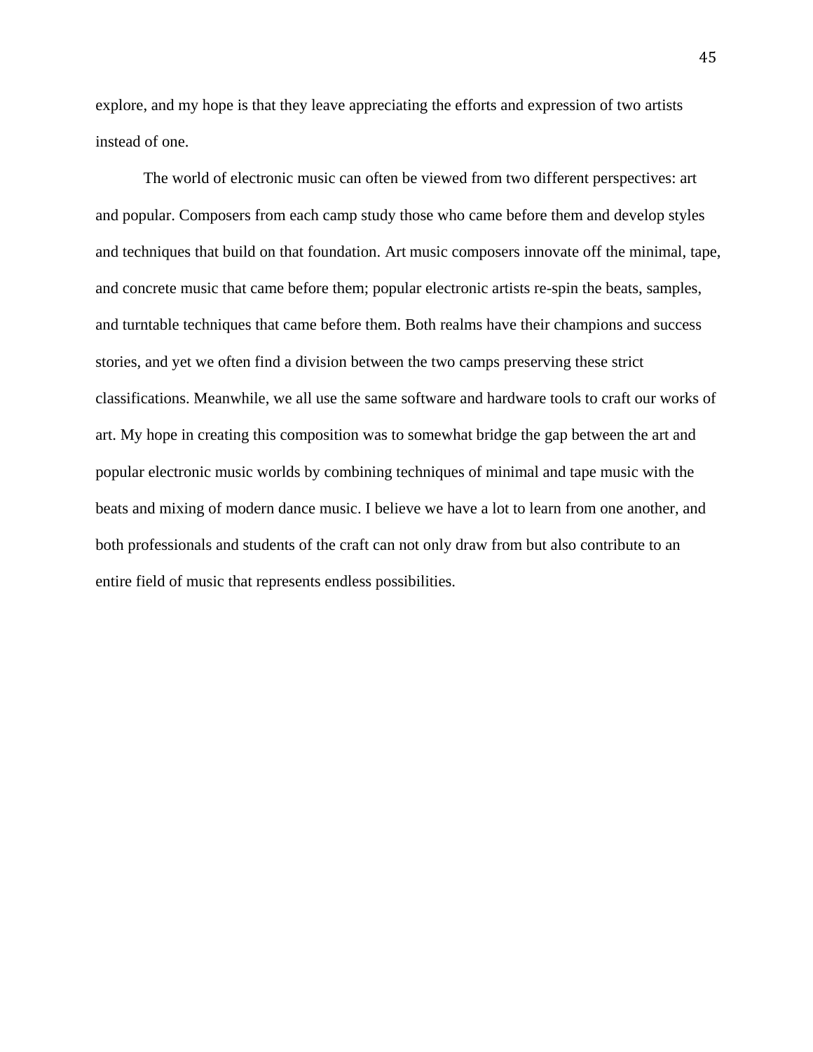explore, and my hope is that they leave appreciating the efforts and expression of two artists instead of one.

The world of electronic music can often be viewed from two different perspectives: art and popular. Composers from each camp study those who came before them and develop styles and techniques that build on that foundation. Art music composers innovate off the minimal, tape, and concrete music that came before them; popular electronic artists re-spin the beats, samples, and turntable techniques that came before them. Both realms have their champions and success stories, and yet we often find a division between the two camps preserving these strict classifications. Meanwhile, we all use the same software and hardware tools to craft our works of art. My hope in creating this composition was to somewhat bridge the gap between the art and popular electronic music worlds by combining techniques of minimal and tape music with the beats and mixing of modern dance music. I believe we have a lot to learn from one another, and both professionals and students of the craft can not only draw from but also contribute to an entire field of music that represents endless possibilities.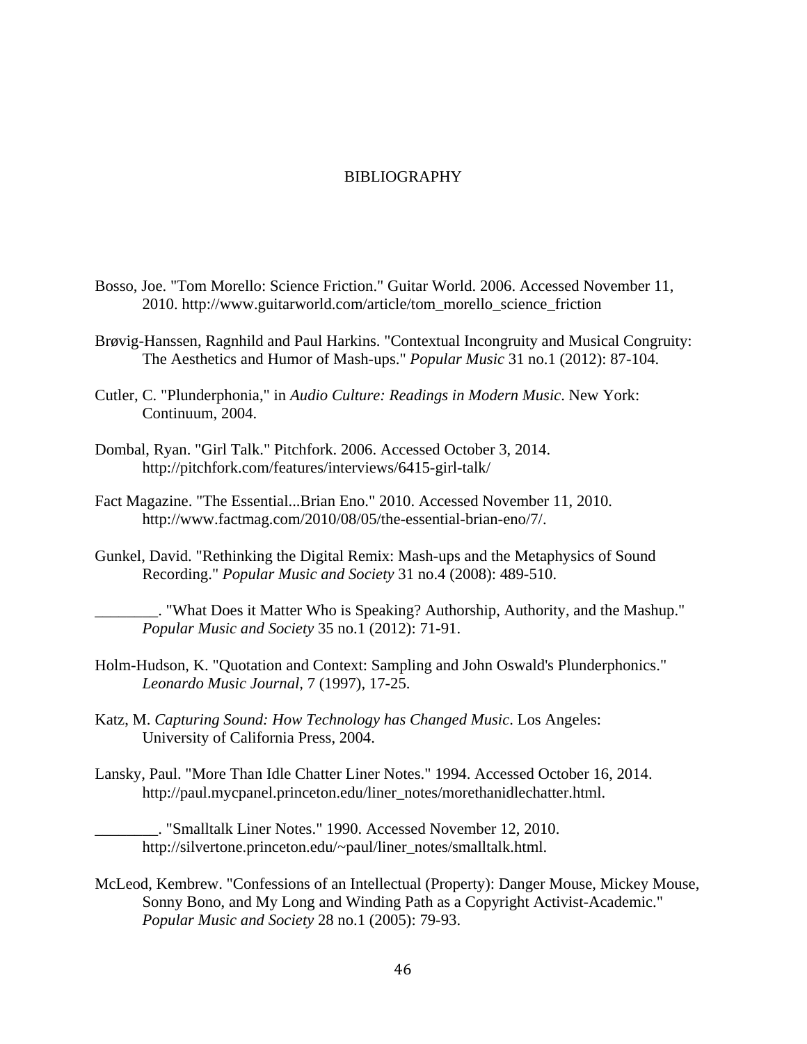# BIBLIOGRAPHY

Bosso, Joe. "Tom Morello: Science Friction." Guitar World. 2006. Accessed November 11, 2010. http://www.guitarworld.com/article/tom_morello_science_friction

Brøvig-Hanssen, Ragnhild and Paul Harkins. "Contextual Incongruity and Musical Congruity: The Aesthetics and Humor of Mash-ups." *Popular Music* 31 no.1 (2012): 87-104.

Cutler, C. "Plunderphonia," in *Audio Culture: Readings in Modern Music*. New York: Continuum, 2004.

Dombal, Ryan. "Girl Talk." Pitchfork. 2006. Accessed October 3, 2014. http://pitchfork.com/features/interviews/6415-girl-talk/

Fact Magazine. "The Essential...Brian Eno." 2010. Accessed November 11, 2010. http://www.factmag.com/2010/08/05/the-essential-brian-eno/7/.

Gunkel, David. "Rethinking the Digital Remix: Mash-ups and the Metaphysics of Sound Recording." *Popular Music and Society* 31 no.4 (2008): 489-510.

________. "What Does it Matter Who is Speaking? Authorship, Authority, and the Mashup." *Popular Music and Society* 35 no.1 (2012): 71-91.

Holm-Hudson, K. "Quotation and Context: Sampling and John Oswald's Plunderphonics." *Leonardo Music Journal*, 7 (1997), 17-25.

Katz, M. *Capturing Sound: How Technology has Changed Music*. Los Angeles: University of California Press, 2004.

Lansky, Paul. "More Than Idle Chatter Liner Notes." 1994. Accessed October 16, 2014. http://paul.mycpanel.princeton.edu/liner_notes/morethanidlechatter.html.

________. "Smalltalk Liner Notes." 1990. Accessed November 12, 2010. http://silvertone.princeton.edu/~paul/liner_notes/smalltalk.html.

McLeod, Kembrew. "Confessions of an Intellectual (Property): Danger Mouse, Mickey Mouse, Sonny Bono, and My Long and Winding Path as a Copyright Activist-Academic." *Popular Music and Society* 28 no.1 (2005): 79-93.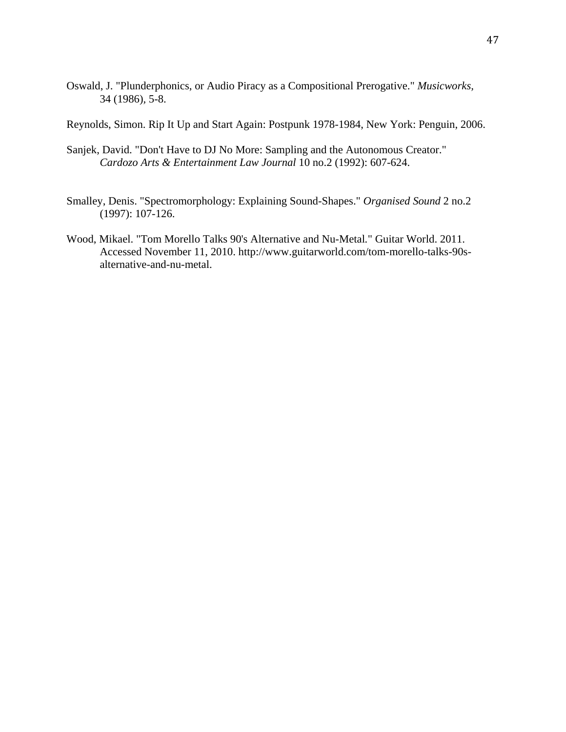Oswald, J. "Plunderphonics, or Audio Piracy as a Compositional Prerogative." *Musicworks*, 34 (1986), 5-8.

Reynolds, Simon. Rip It Up and Start Again: Postpunk 1978-1984, New York: Penguin, 2006.

Sanjek, David. "Don't Have to DJ No More: Sampling and the Autonomous Creator." *Cardozo Arts & Entertainment Law Journal* 10 no.2 (1992): 607-624.

Smalley, Denis. "Spectromorphology: Explaining Sound-Shapes." *Organised Sound* 2 no.2 (1997): 107-126.

Wood, Mikael. "Tom Morello Talks 90's Alternative and Nu-Metal." Guitar World. 2011. Accessed November 11, 2010. http://www.guitarworld.com/tom-morello-talks-90s-alternative-and-nu-metal.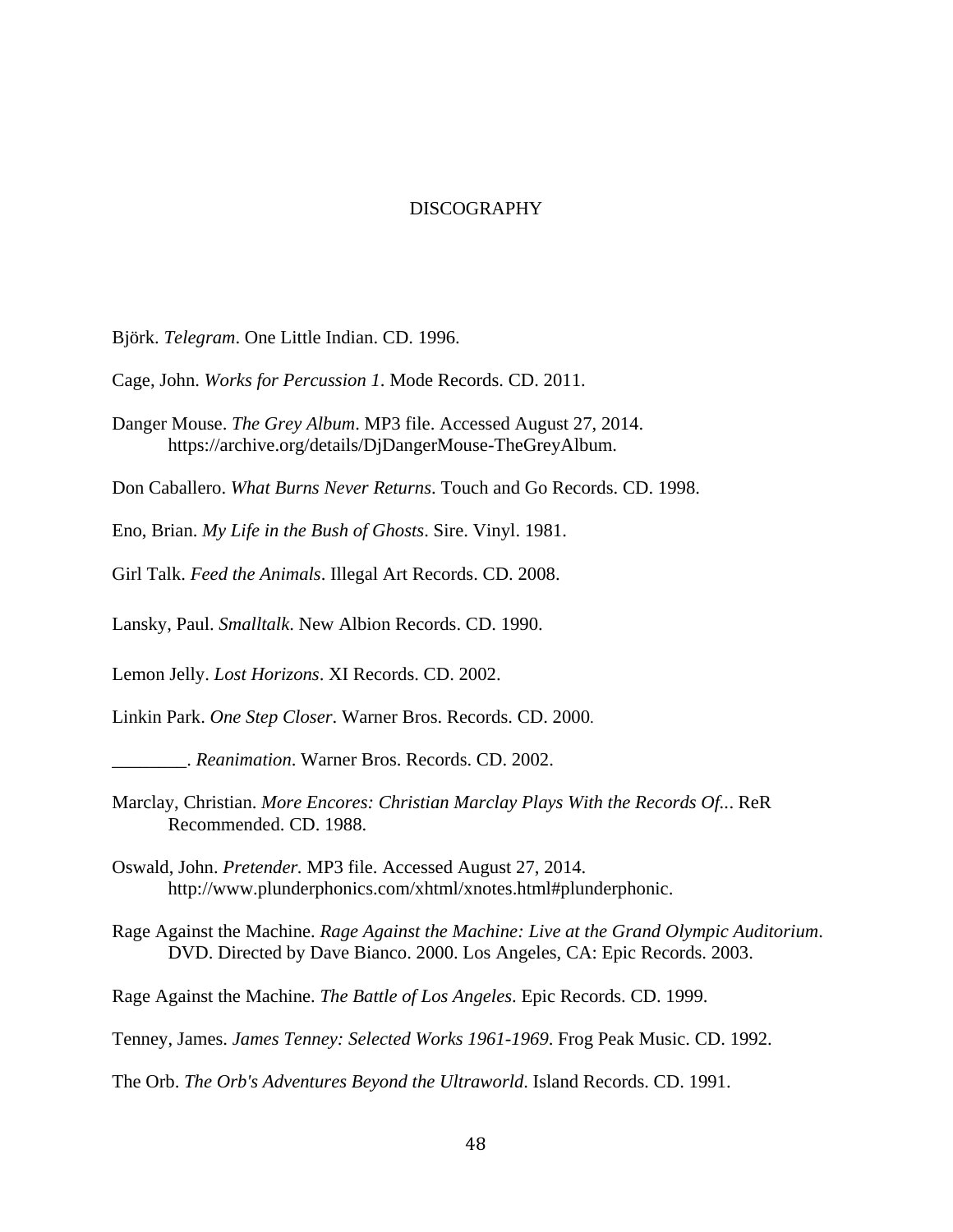# DISCOGRAPHY

Björk. *Telegram*. One Little Indian. CD. 1996.

Cage, John. *Works for Percussion 1*. Mode Records. CD. 2011.

Danger Mouse. *The Grey Album*. MP3 file. Accessed August 27, 2014. https://archive.org/details/DjDangerMouse-TheGreyAlbum.

Don Caballero. *What Burns Never Returns*. Touch and Go Records. CD. 1998.

Eno, Brian. *My Life in the Bush of Ghosts*. Sire. Vinyl. 1981.

Girl Talk. *Feed the Animals*. Illegal Art Records. CD. 2008.

Lansky, Paul. *Smalltalk*. New Albion Records. CD. 1990.

Lemon Jelly. *Lost Horizons*. XI Records. CD. 2002.

Linkin Park. *One Step Closer*. Warner Bros. Records. CD. 2000.

________. *Reanimation*. Warner Bros. Records. CD. 2002.

Marclay, Christian. *More Encores: Christian Marclay Plays With the Records Of...* ReR Recommended. CD. 1988.

Oswald, John. *Pretender.* MP3 file. Accessed August 27, 2014. http://www.plunderphonics.com/xhtml/xnotes.html#plunderphonic.

Rage Against the Machine. *Rage Against the Machine: Live at the Grand Olympic Auditorium*. DVD. Directed by Dave Bianco. 2000. Los Angeles, CA: Epic Records. 2003.

Rage Against the Machine. *The Battle of Los Angeles*. Epic Records. CD. 1999.

Tenney, James. *James Tenney: Selected Works 1961-1969*. Frog Peak Music. CD. 1992.

The Orb. *The Orb's Adventures Beyond the Ultraworld*. Island Records. CD. 1991.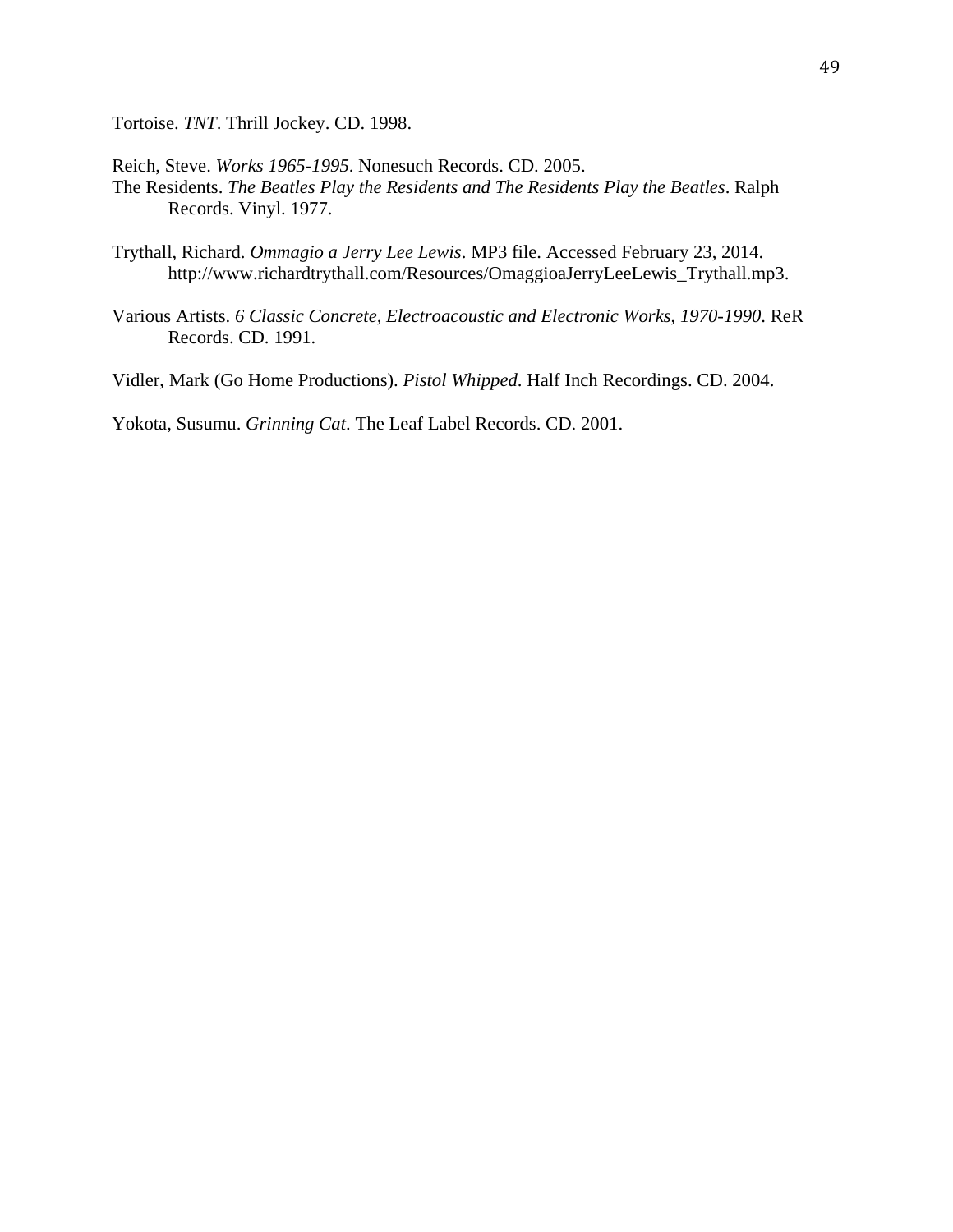Tortoise. *TNT*. Thrill Jockey. CD. 1998.

Reich, Steve. *Works 1965-1995*. Nonesuch Records. CD. 2005.

The Residents. *The Beatles Play the Residents and The Residents Play the Beatles*. Ralph Records. Vinyl. 1977.

Trythall, Richard. *Ommagio a Jerry Lee Lewis*. MP3 file. Accessed February 23, 2014. http://www.richardtrythall.com/Resources/OmaggioaJerryLeeLewis_Trythall.mp3.

Various Artists. *6 Classic Concrete, Electroacoustic and Electronic Works, 1970-1990*. ReR Records. CD. 1991.

Vidler, Mark (Go Home Productions). *Pistol Whipped*. Half Inch Recordings. CD. 2004.

Yokota, Susumu. *Grinning Cat*. The Leaf Label Records. CD. 2001.